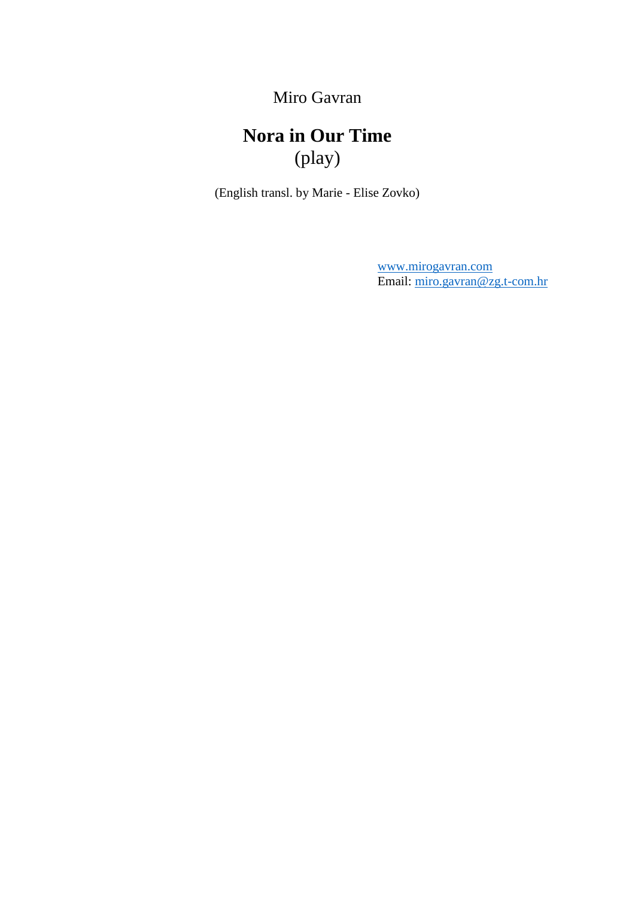Miro Gavran

# Nora in Our Time

(play)

(English transl. by Marie - Elise Zovko)

www.mirogavran.com
Email: miro.gavran@zg.t-com.hr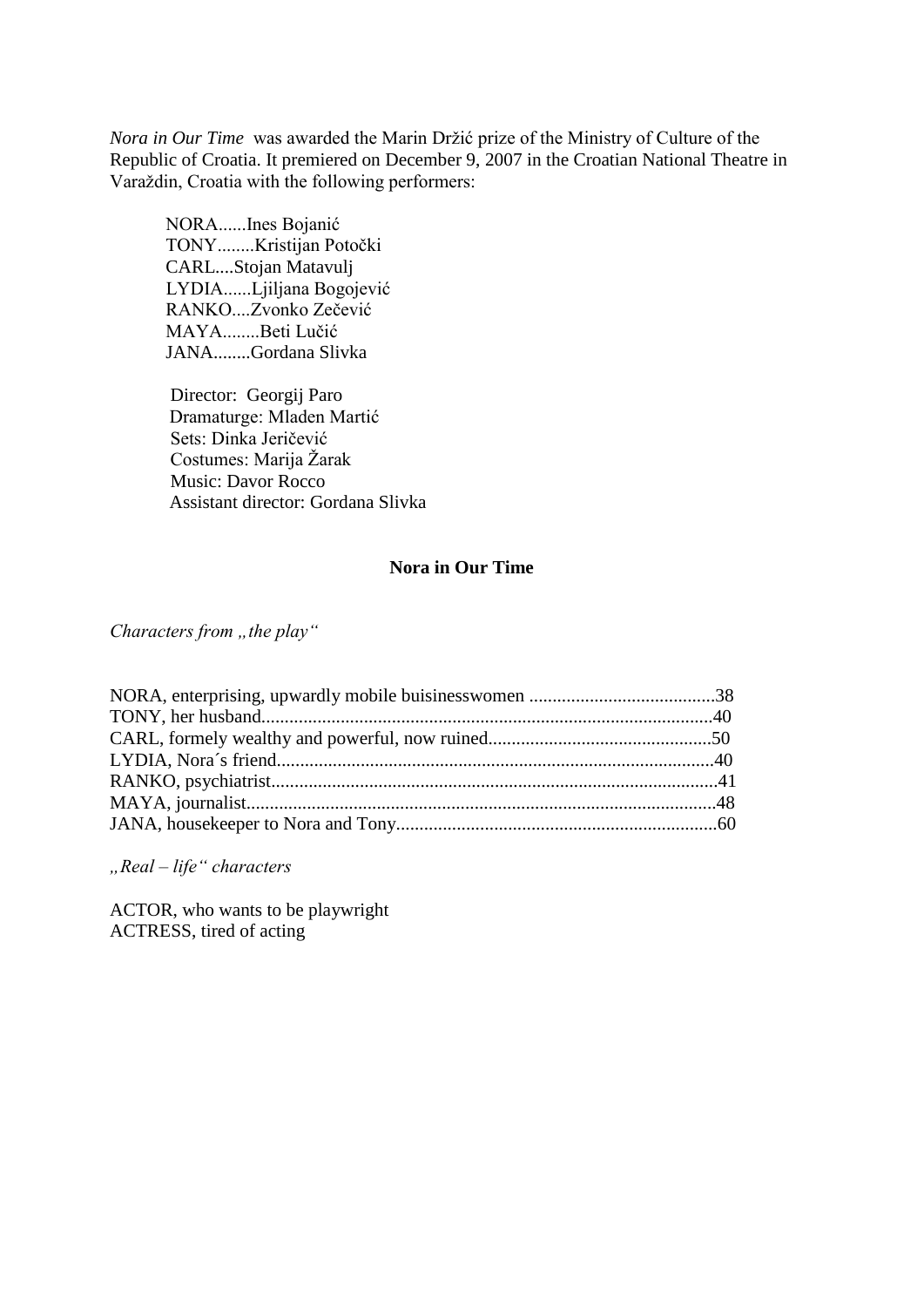*Nora in Our Time* was awarded the Marin Držić prize of the Ministry of Culture of the Republic of Croatia. It premiered on December 9, 2007 in the Croatian National Theatre in Varaždin, Croatia with the following performers:

NORA......Ines Bojanić
TONY........Kristijan Potočki
CARL....Stojan Matavulj
LYDIA......Ljiljana Bogojević
RANKO....Zvonko Zečević
MAYA........Beti Lučić
JANA........Gordana Slivka

Director: Georgij Paro
Dramaturge: Mladen Martić
Sets: Dinka Jeričević
Costumes: Marija Žarak
Music: Davor Rocco
Assistant director: Gordana Slivka

**Nora in Our Time**

*Characters from „the play"*

NORA, enterprising, upwardly mobile buisinesswomen ........................................38
TONY, her husband.................................................................................................40
CARL, formely wealthy and powerful, now ruined................................................50
LYDIA, Nora´s friend..............................................................................................40
RANKO, psychiatrist................................................................................................41
MAYA, journalist.....................................................................................................48
JANA, housekeeper to Nora and Tony.....................................................................60

*„Real – life" characters*

ACTOR, who wants to be playwright
ACTRESS, tired of acting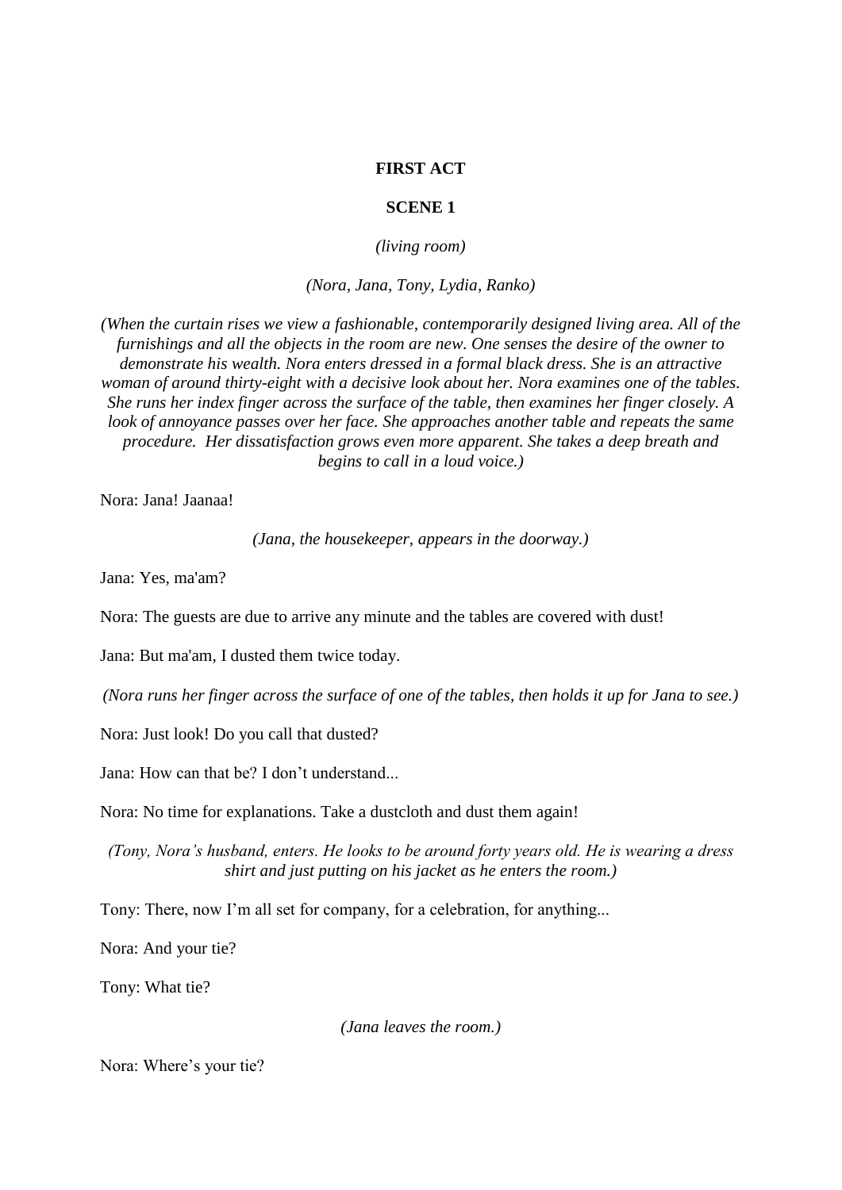**FIRST ACT**

**SCENE 1**

*(living room)*

*(Nora, Jana, Tony, Lydia, Ranko)*

*(When the curtain rises we view a fashionable, contemporarily designed living area. All of the furnishings and all the objects in the room are new. One senses the desire of the owner to demonstrate his wealth. Nora enters dressed in a formal black dress. She is an attractive woman of around thirty-eight with a decisive look about her. Nora examines one of the tables. She runs her index finger across the surface of the table, then examines her finger closely. A look of annoyance passes over her face. She approaches another table and repeats the same procedure. Her dissatisfaction grows even more apparent. She takes a deep breath and begins to call in a loud voice.)*

Nora: Jana! Jaanaa!

*(Jana, the housekeeper, appears in the doorway.)*

Jana: Yes, ma'am?

Nora: The guests are due to arrive any minute and the tables are covered with dust!

Jana: But ma'am, I dusted them twice today.

*(Nora runs her finger across the surface of one of the tables, then holds it up for Jana to see.)*

Nora: Just look! Do you call that dusted?

Jana: How can that be? I don't understand...

Nora: No time for explanations. Take a dustcloth and dust them again!

*(Tony, Nora's husband, enters. He looks to be around forty years old. He is wearing a dress shirt and just putting on his jacket as he enters the room.)*

Tony: There, now I'm all set for company, for a celebration, for anything...

Nora: And your tie?

Tony: What tie?

*(Jana leaves the room.)*

Nora: Where's your tie?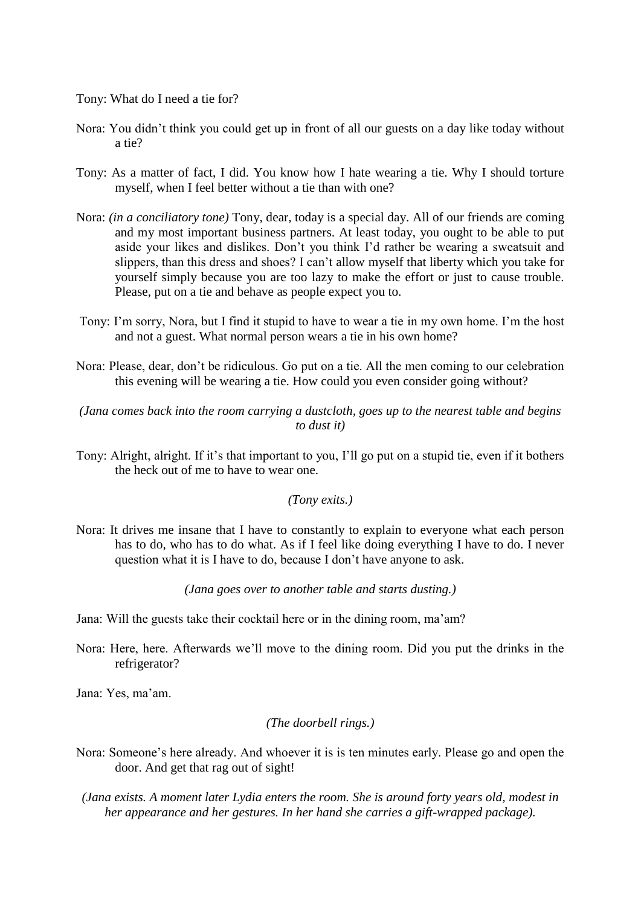Tony: What do I need a tie for?

Nora: You didn't think you could get up in front of all our guests on a day like today without a tie?

Tony: As a matter of fact, I did. You know how I hate wearing a tie. Why I should torture myself, when I feel better without a tie than with one?

Nora: *(in a conciliatory tone)* Tony, dear, today is a special day. All of our friends are coming and my most important business partners. At least today, you ought to be able to put aside your likes and dislikes. Don't you think I'd rather be wearing a sweatsuit and slippers, than this dress and shoes? I can't allow myself that liberty which you take for yourself simply because you are too lazy to make the effort or just to cause trouble. Please, put on a tie and behave as people expect you to.

Tony: I'm sorry, Nora, but I find it stupid to have to wear a tie in my own home. I'm the host and not a guest. What normal person wears a tie in his own home?

Nora: Please, dear, don't be ridiculous. Go put on a tie. All the men coming to our celebration this evening will be wearing a tie. How could you even consider going without?

*(Jana comes back into the room carrying a dustcloth, goes up to the nearest table and begins to dust it)*

Tony: Alright, alright. If it's that important to you, I'll go put on a stupid tie, even if it bothers the heck out of me to have to wear one.

*(Tony exits.)*

Nora: It drives me insane that I have to constantly to explain to everyone what each person has to do, who has to do what. As if I feel like doing everything I have to do. I never question what it is I have to do, because I don't have anyone to ask.

*(Jana goes over to another table and starts dusting.)*

Jana: Will the guests take their cocktail here or in the dining room, ma'am?

Nora: Here, here. Afterwards we'll move to the dining room. Did you put the drinks in the refrigerator?

Jana: Yes, ma'am.

*(The doorbell rings.)*

Nora: Someone's here already. And whoever it is is ten minutes early. Please go and open the door. And get that rag out of sight!

*(Jana exists. A moment later Lydia enters the room. She is around forty years old, modest in her appearance and her gestures. In her hand she carries a gift-wrapped package).*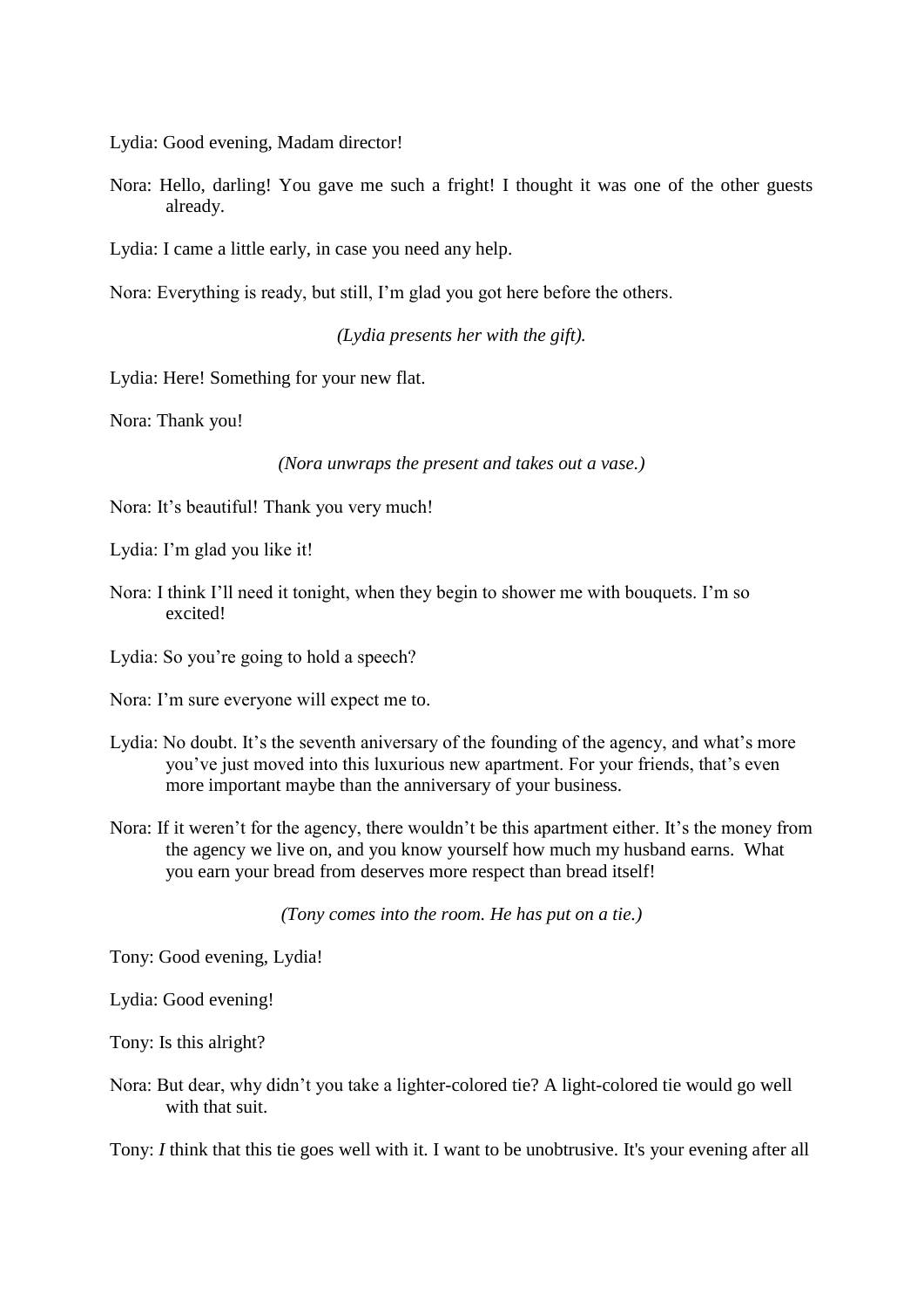Lydia: Good evening, Madam director!

Nora: Hello, darling! You gave me such a fright! I thought it was one of the other guests already.

Lydia: I came a little early, in case you need any help.

Nora: Everything is ready, but still, I'm glad you got here before the others.

*(Lydia presents her with the gift).*

Lydia: Here! Something for your new flat.

Nora: Thank you!

*(Nora unwraps the present and takes out a vase.)*

Nora: It's beautiful! Thank you very much!

Lydia: I'm glad you like it!

Nora: I think I'll need it tonight, when they begin to shower me with bouquets. I'm so excited!

Lydia: So you're going to hold a speech?

Nora: I'm sure everyone will expect me to.

Lydia: No doubt. It's the seventh aniversary of the founding of the agency, and what's more you've just moved into this luxurious new apartment. For your friends, that's even more important maybe than the anniversary of your business.

Nora: If it weren't for the agency, there wouldn't be this apartment either. It's the money from the agency we live on, and you know yourself how much my husband earns. What you earn your bread from deserves more respect than bread itself!

*(Tony comes into the room. He has put on a tie.)*

Tony: Good evening, Lydia!

Lydia: Good evening!

Tony: Is this alright?

Nora: But dear, why didn't you take a lighter-colored tie? A light-colored tie would go well with that suit.

Tony: *I* think that this tie goes well with it. I want to be unobtrusive. It's your evening after all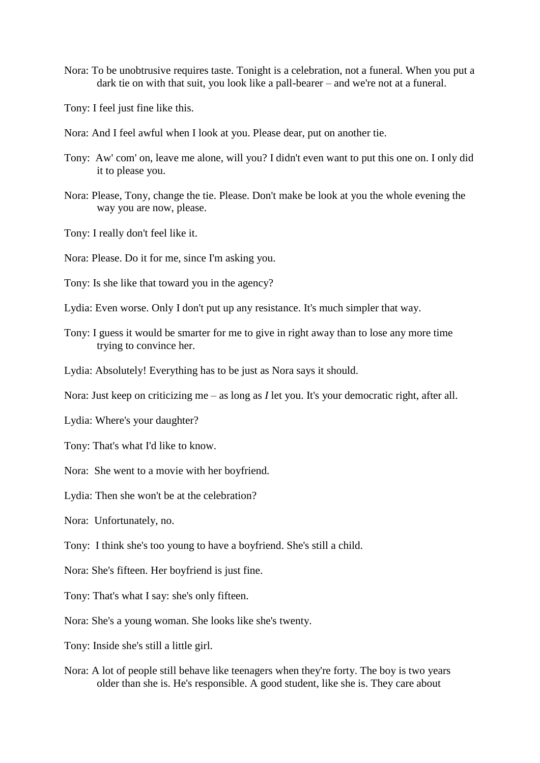Nora: To be unobtrusive requires taste. Tonight is a celebration, not a funeral. When you put a dark tie on with that suit, you look like a pall-bearer – and we're not at a funeral.

Tony: I feel just fine like this.

Nora: And I feel awful when I look at you. Please dear, put on another tie.

Tony: Aw' com' on, leave me alone, will you? I didn't even want to put this one on. I only did it to please you.

Nora: Please, Tony, change the tie. Please. Don't make be look at you the whole evening the way you are now, please.

Tony: I really don't feel like it.

Nora: Please. Do it for me, since I'm asking you.

Tony: Is she like that toward you in the agency?

Lydia: Even worse. Only I don't put up any resistance. It's much simpler that way.

Tony: I guess it would be smarter for me to give in right away than to lose any more time trying to convince her.

Lydia: Absolutely! Everything has to be just as Nora says it should.

Nora: Just keep on criticizing me – as long as *I* let you. It's your democratic right, after all.

Lydia: Where's your daughter?

Tony: That's what I'd like to know.

Nora: She went to a movie with her boyfriend.

Lydia: Then she won't be at the celebration?

Nora: Unfortunately, no.

Tony: I think she's too young to have a boyfriend. She's still a child.

Nora: She's fifteen. Her boyfriend is just fine.

Tony: That's what I say: she's only fifteen.

Nora: She's a young woman. She looks like she's twenty.

Tony: Inside she's still a little girl.

Nora: A lot of people still behave like teenagers when they're forty. The boy is two years older than she is. He's responsible. A good student, like she is. They care about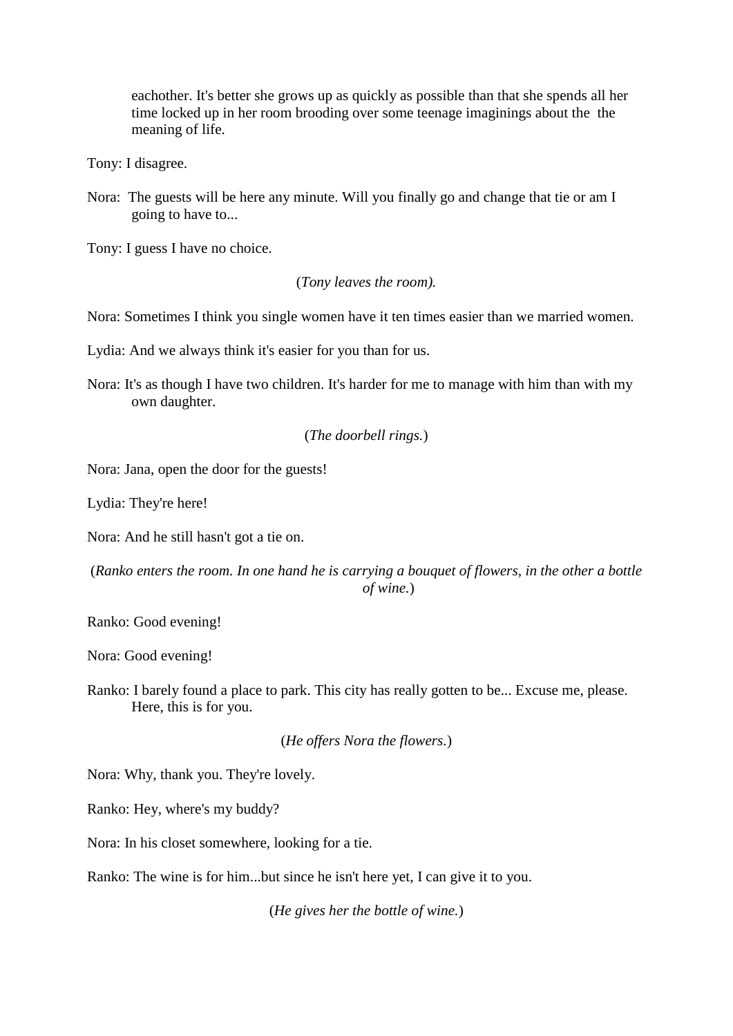eachother. It's better she grows up as quickly as possible than that she spends all her time locked up in her room brooding over some teenage imaginings about the  the meaning of life.

Tony: I disagree.

Nora:  The guests will be here any minute. Will you finally go and change that tie or am I going to have to...

Tony: I guess I have no choice.

(*Tony leaves the room).*

Nora: Sometimes I think you single women have it ten times easier than we married women.

Lydia: And we always think it's easier for you than for us.

Nora: It's as though I have two children. It's harder for me to manage with him than with my own daughter.

(*The doorbell rings.*)

Nora: Jana, open the door for the guests!

Lydia: They're here!

Nora: And he still hasn't got a tie on.

(*Ranko enters the room. In one hand he is carrying a bouquet of flowers, in the other a bottle of wine.*)

Ranko: Good evening!

Nora: Good evening!

Ranko: I barely found a place to park. This city has really gotten to be... Excuse me, please. Here, this is for you.

(*He offers Nora the flowers.*)

Nora: Why, thank you. They're lovely.

Ranko: Hey, where's my buddy?

Nora: In his closet somewhere, looking for a tie.

Ranko: The wine is for him...but since he isn't here yet, I can give it to you.

(*He gives her the bottle of wine.*)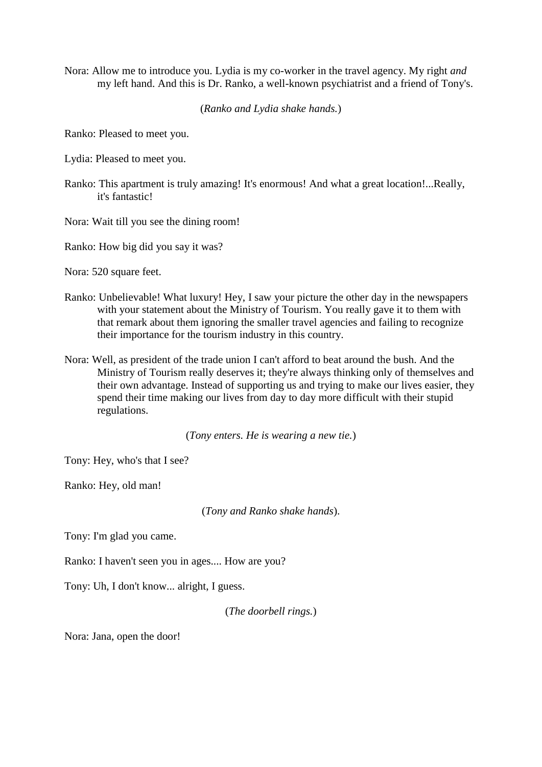Nora: Allow me to introduce you. Lydia is my co-worker in the travel agency. My right *and* my left hand. And this is Dr. Ranko, a well-known psychiatrist and a friend of Tony's.

(*Ranko and Lydia shake hands.*)

Ranko: Pleased to meet you.

Lydia: Pleased to meet you.

Ranko: This apartment is truly amazing! It's enormous! And what a great location!...Really, it's fantastic!

Nora: Wait till you see the dining room!

Ranko: How big did you say it was?

Nora: 520 square feet.

Ranko: Unbelievable! What luxury! Hey, I saw your picture the other day in the newspapers with your statement about the Ministry of Tourism. You really gave it to them with that remark about them ignoring the smaller travel agencies and failing to recognize their importance for the tourism industry in this country.

Nora: Well, as president of the trade union I can't afford to beat around the bush. And the Ministry of Tourism really deserves it; they're always thinking only of themselves and their own advantage. Instead of supporting us and trying to make our lives easier, they spend their time making our lives from day to day more difficult with their stupid regulations.

(*Tony enters. He is wearing a new tie.*)

Tony: Hey, who's that I see?

Ranko: Hey, old man!

(*Tony and Ranko shake hands*).

Tony: I'm glad you came.

Ranko: I haven't seen you in ages.... How are you?

Tony: Uh, I don't know... alright, I guess.

(*The doorbell rings.*)

Nora: Jana, open the door!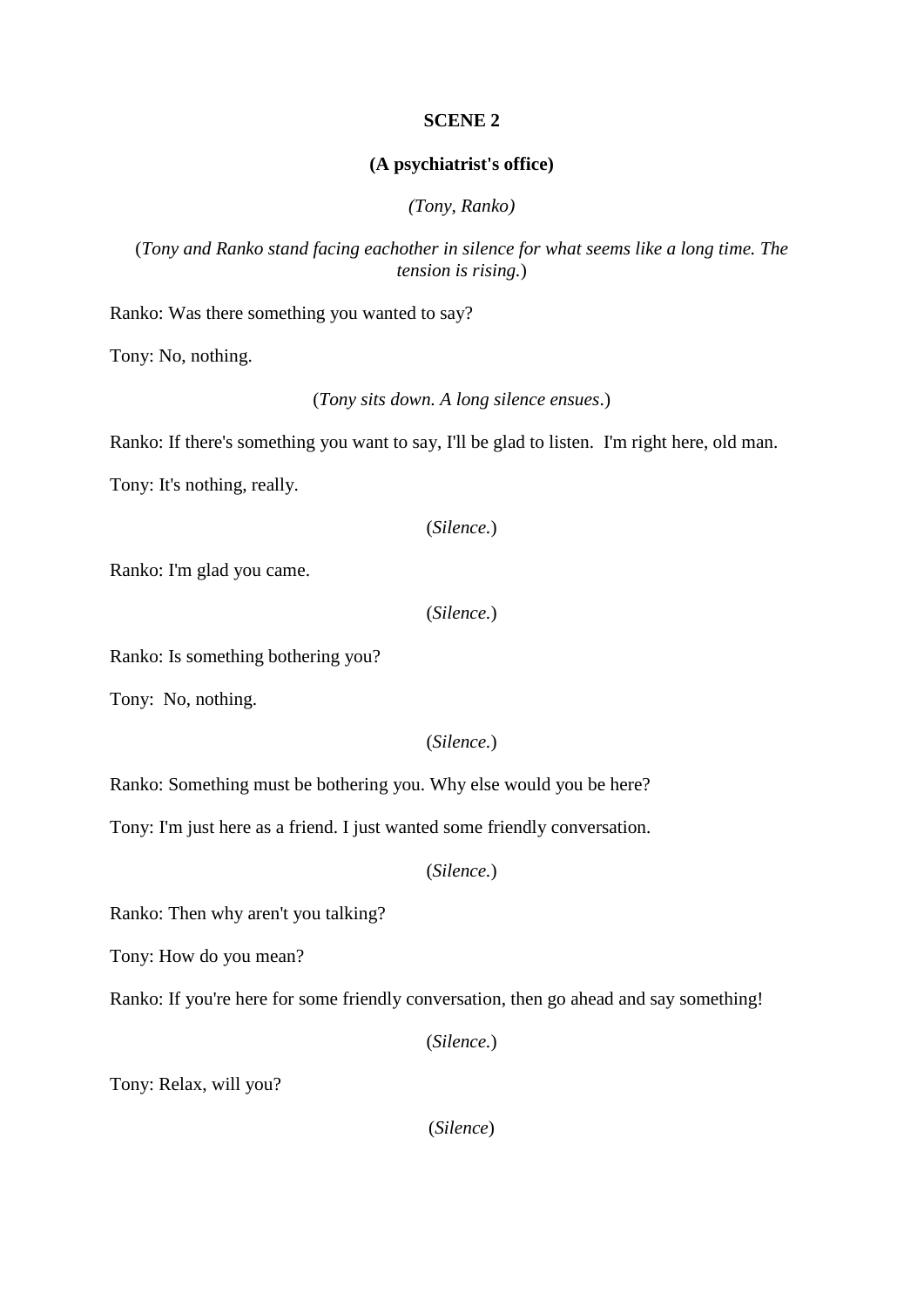**SCENE 2**

**(A psychiatrist's office)**

*(Tony, Ranko)*

(*Tony and Ranko stand facing eachother in silence for what seems like a long time. The tension is rising.*)

Ranko: Was there something you wanted to say?

Tony: No, nothing.

(*Tony sits down. A long silence ensues*.)

Ranko: If there's something you want to say, I'll be glad to listen. I'm right here, old man.

Tony: It's nothing, really.

(*Silence.*)

Ranko: I'm glad you came.

(*Silence.*)

Ranko: Is something bothering you?

Tony: No, nothing.

(*Silence.*)

Ranko: Something must be bothering you. Why else would you be here?

Tony: I'm just here as a friend. I just wanted some friendly conversation.

(*Silence.*)

Ranko: Then why aren't you talking?

Tony: How do you mean?

Ranko: If you're here for some friendly conversation, then go ahead and say something!

(*Silence.*)

Tony: Relax, will you?

(*Silence*)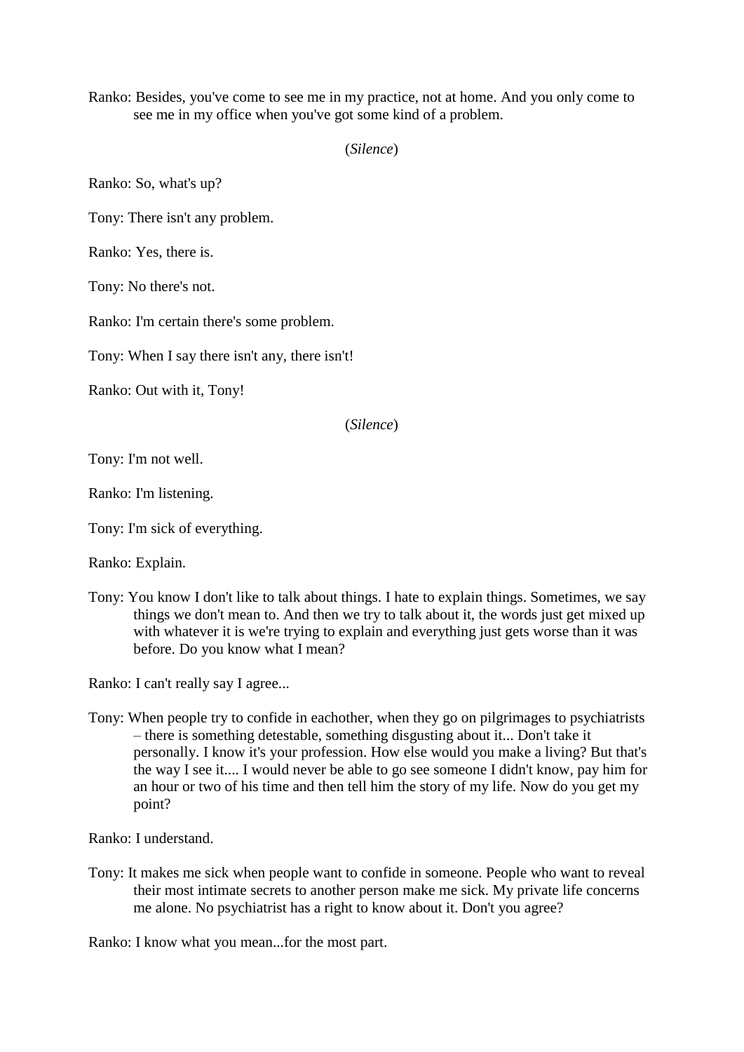Ranko: Besides, you've come to see me in my practice, not at home. And you only come to see me in my office when you've got some kind of a problem.

(*Silence*)

Ranko: So, what's up?

Tony: There isn't any problem.

Ranko: Yes, there is.

Tony: No there's not.

Ranko: I'm certain there's some problem.

Tony: When I say there isn't any, there isn't!

Ranko: Out with it, Tony!

(*Silence*)

Tony: I'm not well.

Ranko: I'm listening.

Tony: I'm sick of everything.

Ranko: Explain.

Tony: You know I don't like to talk about things. I hate to explain things. Sometimes, we say things we don't mean to. And then we try to talk about it, the words just get mixed up with whatever it is we're trying to explain and everything just gets worse than it was before. Do you know what I mean?

Ranko: I can't really say I agree...

Tony: When people try to confide in eachother, when they go on pilgrimages to psychiatrists – there is something detestable, something disgusting about it... Don't take it personally. I know it's your profession. How else would you make a living? But that's the way I see it.... I would never be able to go see someone I didn't know, pay him for an hour or two of his time and then tell him the story of my life. Now do you get my point?

Ranko: I understand.

Tony: It makes me sick when people want to confide in someone. People who want to reveal their most intimate secrets to another person make me sick. My private life concerns me alone. No psychiatrist has a right to know about it. Don't you agree?

Ranko: I know what you mean...for the most part.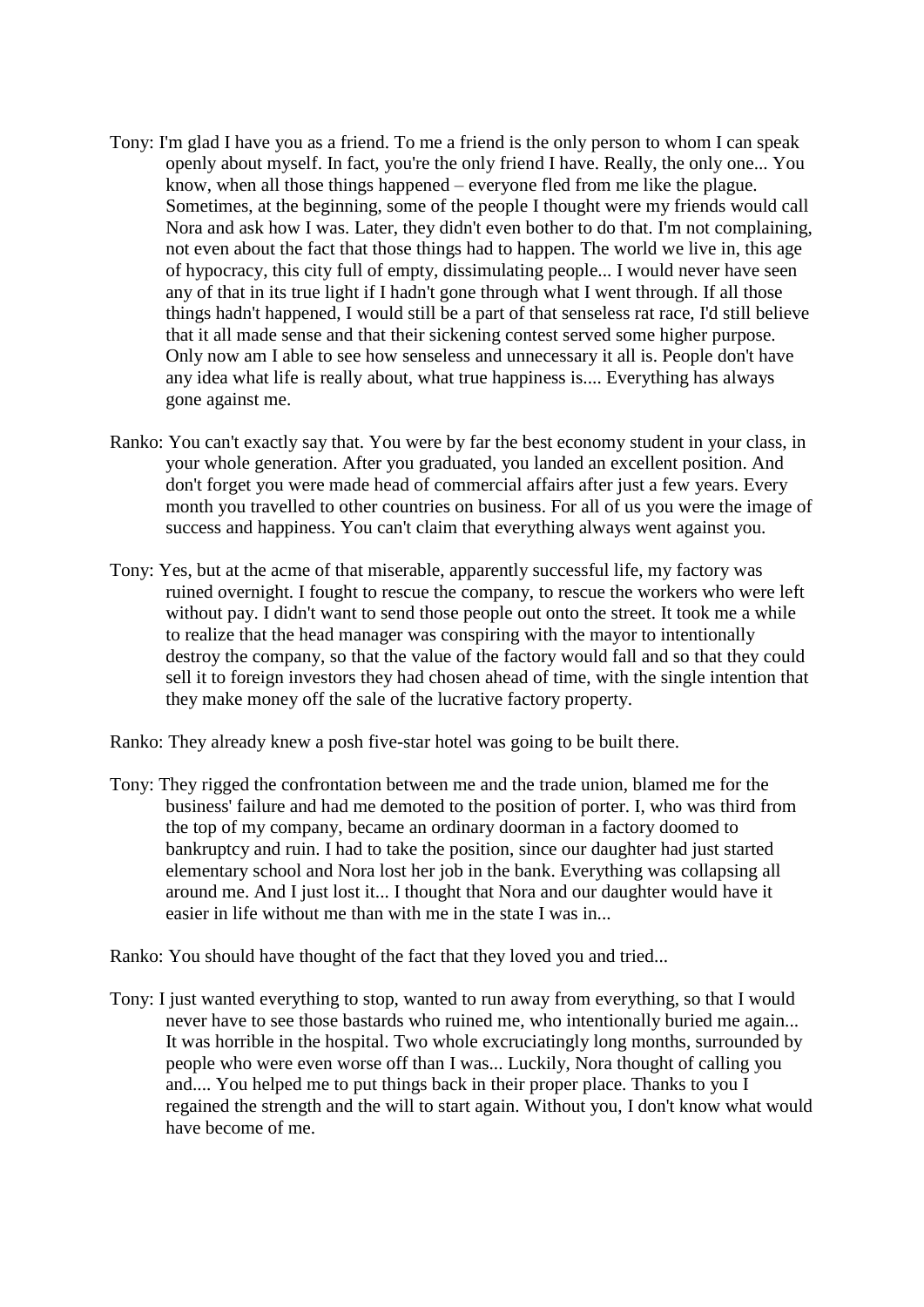Tony: I'm glad I have you as a friend. To me a friend is the only person to whom I can speak openly about myself. In fact, you're the only friend I have. Really, the only one... You know, when all those things happened – everyone fled from me like the plague. Sometimes, at the beginning, some of the people I thought were my friends would call Nora and ask how I was. Later, they didn't even bother to do that. I'm not complaining, not even about the fact that those things had to happen. The world we live in, this age of hypocracy, this city full of empty, dissimulating people... I would never have seen any of that in its true light if I hadn't gone through what I went through. If all those things hadn't happened, I would still be a part of that senseless rat race, I'd still believe that it all made sense and that their sickening contest served some higher purpose. Only now am I able to see how senseless and unnecessary it all is. People don't have any idea what life is really about, what true happiness is.... Everything has always gone against me.

Ranko: You can't exactly say that. You were by far the best economy student in your class, in your whole generation. After you graduated, you landed an excellent position. And don't forget you were made head of commercial affairs after just a few years. Every month you travelled to other countries on business. For all of us you were the image of success and happiness. You can't claim that everything always went against you.

Tony: Yes, but at the acme of that miserable, apparently successful life, my factory was ruined overnight. I fought to rescue the company, to rescue the workers who were left without pay. I didn't want to send those people out onto the street. It took me a while to realize that the head manager was conspiring with the mayor to intentionally destroy the company, so that the value of the factory would fall and so that they could sell it to foreign investors they had chosen ahead of time, with the single intention that they make money off the sale of the lucrative factory property.

Ranko: They already knew a posh five-star hotel was going to be built there.

Tony: They rigged the confrontation between me and the trade union, blamed me for the business' failure and had me demoted to the position of porter. I, who was third from the top of my company, became an ordinary doorman in a factory doomed to bankruptcy and ruin. I had to take the position, since our daughter had just started elementary school and Nora lost her job in the bank. Everything was collapsing all around me. And I just lost it... I thought that Nora and our daughter would have it easier in life without me than with me in the state I was in...

Ranko: You should have thought of the fact that they loved you and tried...

Tony: I just wanted everything to stop, wanted to run away from everything, so that I would never have to see those bastards who ruined me, who intentionally buried me again... It was horrible in the hospital. Two whole excruciatingly long months, surrounded by people who were even worse off than I was... Luckily, Nora thought of calling you and.... You helped me to put things back in their proper place. Thanks to you I regained the strength and the will to start again. Without you, I don't know what would have become of me.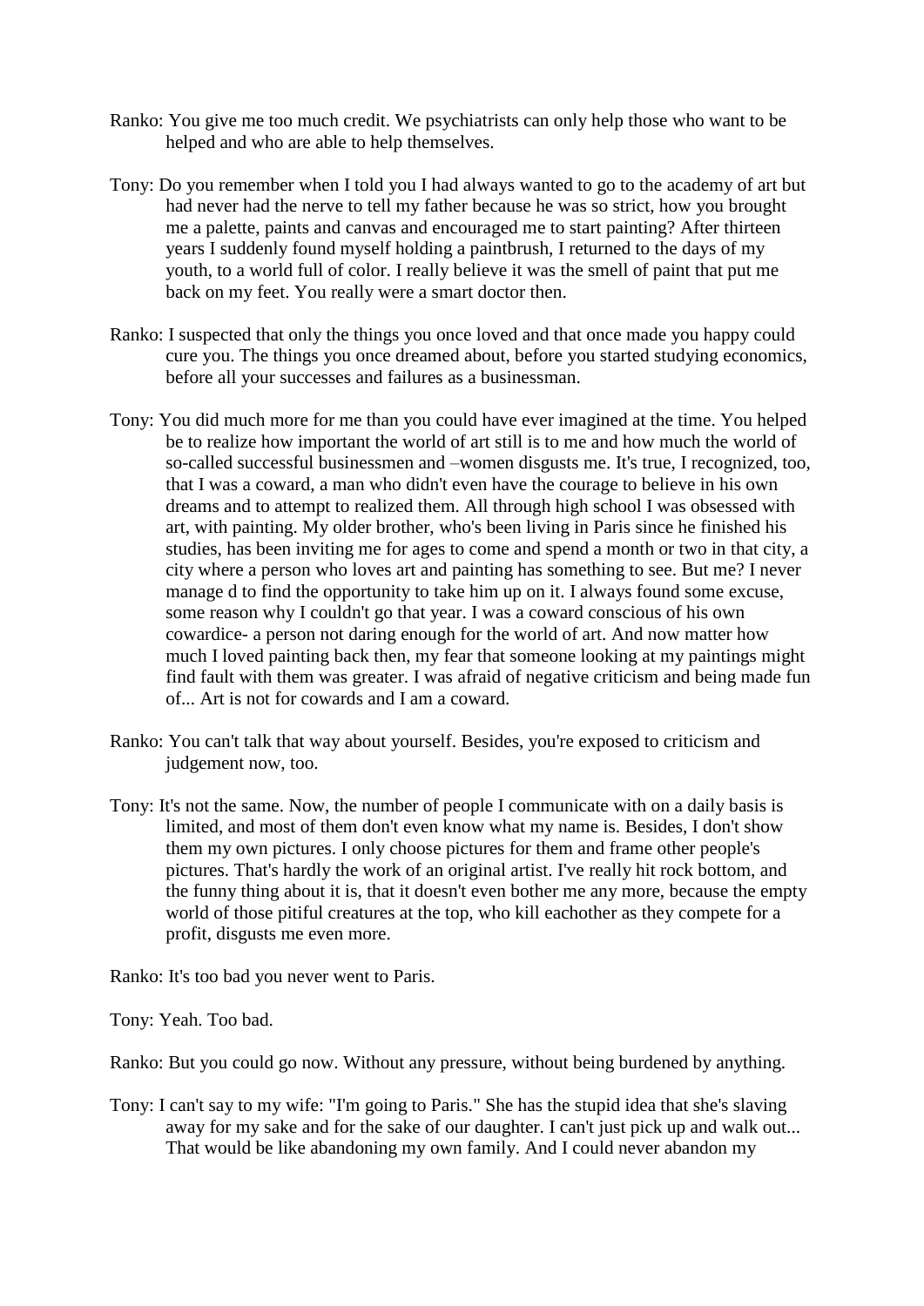Ranko: You give me too much credit. We psychiatrists can only help those who want to be helped and who are able to help themselves.

Tony: Do you remember when I told you I had always wanted to go to the academy of art but had never had the nerve to tell my father because he was so strict, how you brought me a palette, paints and canvas and encouraged me to start painting? After thirteen years I suddenly found myself holding a paintbrush, I returned to the days of my youth, to a world full of color. I really believe it was the smell of paint that put me back on my feet. You really were a smart doctor then.

Ranko: I suspected that only the things you once loved and that once made you happy could cure you. The things you once dreamed about, before you started studying economics, before all your successes and failures as a businessman.

Tony: You did much more for me than you could have ever imagined at the time. You helped be to realize how important the world of art still is to me and how much the world of so-called successful businessmen and –women disgusts me. It's true, I recognized, too, that I was a coward, a man who didn't even have the courage to believe in his own dreams and to attempt to realized them. All through high school I was obsessed with art, with painting. My older brother, who's been living in Paris since he finished his studies, has been inviting me for ages to come and spend a month or two in that city, a city where a person who loves art and painting has something to see. But me? I never manage d to find the opportunity to take him up on it. I always found some excuse, some reason why I couldn't go that year. I was a coward conscious of his own cowardice- a person not daring enough for the world of art. And now matter how much I loved painting back then, my fear that someone looking at my paintings might find fault with them was greater. I was afraid of negative criticism and being made fun of... Art is not for cowards and I am a coward.

Ranko: You can't talk that way about yourself. Besides, you're exposed to criticism and judgement now, too.

Tony: It's not the same. Now, the number of people I communicate with on a daily basis is limited, and most of them don't even know what my name is. Besides, I don't show them my own pictures. I only choose pictures for them and frame other people's pictures. That's hardly the work of an original artist. I've really hit rock bottom, and the funny thing about it is, that it doesn't even bother me any more, because the empty world of those pitiful creatures at the top, who kill eachother as they compete for a profit, disgusts me even more.

Ranko: It's too bad you never went to Paris.

Tony: Yeah. Too bad.

Ranko: But you could go now. Without any pressure, without being burdened by anything.

Tony: I can't say to my wife: "I'm going to Paris." She has the stupid idea that she's slaving away for my sake and for the sake of our daughter. I can't just pick up and walk out... That would be like abandoning my own family. And I could never abandon my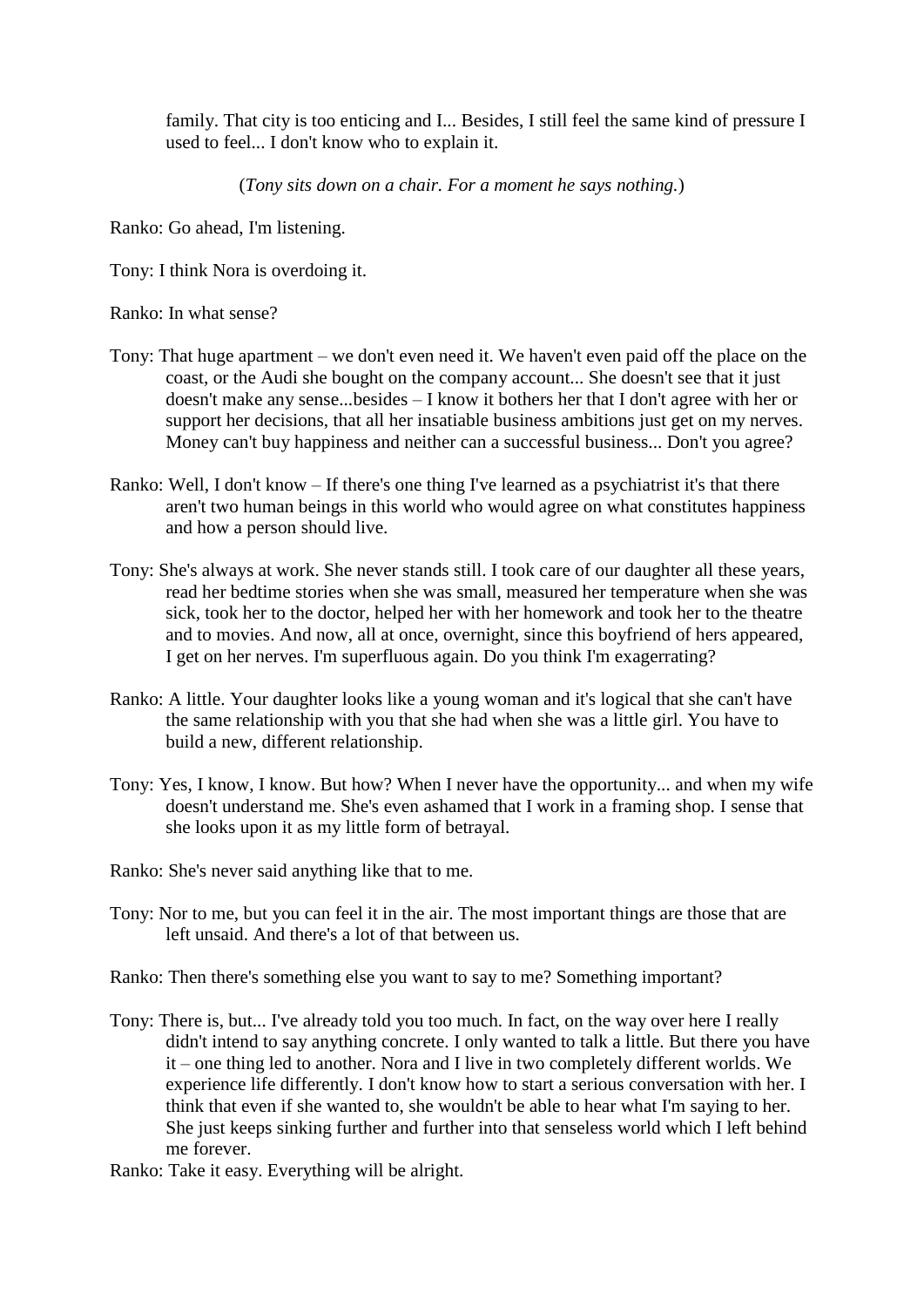family. That city is too enticing and I... Besides, I still feel the same kind of pressure I used to feel... I don't know who to explain it.

(*Tony sits down on a chair. For a moment he says nothing.*)

Ranko: Go ahead, I'm listening.

Tony: I think Nora is overdoing it.

Ranko: In what sense?

Tony: That huge apartment – we don't even need it. We haven't even paid off the place on the coast, or the Audi she bought on the company account... She doesn't see that it just doesn't make any sense...besides – I know it bothers her that I don't agree with her or support her decisions, that all her insatiable business ambitions just get on my nerves. Money can't buy happiness and neither can a successful business... Don't you agree?

Ranko: Well, I don't know – If there's one thing I've learned as a psychiatrist it's that there aren't two human beings in this world who would agree on what constitutes happiness and how a person should live.

Tony: She's always at work. She never stands still. I took care of our daughter all these years, read her bedtime stories when she was small, measured her temperature when she was sick, took her to the doctor, helped her with her homework and took her to the theatre and to movies. And now, all at once, overnight, since this boyfriend of hers appeared, I get on her nerves. I'm superfluous again. Do you think I'm exagerrating?

Ranko: A little. Your daughter looks like a young woman and it's logical that she can't have the same relationship with you that she had when she was a little girl. You have to build a new, different relationship.

Tony: Yes, I know, I know. But how? When I never have the opportunity... and when my wife doesn't understand me. She's even ashamed that I work in a framing shop. I sense that she looks upon it as my little form of betrayal.

Ranko: She's never said anything like that to me.

Tony: Nor to me, but you can feel it in the air. The most important things are those that are left unsaid. And there's a lot of that between us.

Ranko: Then there's something else you want to say to me? Something important?

Tony: There is, but... I've already told you too much. In fact, on the way over here I really didn't intend to say anything concrete. I only wanted to talk a little. But there you have it – one thing led to another. Nora and I live in two completely different worlds. We experience life differently. I don't know how to start a serious conversation with her. I think that even if she wanted to, she wouldn't be able to hear what I'm saying to her. She just keeps sinking further and further into that senseless world which I left behind me forever.

Ranko: Take it easy. Everything will be alright.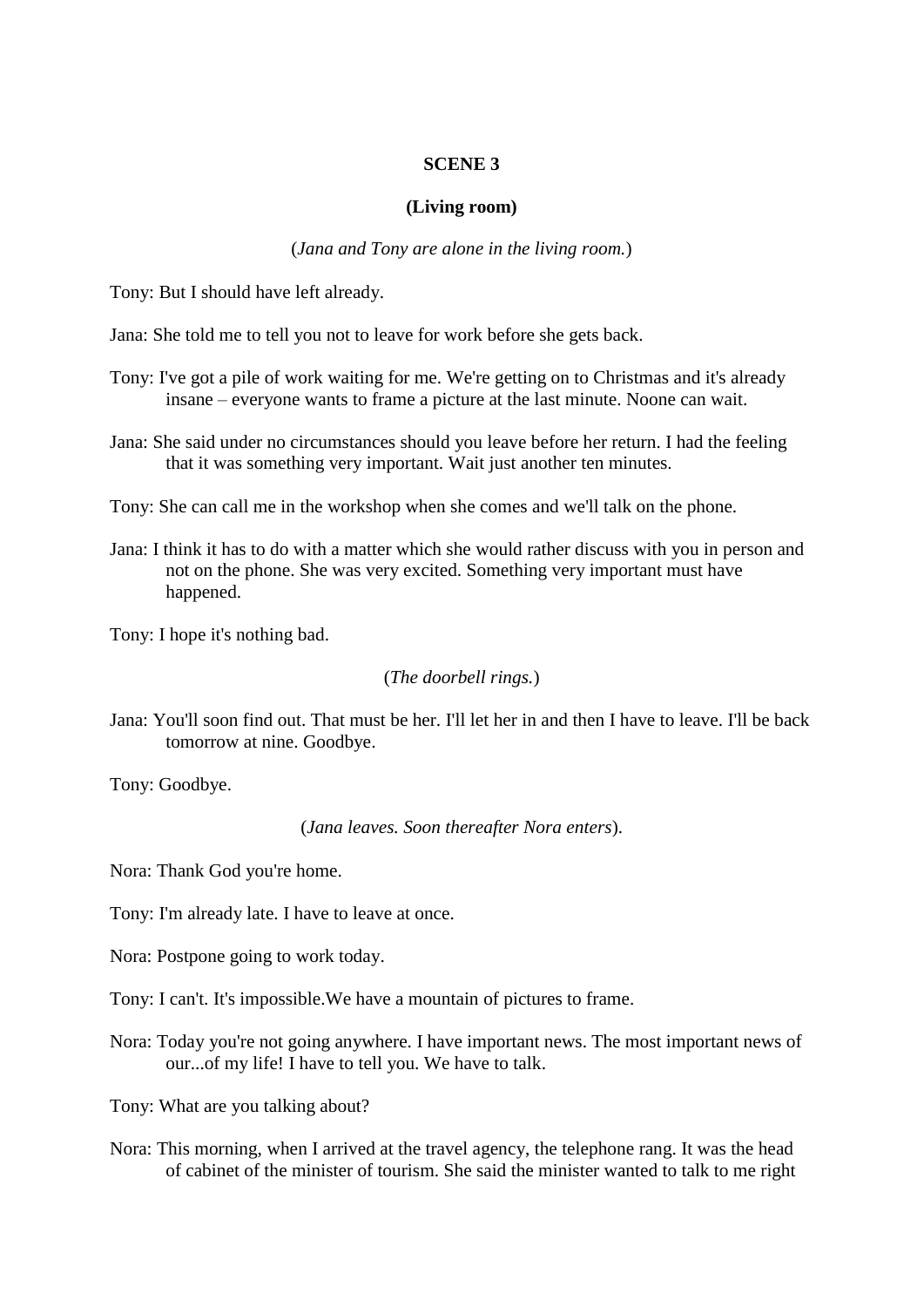**SCENE 3**

**(Living room)**

(*Jana and Tony are alone in the living room.*)

Tony: But I should have left already.

Jana: She told me to tell you not to leave for work before she gets back.

Tony: I've got a pile of work waiting for me. We're getting on to Christmas and it's already insane – everyone wants to frame a picture at the last minute. Noone can wait.

Jana: She said under no circumstances should you leave before her return. I had the feeling that it was something very important. Wait just another ten minutes.

Tony: She can call me in the workshop when she comes and we'll talk on the phone.

Jana: I think it has to do with a matter which she would rather discuss with you in person and not on the phone. She was very excited. Something very important must have happened.

Tony: I hope it's nothing bad.

(*The doorbell rings.*)

Jana: You'll soon find out. That must be her. I'll let her in and then I have to leave. I'll be back tomorrow at nine. Goodbye.

Tony: Goodbye.

(*Jana leaves. Soon thereafter Nora enters*).

Nora: Thank God you're home.

Tony: I'm already late. I have to leave at once.

Nora: Postpone going to work today.

Tony: I can't. It's impossible.We have a mountain of pictures to frame.

Nora: Today you're not going anywhere. I have important news. The most important news of our...of my life! I have to tell you. We have to talk.

Tony: What are you talking about?

Nora: This morning, when I arrived at the travel agency, the telephone rang. It was the head of cabinet of the minister of tourism. She said the minister wanted to talk to me right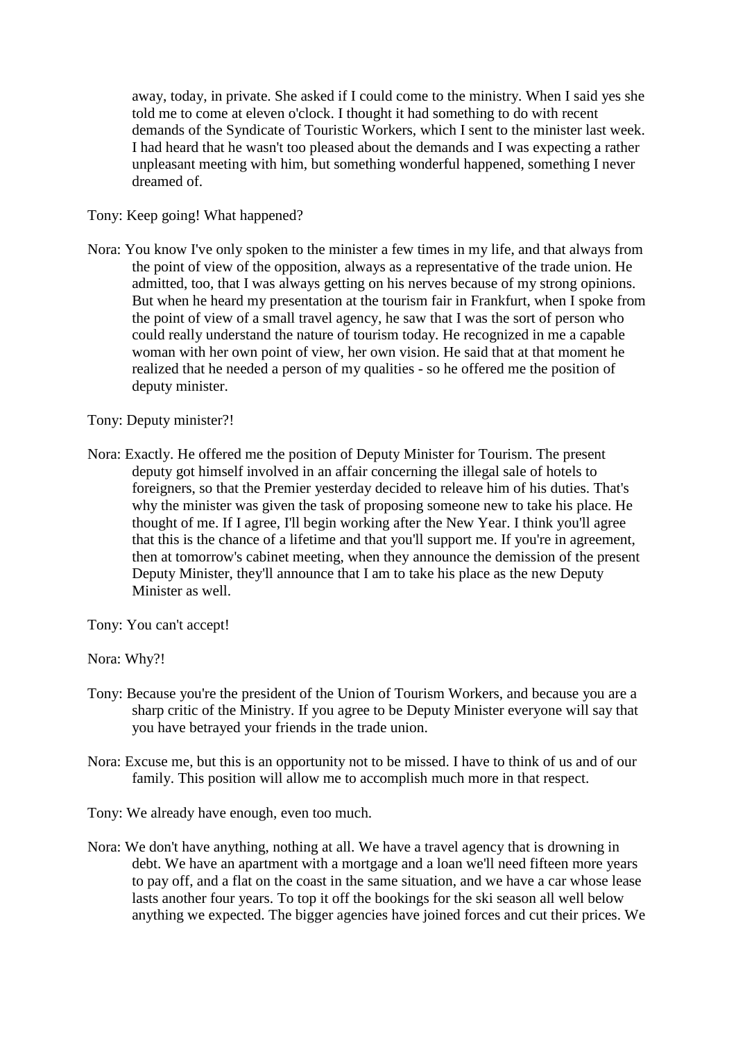away, today, in private. She asked if I could come to the ministry. When I said yes she told me to come at eleven o'clock. I thought it had something to do with recent demands of the Syndicate of Touristic Workers, which I sent to the minister last week. I had heard that he wasn't too pleased about the demands and I was expecting a rather unpleasant meeting with him, but something wonderful happened, something I never dreamed of.

Tony: Keep going! What happened?

Nora: You know I've only spoken to the minister a few times in my life, and that always from the point of view of the opposition, always as a representative of the trade union. He admitted, too, that I was always getting on his nerves because of my strong opinions. But when he heard my presentation at the tourism fair in Frankfurt, when I spoke from the point of view of a small travel agency, he saw that I was the sort of person who could really understand the nature of tourism today. He recognized in me a capable woman with her own point of view, her own vision. He said that at that moment he realized that he needed a person of my qualities - so he offered me the position of deputy minister.

Tony: Deputy minister?!

Nora: Exactly. He offered me the position of Deputy Minister for Tourism. The present deputy got himself involved in an affair concerning the illegal sale of hotels to foreigners, so that the Premier yesterday decided to releave him of his duties. That's why the minister was given the task of proposing someone new to take his place. He thought of me. If I agree, I'll begin working after the New Year. I think you'll agree that this is the chance of a lifetime and that you'll support me. If you're in agreement, then at tomorrow's cabinet meeting, when they announce the demission of the present Deputy Minister, they'll announce that I am to take his place as the new Deputy Minister as well.

Tony: You can't accept!

Nora: Why?!

Tony: Because you're the president of the Union of Tourism Workers, and because you are a sharp critic of the Ministry. If you agree to be Deputy Minister everyone will say that you have betrayed your friends in the trade union.

Nora: Excuse me, but this is an opportunity not to be missed. I have to think of us and of our family. This position will allow me to accomplish much more in that respect.

Tony: We already have enough, even too much.

Nora: We don't have anything, nothing at all. We have a travel agency that is drowning in debt. We have an apartment with a mortgage and a loan we'll need fifteen more years to pay off, and a flat on the coast in the same situation, and we have a car whose lease lasts another four years. To top it off the bookings for the ski season all well below anything we expected. The bigger agencies have joined forces and cut their prices. We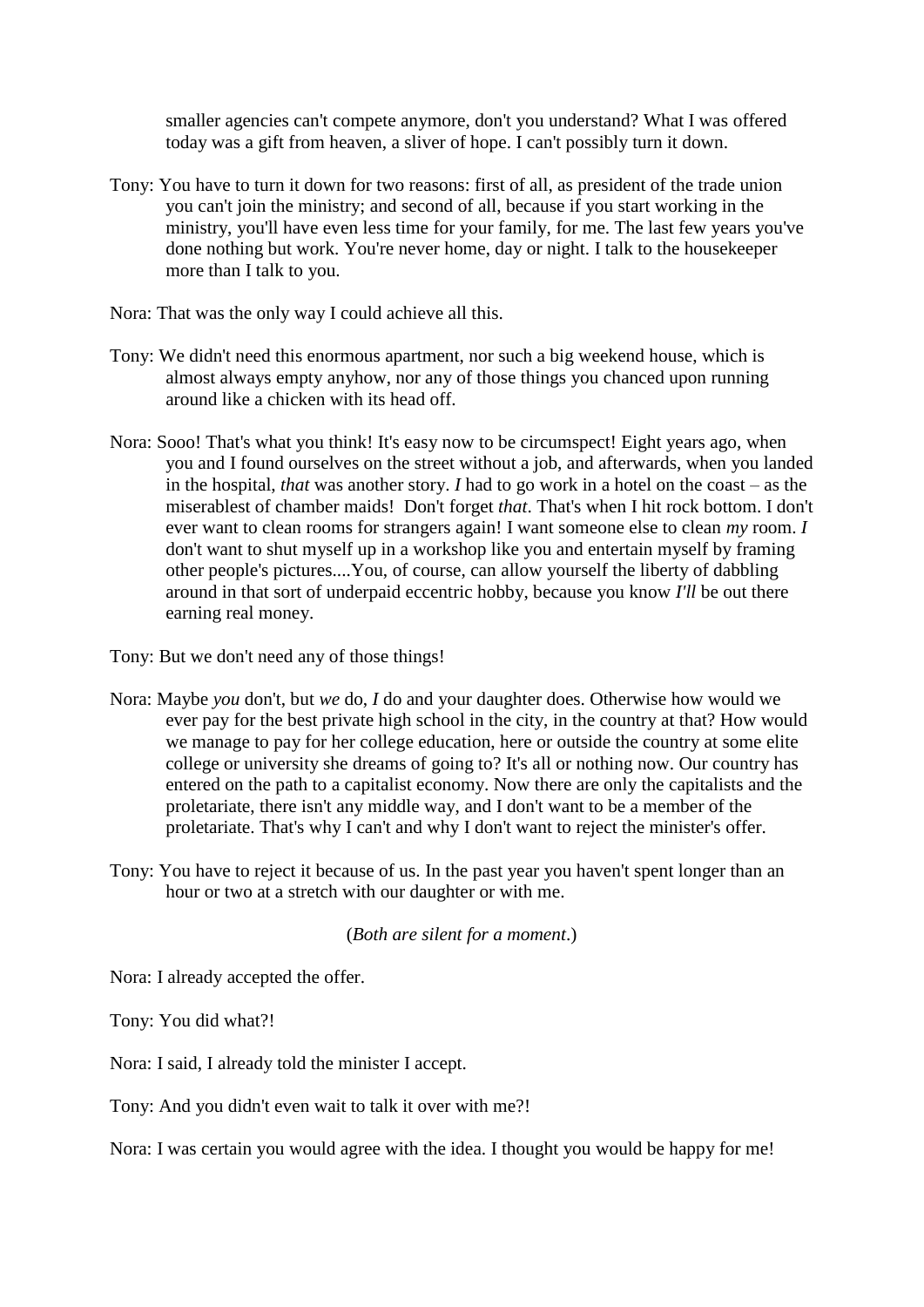smaller agencies can't compete anymore, don't you understand? What I was offered today was a gift from heaven, a sliver of hope. I can't possibly turn it down.

Tony: You have to turn it down for two reasons: first of all, as president of the trade union you can't join the ministry; and second of all, because if you start working in the ministry, you'll have even less time for your family, for me. The last few years you've done nothing but work. You're never home, day or night. I talk to the housekeeper more than I talk to you.

Nora: That was the only way I could achieve all this.

Tony: We didn't need this enormous apartment, nor such a big weekend house, which is almost always empty anyhow, nor any of those things you chanced upon running around like a chicken with its head off.

Nora: Sooo! That's what you think! It's easy now to be circumspect! Eight years ago, when you and I found ourselves on the street without a job, and afterwards, when you landed in the hospital, *that* was another story. *I* had to go work in a hotel on the coast – as the miserablest of chamber maids! Don't forget *that*. That's when I hit rock bottom. I don't ever want to clean rooms for strangers again! I want someone else to clean *my* room. *I* don't want to shut myself up in a workshop like you and entertain myself by framing other people's pictures....You, of course, can allow yourself the liberty of dabbling around in that sort of underpaid eccentric hobby, because you know *I'll* be out there earning real money.

Tony: But we don't need any of those things!

Nora: Maybe *you* don't, but *we* do, *I* do and your daughter does. Otherwise how would we ever pay for the best private high school in the city, in the country at that? How would we manage to pay for her college education, here or outside the country at some elite college or university she dreams of going to? It's all or nothing now. Our country has entered on the path to a capitalist economy. Now there are only the capitalists and the proletariate, there isn't any middle way, and I don't want to be a member of the proletariate. That's why I can't and why I don't want to reject the minister's offer.

Tony: You have to reject it because of us. In the past year you haven't spent longer than an hour or two at a stretch with our daughter or with me.

(*Both are silent for a moment*.)

Nora: I already accepted the offer.

Tony: You did what?!

Nora: I said, I already told the minister I accept.

Tony: And you didn't even wait to talk it over with me?!

Nora: I was certain you would agree with the idea. I thought you would be happy for me!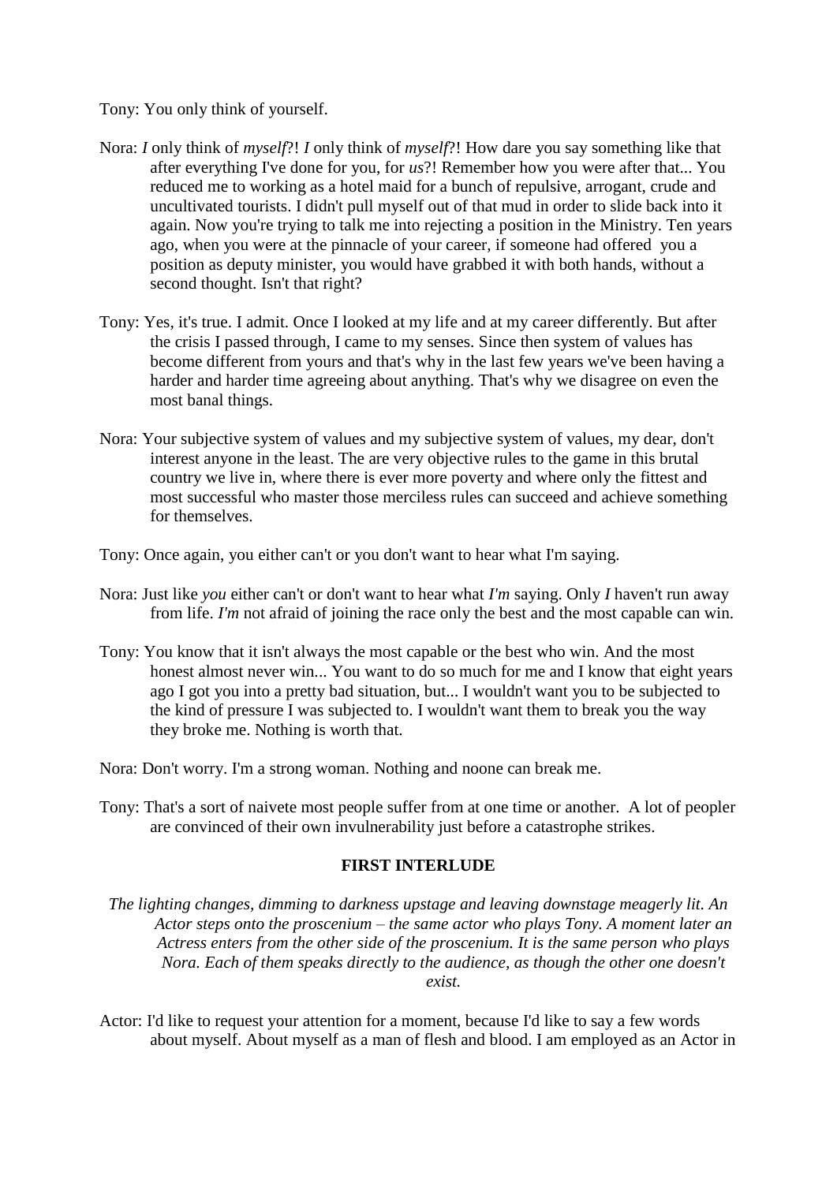Tony: You only think of yourself.

Nora: *I* only think of *myself*?! *I* only think of *myself*?! How dare you say something like that after everything I've done for you, for *us*?! Remember how you were after that... You reduced me to working as a hotel maid for a bunch of repulsive, arrogant, crude and uncultivated tourists. I didn't pull myself out of that mud in order to slide back into it again. Now you're trying to talk me into rejecting a position in the Ministry. Ten years ago, when you were at the pinnacle of your career, if someone had offered you a position as deputy minister, you would have grabbed it with both hands, without a second thought. Isn't that right?

Tony: Yes, it's true. I admit. Once I looked at my life and at my career differently. But after the crisis I passed through, I came to my senses. Since then system of values has become different from yours and that's why in the last few years we've been having a harder and harder time agreeing about anything. That's why we disagree on even the most banal things.

Nora: Your subjective system of values and my subjective system of values, my dear, don't interest anyone in the least. The are very objective rules to the game in this brutal country we live in, where there is ever more poverty and where only the fittest and most successful who master those merciless rules can succeed and achieve something for themselves.

Tony: Once again, you either can't or you don't want to hear what I'm saying.

Nora: Just like *you* either can't or don't want to hear what *I'm* saying. Only *I* haven't run away from life. *I'm* not afraid of joining the race only the best and the most capable can win.

Tony: You know that it isn't always the most capable or the best who win. And the most honest almost never win... You want to do so much for me and I know that eight years ago I got you into a pretty bad situation, but... I wouldn't want you to be subjected to the kind of pressure I was subjected to. I wouldn't want them to break you the way they broke me. Nothing is worth that.

Nora: Don't worry. I'm a strong woman. Nothing and noone can break me.

Tony: That's a sort of naivete most people suffer from at one time or another. A lot of peopler are convinced of their own invulnerability just before a catastrophe strikes.

**FIRST INTERLUDE**

*The lighting changes, dimming to darkness upstage and leaving downstage meagerly lit. An Actor steps onto the proscenium – the same actor who plays Tony. A moment later an Actress enters from the other side of the proscenium. It is the same person who plays Nora. Each of them speaks directly to the audience, as though the other one doesn't exist.*

Actor: I'd like to request your attention for a moment, because I'd like to say a few words about myself. About myself as a man of flesh and blood. I am employed as an Actor in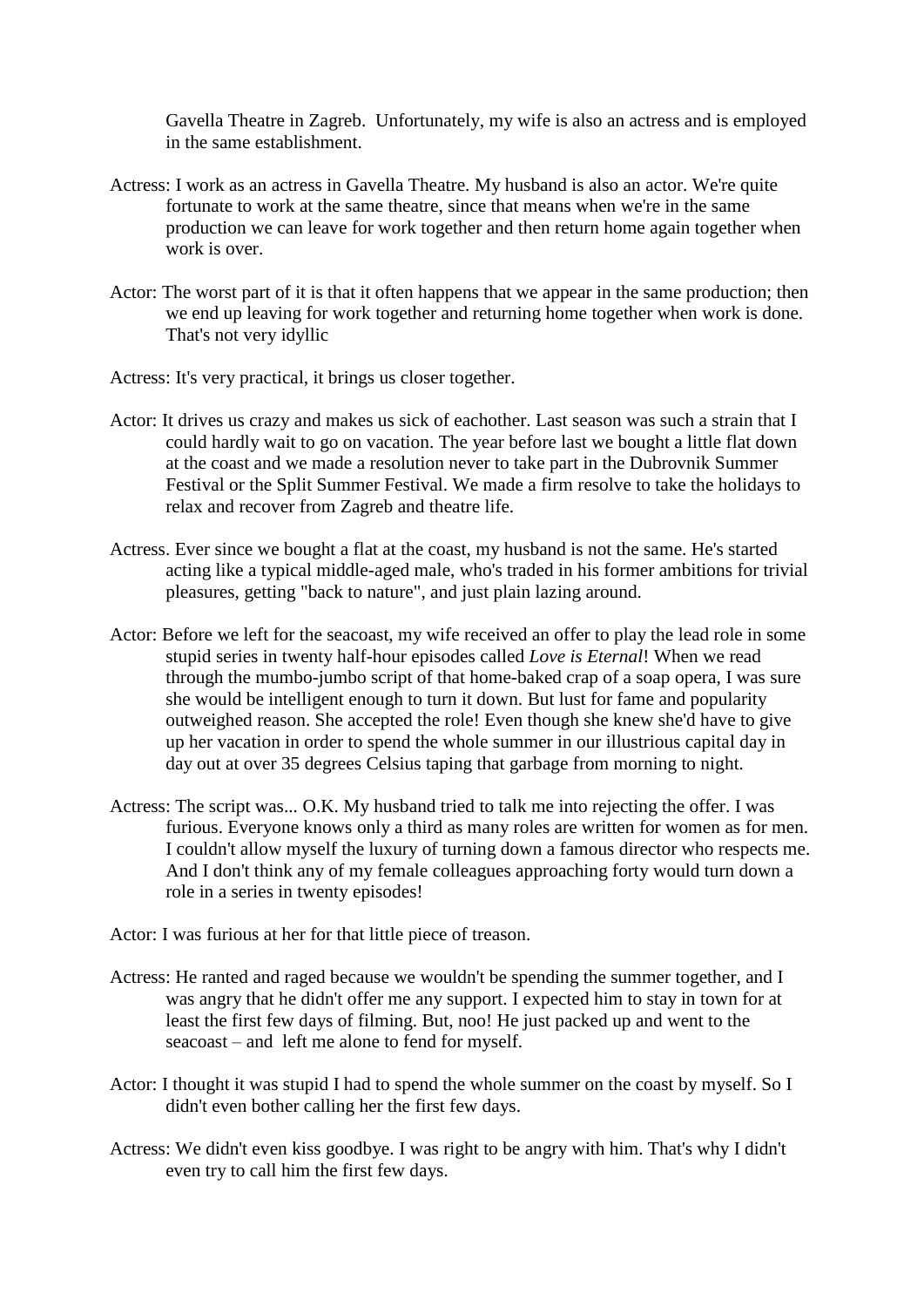Gavella Theatre in Zagreb.  Unfortunately, my wife is also an actress and is employed in the same establishment.

Actress: I work as an actress in Gavella Theatre. My husband is also an actor. We're quite fortunate to work at the same theatre, since that means when we're in the same production we can leave for work together and then return home again together when work is over.

Actor: The worst part of it is that it often happens that we appear in the same production; then we end up leaving for work together and returning home together when work is done. That's not very idyllic

Actress: It's very practical, it brings us closer together.

Actor: It drives us crazy and makes us sick of eachother. Last season was such a strain that I could hardly wait to go on vacation. The year before last we bought a little flat down at the coast and we made a resolution never to take part in the Dubrovnik Summer Festival or the Split Summer Festival. We made a firm resolve to take the holidays to relax and recover from Zagreb and theatre life.

Actress. Ever since we bought a flat at the coast, my husband is not the same. He's started acting like a typical middle-aged male, who's traded in his former ambitions for trivial pleasures, getting "back to nature", and just plain lazing around.

Actor: Before we left for the seacoast, my wife received an offer to play the lead role in some stupid series in twenty half-hour episodes called *Love is Eternal*! When we read through the mumbo-jumbo script of that home-baked crap of a soap opera, I was sure she would be intelligent enough to turn it down. But lust for fame and popularity outweighed reason. She accepted the role! Even though she knew she'd have to give up her vacation in order to spend the whole summer in our illustrious capital day in day out at over 35 degrees Celsius taping that garbage from morning to night.

Actress: The script was... O.K. My husband tried to talk me into rejecting the offer. I was furious. Everyone knows only a third as many roles are written for women as for men. I couldn't allow myself the luxury of turning down a famous director who respects me. And I don't think any of my female colleagues approaching forty would turn down a role in a series in twenty episodes!

Actor: I was furious at her for that little piece of treason.

Actress: He ranted and raged because we wouldn't be spending the summer together, and I was angry that he didn't offer me any support. I expected him to stay in town for at least the first few days of filming. But, noo! He just packed up and went to the seacoast – and  left me alone to fend for myself.

Actor: I thought it was stupid I had to spend the whole summer on the coast by myself. So I didn't even bother calling her the first few days.

Actress: We didn't even kiss goodbye. I was right to be angry with him. That's why I didn't even try to call him the first few days.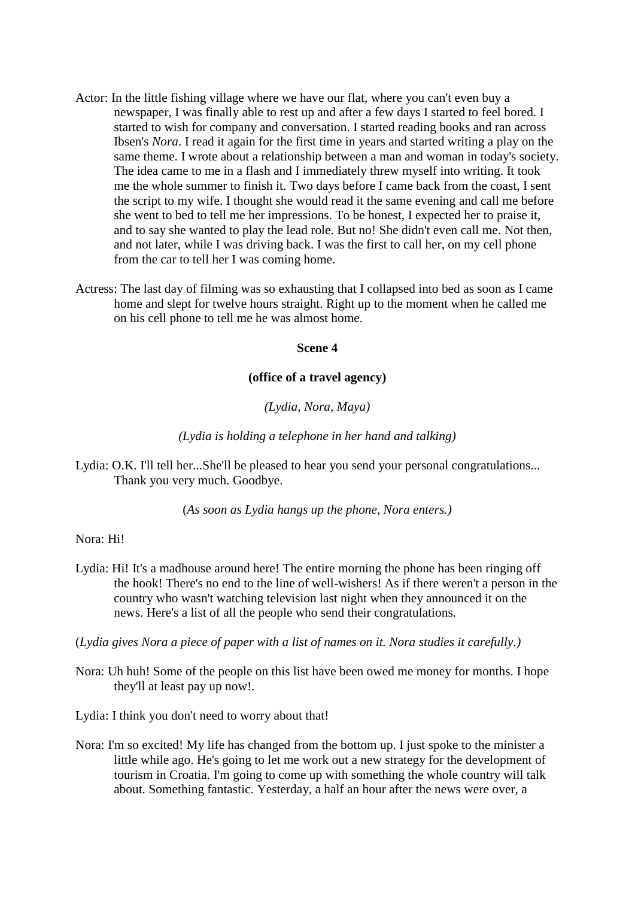Actor: In the little fishing village where we have our flat, where you can't even buy a newspaper, I was finally able to rest up and after a few days I started to feel bored. I started to wish for company and conversation. I started reading books and ran across Ibsen's *Nora*. I read it again for the first time in years and started writing a play on the same theme. I wrote about a relationship between a man and woman in today's society. The idea came to me in a flash and I immediately threw myself into writing. It took me the whole summer to finish it. Two days before I came back from the coast, I sent the script to my wife. I thought she would read it the same evening and call me before she went to bed to tell me her impressions. To be honest, I expected her to praise it, and to say she wanted to play the lead role. But no! She didn't even call me. Not then, and not later, while I was driving back. I was the first to call her, on my cell phone from the car to tell her I was coming home.

Actress: The last day of filming was so exhausting that I collapsed into bed as soon as I came home and slept for twelve hours straight. Right up to the moment when he called me on his cell phone to tell me he was almost home.

**Scene 4**

**(office of a travel agency)**

*(Lydia, Nora, Maya)*

*(Lydia is holding a telephone in her hand and talking)*

Lydia: O.K. I'll tell her...She'll be pleased to hear you send your personal congratulations... Thank you very much. Goodbye.

(*As soon as Lydia hangs up the phone, Nora enters.)*

Nora: Hi!

Lydia: Hi! It's a madhouse around here! The entire morning the phone has been ringing off the hook! There's no end to the line of well-wishers! As if there weren't a person in the country who wasn't watching television last night when they announced it on the news. Here's a list of all the people who send their congratulations.

(*Lydia gives Nora a piece of paper with a list of names on it. Nora studies it carefully.)*

Nora: Uh huh! Some of the people on this list have been owed me money for months. I hope they'll at least pay up now!.

Lydia: I think you don't need to worry about that!

Nora: I'm so excited! My life has changed from the bottom up. I just spoke to the minister a little while ago. He's going to let me work out a new strategy for the development of tourism in Croatia. I'm going to come up with something the whole country will talk about. Something fantastic. Yesterday, a half an hour after the news were over, a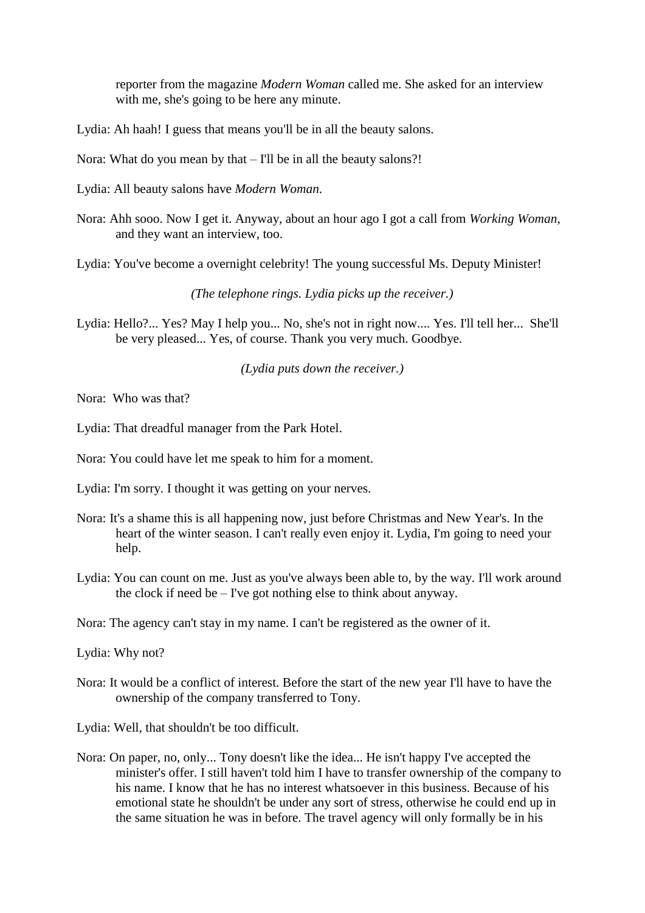reporter from the magazine *Modern Woman* called me. She asked for an interview with me, she's going to be here any minute.

Lydia: Ah haah! I guess that means you'll be in all the beauty salons.

Nora: What do you mean by that – I'll be in all the beauty salons?!

Lydia: All beauty salons have *Modern Woman*.

Nora: Ahh sooo. Now I get it. Anyway, about an hour ago I got a call from *Working Woman*, and they want an interview, too.

Lydia: You've become a overnight celebrity! The young successful Ms. Deputy Minister!

*(The telephone rings. Lydia picks up the receiver.)*

Lydia: Hello?... Yes? May I help you... No, she's not in right now.... Yes. I'll tell her... She'll be very pleased... Yes, of course. Thank you very much. Goodbye.

*(Lydia puts down the receiver.)*

Nora: Who was that?

Lydia: That dreadful manager from the Park Hotel.

Nora: You could have let me speak to him for a moment.

Lydia: I'm sorry. I thought it was getting on your nerves.

Nora: It's a shame this is all happening now, just before Christmas and New Year's. In the heart of the winter season. I can't really even enjoy it. Lydia, I'm going to need your help.

Lydia: You can count on me. Just as you've always been able to, by the way. I'll work around the clock if need be – I've got nothing else to think about anyway.

Nora: The agency can't stay in my name. I can't be registered as the owner of it.

Lydia: Why not?

Nora: It would be a conflict of interest. Before the start of the new year I'll have to have the ownership of the company transferred to Tony.

Lydia: Well, that shouldn't be too difficult.

Nora: On paper, no, only... Tony doesn't like the idea... He isn't happy I've accepted the minister's offer. I still haven't told him I have to transfer ownership of the company to his name. I know that he has no interest whatsoever in this business. Because of his emotional state he shouldn't be under any sort of stress, otherwise he could end up in the same situation he was in before. The travel agency will only formally be in his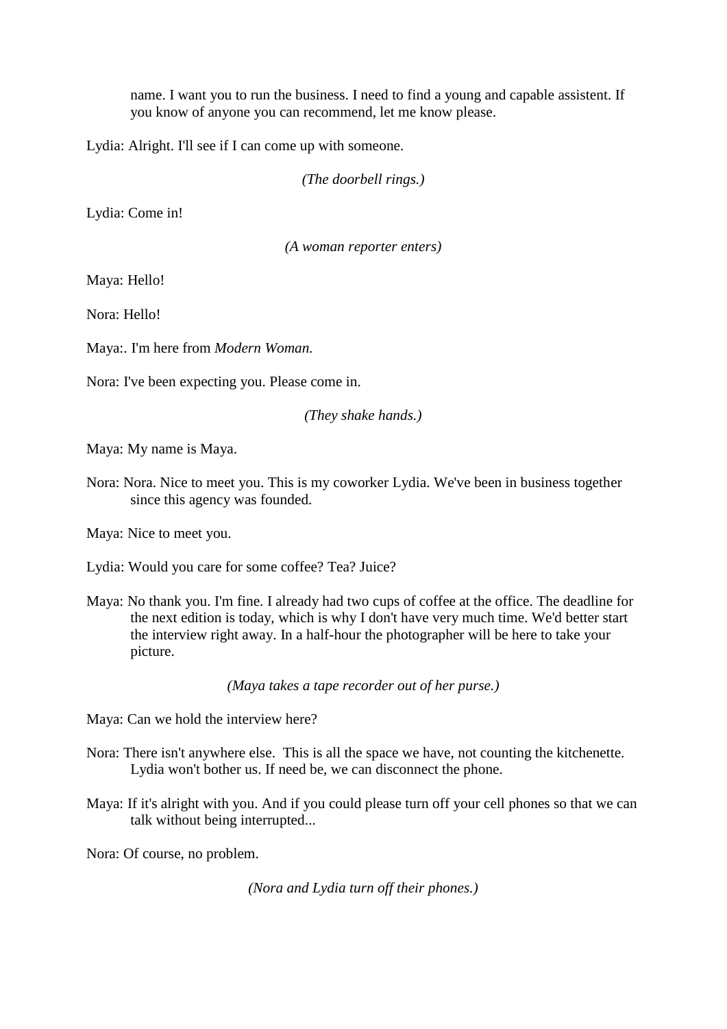name. I want you to run the business. I need to find a young and capable assistent. If you know of anyone you can recommend, let me know please.

Lydia: Alright. I'll see if I can come up with someone.

*(The doorbell rings.)*

Lydia: Come in!

*(A woman reporter enters)*

Maya: Hello!

Nora: Hello!

Maya:. I'm here from *Modern Woman.*

Nora: I've been expecting you. Please come in.

*(They shake hands.)*

Maya: My name is Maya.

Nora: Nora. Nice to meet you. This is my coworker Lydia. We've been in business together since this agency was founded.

Maya: Nice to meet you.

Lydia: Would you care for some coffee? Tea? Juice?

Maya: No thank you. I'm fine. I already had two cups of coffee at the office. The deadline for the next edition is today, which is why I don't have very much time. We'd better start the interview right away. In a half-hour the photographer will be here to take your picture.

*(Maya takes a tape recorder out of her purse.)*

Maya: Can we hold the interview here?

Nora: There isn't anywhere else. This is all the space we have, not counting the kitchenette. Lydia won't bother us. If need be, we can disconnect the phone.

Maya: If it's alright with you. And if you could please turn off your cell phones so that we can talk without being interrupted...

Nora: Of course, no problem.

*(Nora and Lydia turn off their phones.)*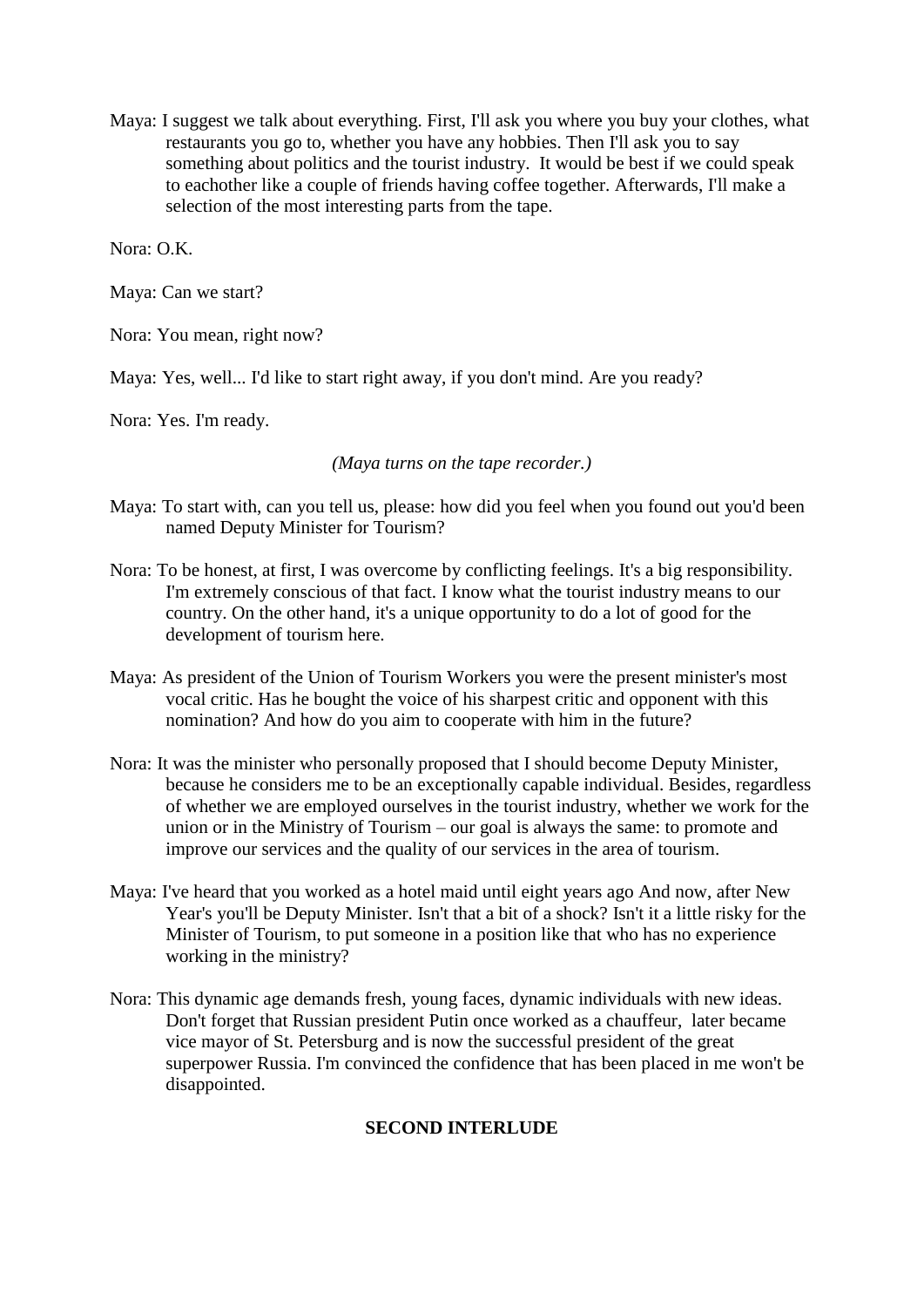Maya: I suggest we talk about everything. First, I'll ask you where you buy your clothes, what restaurants you go to, whether you have any hobbies. Then I'll ask you to say something about politics and the tourist industry. It would be best if we could speak to eachother like a couple of friends having coffee together. Afterwards, I'll make a selection of the most interesting parts from the tape.

Nora: O.K.

Maya: Can we start?

Nora: You mean, right now?

Maya: Yes, well... I'd like to start right away, if you don't mind. Are you ready?

Nora: Yes. I'm ready.

*(Maya turns on the tape recorder.)*

Maya: To start with, can you tell us, please: how did you feel when you found out you'd been named Deputy Minister for Tourism?

Nora: To be honest, at first, I was overcome by conflicting feelings. It's a big responsibility. I'm extremely conscious of that fact. I know what the tourist industry means to our country. On the other hand, it's a unique opportunity to do a lot of good for the development of tourism here.

Maya: As president of the Union of Tourism Workers you were the present minister's most vocal critic. Has he bought the voice of his sharpest critic and opponent with this nomination? And how do you aim to cooperate with him in the future?

Nora: It was the minister who personally proposed that I should become Deputy Minister, because he considers me to be an exceptionally capable individual. Besides, regardless of whether we are employed ourselves in the tourist industry, whether we work for the union or in the Ministry of Tourism – our goal is always the same: to promote and improve our services and the quality of our services in the area of tourism.

Maya: I've heard that you worked as a hotel maid until eight years ago And now, after New Year's you'll be Deputy Minister. Isn't that a bit of a shock? Isn't it a little risky for the Minister of Tourism, to put someone in a position like that who has no experience working in the ministry?

Nora: This dynamic age demands fresh, young faces, dynamic individuals with new ideas. Don't forget that Russian president Putin once worked as a chauffeur, later became vice mayor of St. Petersburg and is now the successful president of the great superpower Russia. I'm convinced the confidence that has been placed in me won't be disappointed.

**SECOND INTERLUDE**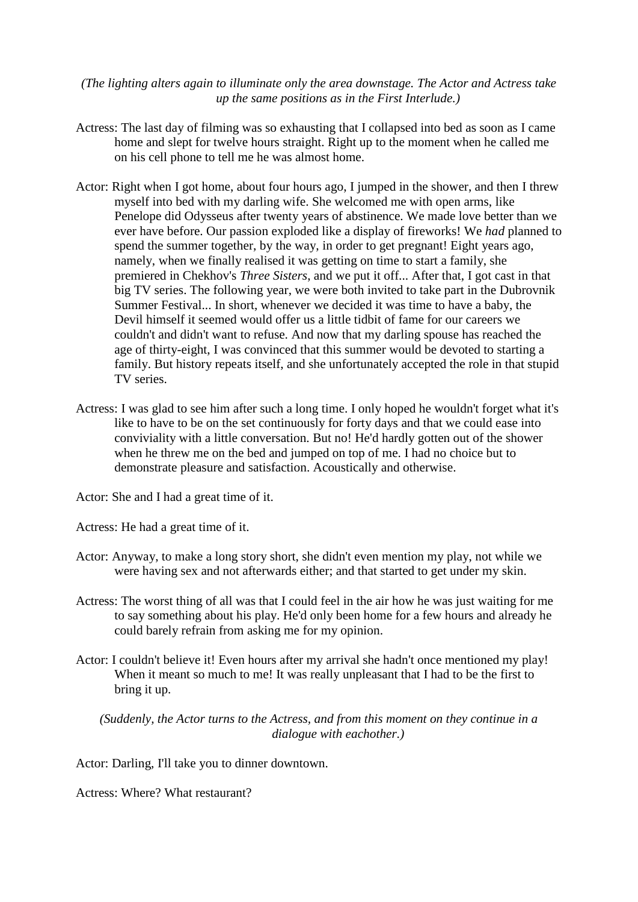*(The lighting alters again to illuminate only the area downstage. The Actor and Actress take up the same positions as in the First Interlude.)*

Actress: The last day of filming was so exhausting that I collapsed into bed as soon as I came home and slept for twelve hours straight. Right up to the moment when he called me on his cell phone to tell me he was almost home.

Actor: Right when I got home, about four hours ago, I jumped in the shower, and then I threw myself into bed with my darling wife. She welcomed me with open arms, like Penelope did Odysseus after twenty years of abstinence. We made love better than we ever have before. Our passion exploded like a display of fireworks! We *had* planned to spend the summer together, by the way, in order to get pregnant! Eight years ago, namely, when we finally realised it was getting on time to start a family, she premiered in Chekhov's *Three Sisters*, and we put it off... After that, I got cast in that big TV series. The following year, we were both invited to take part in the Dubrovnik Summer Festival... In short, whenever we decided it was time to have a baby, the Devil himself it seemed would offer us a little tidbit of fame for our careers we couldn't and didn't want to refuse. And now that my darling spouse has reached the age of thirty-eight, I was convinced that this summer would be devoted to starting a family. But history repeats itself, and she unfortunately accepted the role in that stupid TV series.

Actress: I was glad to see him after such a long time. I only hoped he wouldn't forget what it's like to have to be on the set continuously for forty days and that we could ease into conviviality with a little conversation. But no! He'd hardly gotten out of the shower when he threw me on the bed and jumped on top of me. I had no choice but to demonstrate pleasure and satisfaction. Acoustically and otherwise.

Actor: She and I had a great time of it.

Actress: He had a great time of it.

Actor: Anyway, to make a long story short, she didn't even mention my play, not while we were having sex and not afterwards either; and that started to get under my skin.

Actress: The worst thing of all was that I could feel in the air how he was just waiting for me to say something about his play. He'd only been home for a few hours and already he could barely refrain from asking me for my opinion.

Actor: I couldn't believe it! Even hours after my arrival she hadn't once mentioned my play! When it meant so much to me! It was really unpleasant that I had to be the first to bring it up.

*(Suddenly, the Actor turns to the Actress, and from this moment on they continue in a dialogue with eachother.)*

Actor: Darling, I'll take you to dinner downtown.

Actress: Where? What restaurant?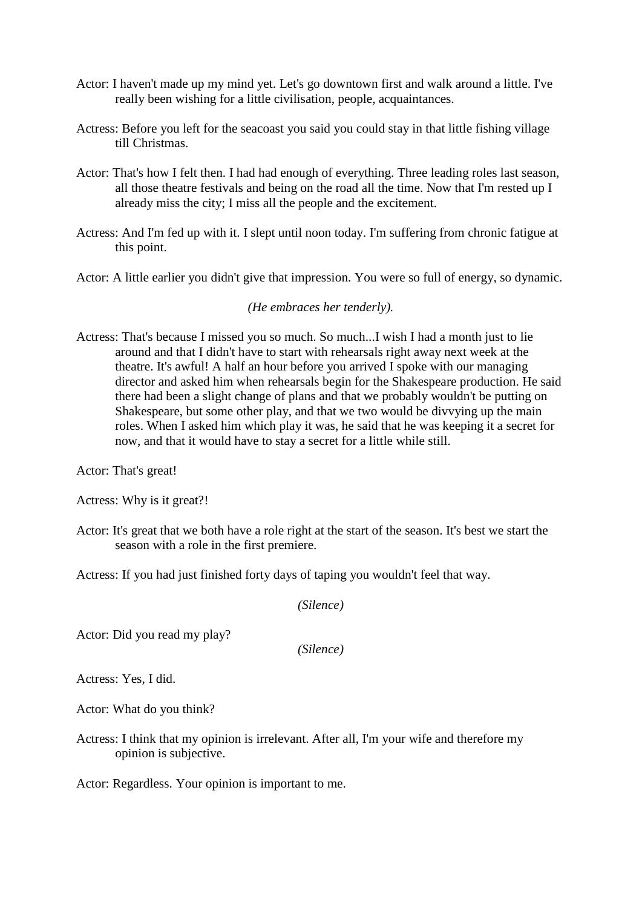Actor: I haven't made up my mind yet. Let's go downtown first and walk around a little. I've really been wishing for a little civilisation, people, acquaintances.

Actress: Before you left for the seacoast you said you could stay in that little fishing village till Christmas.

Actor: That's how I felt then. I had had enough of everything. Three leading roles last season, all those theatre festivals and being on the road all the time. Now that I'm rested up I already miss the city; I miss all the people and the excitement.

Actress: And I'm fed up with it. I slept until noon today. I'm suffering from chronic fatigue at this point.

Actor: A little earlier you didn't give that impression. You were so full of energy, so dynamic.

*(He embraces her tenderly).*

Actress: That's because I missed you so much. So much...I wish I had a month just to lie around and that I didn't have to start with rehearsals right away next week at the theatre. It's awful! A half an hour before you arrived I spoke with our managing director and asked him when rehearsals begin for the Shakespeare production. He said there had been a slight change of plans and that we probably wouldn't be putting on Shakespeare, but some other play, and that we two would be divvying up the main roles. When I asked him which play it was, he said that he was keeping it a secret for now, and that it would have to stay a secret for a little while still.

Actor: That's great!

Actress: Why is it great?!

Actor: It's great that we both have a role right at the start of the season. It's best we start the season with a role in the first premiere.

Actress: If you had just finished forty days of taping you wouldn't feel that way.

*(Silence)*

Actor: Did you read my play?

*(Silence)*

Actress: Yes, I did.

Actor: What do you think?

Actress: I think that my opinion is irrelevant. After all, I'm your wife and therefore my opinion is subjective.

Actor: Regardless. Your opinion is important to me.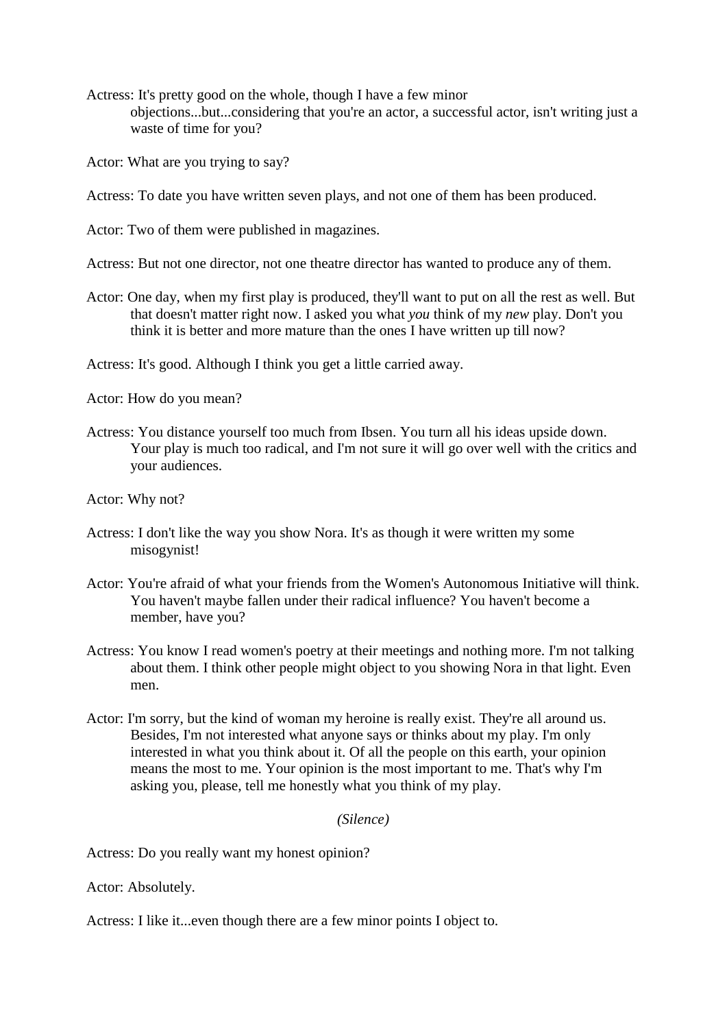Actress: It's pretty good on the whole, though I have a few minor objections...but...considering that you're an actor, a successful actor, isn't writing just a waste of time for you?

Actor: What are you trying to say?

Actress: To date you have written seven plays, and not one of them has been produced.

Actor: Two of them were published in magazines.

Actress: But not one director, not one theatre director has wanted to produce any of them.

Actor: One day, when my first play is produced, they'll want to put on all the rest as well. But that doesn't matter right now. I asked you what *you* think of my *new* play. Don't you think it is better and more mature than the ones I have written up till now?

Actress: It's good. Although I think you get a little carried away.

Actor: How do you mean?

Actress: You distance yourself too much from Ibsen. You turn all his ideas upside down. Your play is much too radical, and I'm not sure it will go over well with the critics and your audiences.

Actor: Why not?

Actress: I don't like the way you show Nora. It's as though it were written my some misogynist!

Actor: You're afraid of what your friends from the Women's Autonomous Initiative will think. You haven't maybe fallen under their radical influence? You haven't become a member, have you?

Actress: You know I read women's poetry at their meetings and nothing more. I'm not talking about them. I think other people might object to you showing Nora in that light. Even men.

Actor: I'm sorry, but the kind of woman my heroine is really exist. They're all around us. Besides, I'm not interested what anyone says or thinks about my play. I'm only interested in what you think about it. Of all the people on this earth, your opinion means the most to me. Your opinion is the most important to me. That's why I'm asking you, please, tell me honestly what you think of my play.

*(Silence)*

Actress: Do you really want my honest opinion?

Actor: Absolutely.

Actress: I like it...even though there are a few minor points I object to.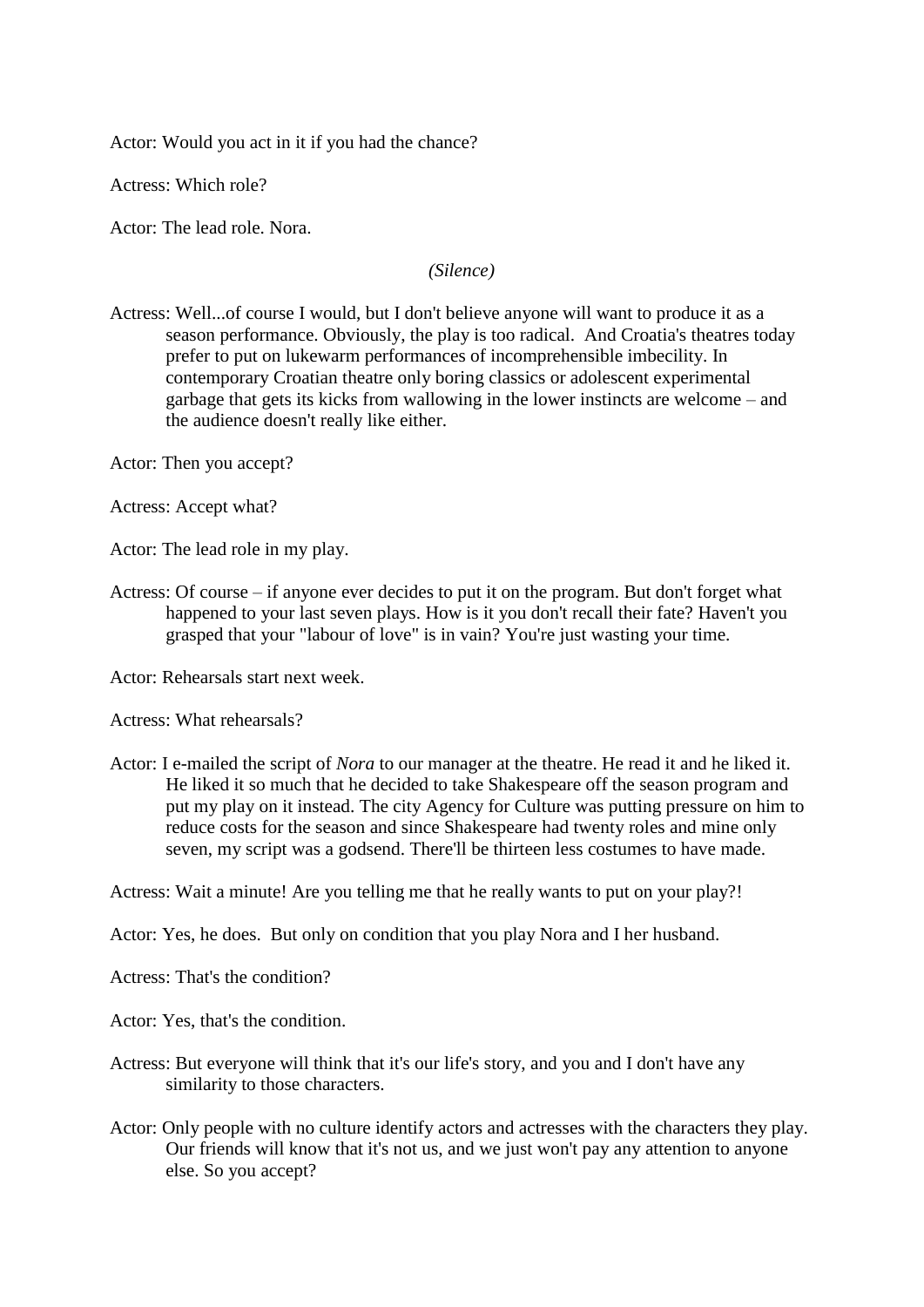Actor: Would you act in it if you had the chance?

Actress: Which role?

Actor: The lead role. Nora.

*(Silence)*

Actress: Well...of course I would, but I don't believe anyone will want to produce it as a season performance. Obviously, the play is too radical. And Croatia's theatres today prefer to put on lukewarm performances of incomprehensible imbecility. In contemporary Croatian theatre only boring classics or adolescent experimental garbage that gets its kicks from wallowing in the lower instincts are welcome – and the audience doesn't really like either.

Actor: Then you accept?

Actress: Accept what?

Actor: The lead role in my play.

Actress: Of course – if anyone ever decides to put it on the program. But don't forget what happened to your last seven plays. How is it you don't recall their fate? Haven't you grasped that your "labour of love" is in vain? You're just wasting your time.

Actor: Rehearsals start next week.

Actress: What rehearsals?

Actor: I e-mailed the script of *Nora* to our manager at the theatre. He read it and he liked it. He liked it so much that he decided to take Shakespeare off the season program and put my play on it instead. The city Agency for Culture was putting pressure on him to reduce costs for the season and since Shakespeare had twenty roles and mine only seven, my script was a godsend. There'll be thirteen less costumes to have made.

Actress: Wait a minute! Are you telling me that he really wants to put on your play?!

Actor: Yes, he does. But only on condition that you play Nora and I her husband.

Actress: That's the condition?

Actor: Yes, that's the condition.

Actress: But everyone will think that it's our life's story, and you and I don't have any similarity to those characters.

Actor: Only people with no culture identify actors and actresses with the characters they play. Our friends will know that it's not us, and we just won't pay any attention to anyone else. So you accept?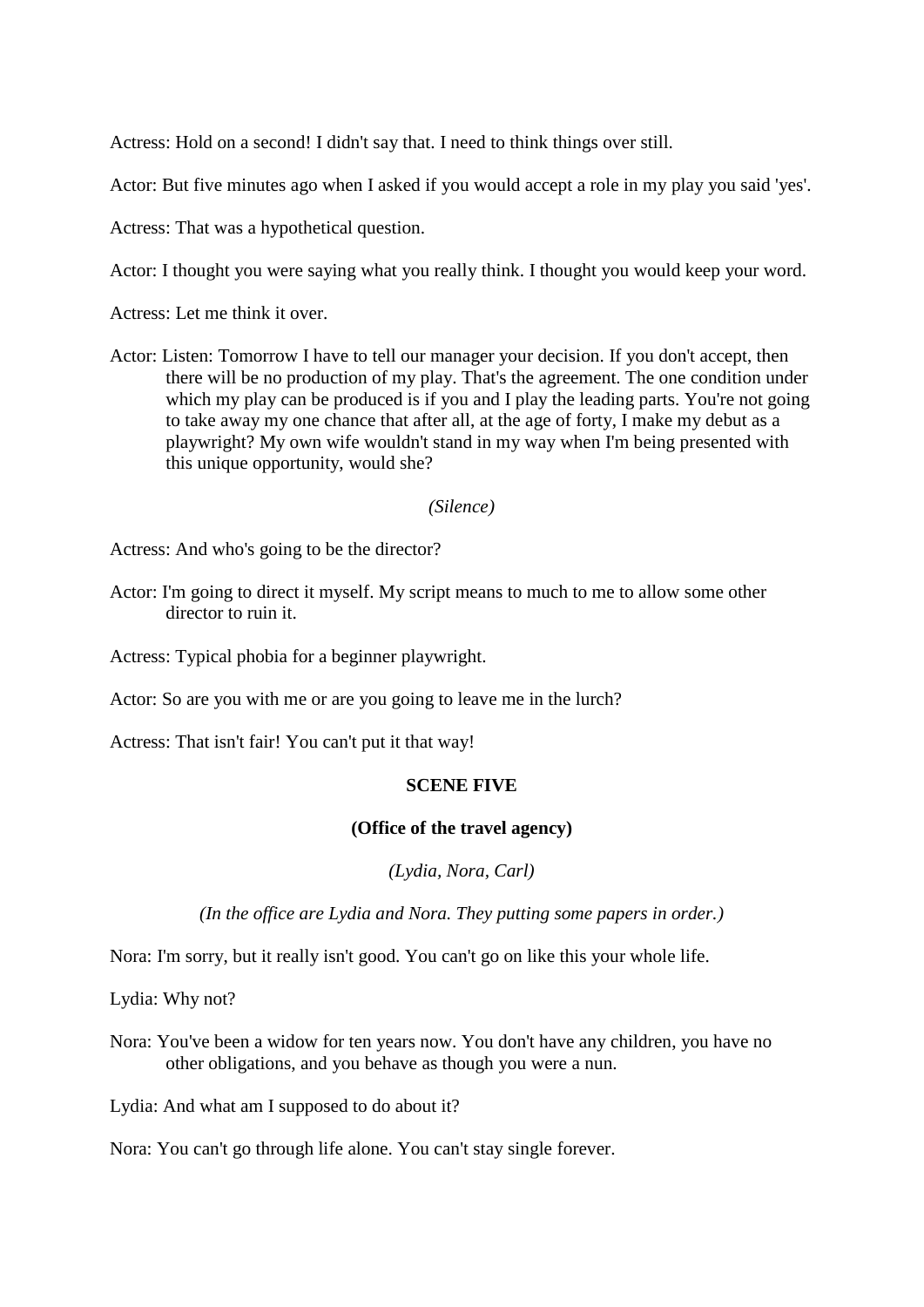Actress: Hold on a second! I didn't say that. I need to think things over still.

Actor: But five minutes ago when I asked if you would accept a role in my play you said 'yes'.

Actress: That was a hypothetical question.

Actor: I thought you were saying what you really think. I thought you would keep your word.

Actress: Let me think it over.

Actor: Listen: Tomorrow I have to tell our manager your decision. If you don't accept, then there will be no production of my play. That's the agreement. The one condition under which my play can be produced is if you and I play the leading parts. You're not going to take away my one chance that after all, at the age of forty, I make my debut as a playwright? My own wife wouldn't stand in my way when I'm being presented with this unique opportunity, would she?

*(Silence)*

Actress: And who's going to be the director?

Actor: I'm going to direct it myself. My script means to much to me to allow some other director to ruin it.

Actress: Typical phobia for a beginner playwright.

Actor: So are you with me or are you going to leave me in the lurch?

Actress: That isn't fair! You can't put it that way!

**SCENE FIVE**

**(Office of the travel agency)**

*(Lydia, Nora, Carl)*

*(In the office are Lydia and Nora. They putting some papers in order.)*

Nora: I'm sorry, but it really isn't good. You can't go on like this your whole life.

Lydia: Why not?

Nora: You've been a widow for ten years now. You don't have any children, you have no other obligations, and you behave as though you were a nun.

Lydia: And what am I supposed to do about it?

Nora: You can't go through life alone. You can't stay single forever.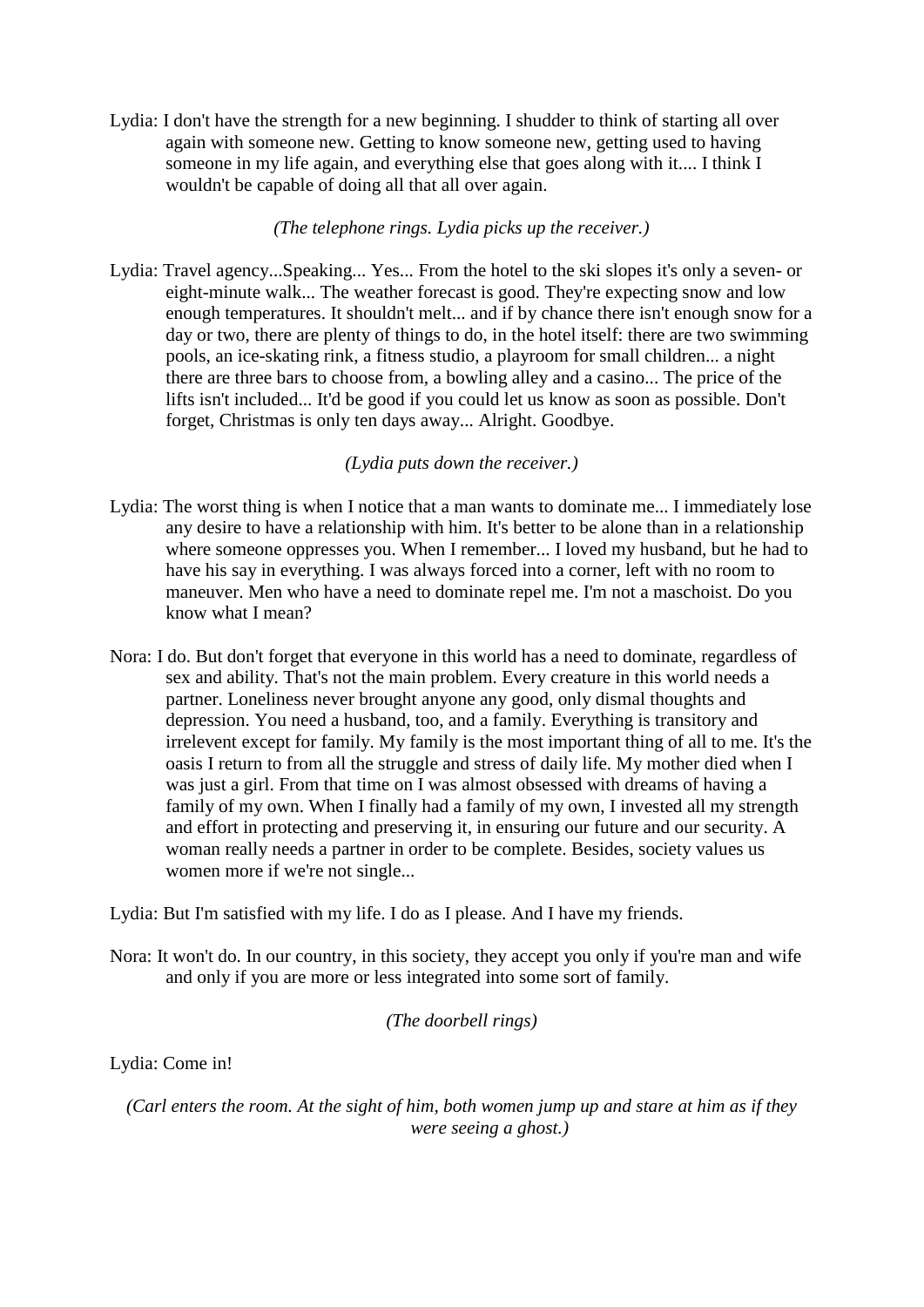Lydia: I don't have the strength for a new beginning. I shudder to think of starting all over again with someone new. Getting to know someone new, getting used to having someone in my life again, and everything else that goes along with it.... I think I wouldn't be capable of doing all that all over again.

*(The telephone rings. Lydia picks up the receiver.)*

Lydia: Travel agency...Speaking... Yes... From the hotel to the ski slopes it's only a seven- or eight-minute walk... The weather forecast is good. They're expecting snow and low enough temperatures. It shouldn't melt... and if by chance there isn't enough snow for a day or two, there are plenty of things to do, in the hotel itself: there are two swimming pools, an ice-skating rink, a fitness studio, a playroom for small children... a night there are three bars to choose from, a bowling alley and a casino... The price of the lifts isn't included... It'd be good if you could let us know as soon as possible. Don't forget, Christmas is only ten days away... Alright. Goodbye.

*(Lydia puts down the receiver.)*

Lydia: The worst thing is when I notice that a man wants to dominate me... I immediately lose any desire to have a relationship with him. It's better to be alone than in a relationship where someone oppresses you. When I remember... I loved my husband, but he had to have his say in everything. I was always forced into a corner, left with no room to maneuver. Men who have a need to dominate repel me. I'm not a maschoist. Do you know what I mean?

Nora: I do. But don't forget that everyone in this world has a need to dominate, regardless of sex and ability. That's not the main problem. Every creature in this world needs a partner. Loneliness never brought anyone any good, only dismal thoughts and depression. You need a husband, too, and a family. Everything is transitory and irrelevent except for family. My family is the most important thing of all to me. It's the oasis I return to from all the struggle and stress of daily life. My mother died when I was just a girl. From that time on I was almost obsessed with dreams of having a family of my own. When I finally had a family of my own, I invested all my strength and effort in protecting and preserving it, in ensuring our future and our security. A woman really needs a partner in order to be complete. Besides, society values us women more if we're not single...

Lydia: But I'm satisfied with my life. I do as I please. And I have my friends.

Nora: It won't do. In our country, in this society, they accept you only if you're man and wife and only if you are more or less integrated into some sort of family.

*(The doorbell rings)*

Lydia: Come in!

*(Carl enters the room. At the sight of him, both women jump up and stare at him as if they were seeing a ghost.)*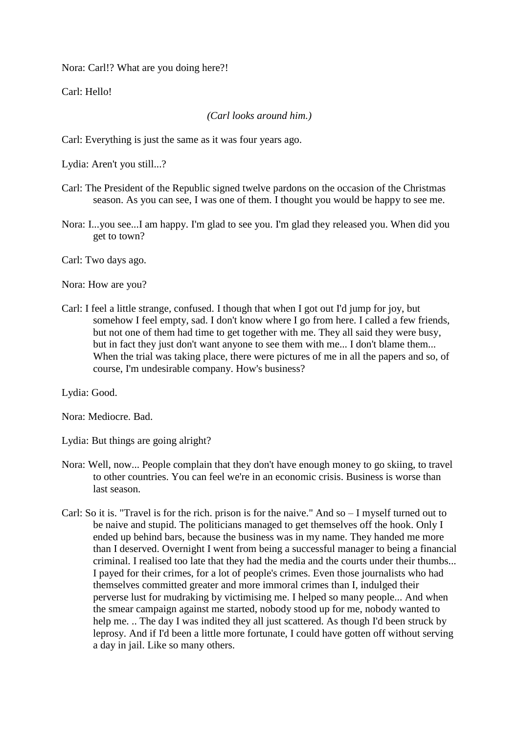Nora: Carl!? What are you doing here?!

Carl: Hello!

*(Carl looks around him.)*

Carl: Everything is just the same as it was four years ago.

Lydia: Aren't you still...?

Carl: The President of the Republic signed twelve pardons on the occasion of the Christmas season. As you can see, I was one of them. I thought you would be happy to see me.

Nora: I...you see...I am happy. I'm glad to see you. I'm glad they released you. When did you get to town?

Carl: Two days ago.

Nora: How are you?

Carl: I feel a little strange, confused. I though that when I got out I'd jump for joy, but somehow I feel empty, sad. I don't know where I go from here. I called a few friends, but not one of them had time to get together with me. They all said they were busy, but in fact they just don't want anyone to see them with me... I don't blame them... When the trial was taking place, there were pictures of me in all the papers and so, of course, I'm undesirable company. How's business?

Lydia: Good.

Nora: Mediocre. Bad.

Lydia: But things are going alright?

Nora: Well, now... People complain that they don't have enough money to go skiing, to travel to other countries. You can feel we're in an economic crisis. Business is worse than last season.

Carl: So it is. "Travel is for the rich. prison is for the naive." And so – I myself turned out to be naive and stupid. The politicians managed to get themselves off the hook. Only I ended up behind bars, because the business was in my name. They handed me more than I deserved. Overnight I went from being a successful manager to being a financial criminal. I realised too late that they had the media and the courts under their thumbs... I payed for their crimes, for a lot of people's crimes. Even those journalists who had themselves committed greater and more immoral crimes than I, indulged their perverse lust for mudraking by victimising me. I helped so many people... And when the smear campaign against me started, nobody stood up for me, nobody wanted to help me. .. The day I was indited they all just scattered. As though I'd been struck by leprosy. And if I'd been a little more fortunate, I could have gotten off without serving a day in jail. Like so many others.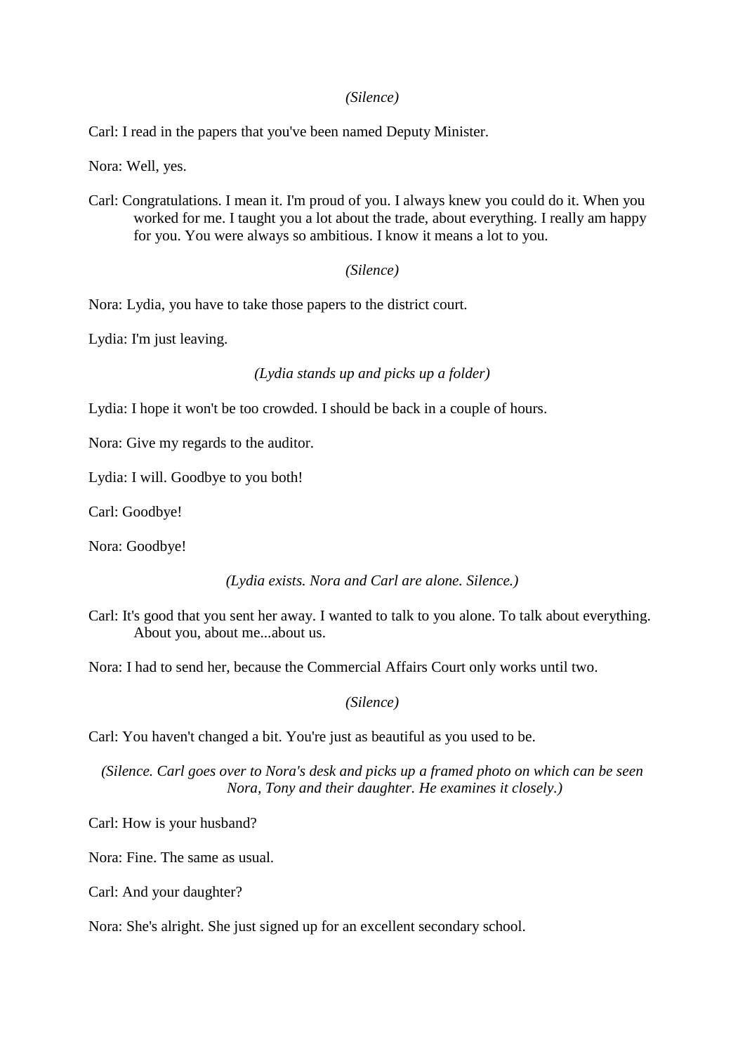*(Silence)*

Carl: I read in the papers that you've been named Deputy Minister.

Nora: Well, yes.

Carl: Congratulations. I mean it. I'm proud of you. I always knew you could do it. When you worked for me. I taught you a lot about the trade, about everything. I really am happy for you. You were always so ambitious. I know it means a lot to you.

*(Silence)*

Nora: Lydia, you have to take those papers to the district court.

Lydia: I'm just leaving.

*(Lydia stands up and picks up a folder)*

Lydia: I hope it won't be too crowded. I should be back in a couple of hours.

Nora: Give my regards to the auditor.

Lydia: I will. Goodbye to you both!

Carl: Goodbye!

Nora: Goodbye!

*(Lydia exists. Nora and Carl are alone. Silence.)*

Carl: It's good that you sent her away. I wanted to talk to you alone. To talk about everything. About you, about me...about us.

Nora: I had to send her, because the Commercial Affairs Court only works until two.

*(Silence)*

Carl: You haven't changed a bit. You're just as beautiful as you used to be.

*(Silence. Carl goes over to Nora's desk and picks up a framed photo on which can be seen Nora, Tony and their daughter. He examines it closely.)*

Carl: How is your husband?

Nora: Fine. The same as usual.

Carl: And your daughter?

Nora: She's alright. She just signed up for an excellent secondary school.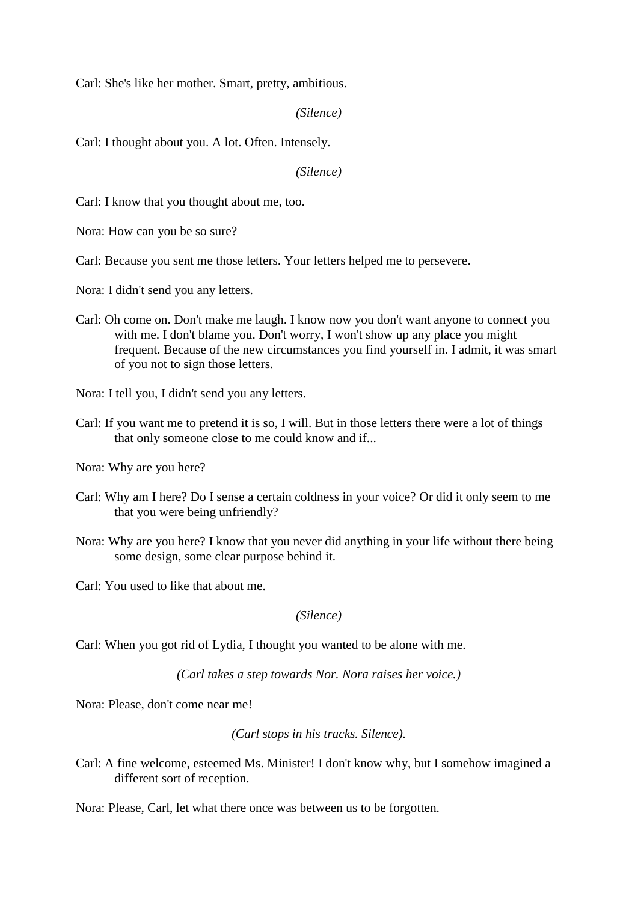Carl: She's like her mother. Smart, pretty, ambitious.

*(Silence)*

Carl: I thought about you. A lot. Often. Intensely.

*(Silence)*

Carl: I know that you thought about me, too.

Nora: How can you be so sure?

Carl: Because you sent me those letters. Your letters helped me to persevere.

Nora: I didn't send you any letters.

Carl: Oh come on. Don't make me laugh. I know now you don't want anyone to connect you with me. I don't blame you. Don't worry, I won't show up any place you might frequent. Because of the new circumstances you find yourself in. I admit, it was smart of you not to sign those letters.

Nora: I tell you, I didn't send you any letters.

Carl: If you want me to pretend it is so, I will. But in those letters there were a lot of things that only someone close to me could know and if...

Nora: Why are you here?

Carl: Why am I here? Do I sense a certain coldness in your voice? Or did it only seem to me that you were being unfriendly?

Nora: Why are you here? I know that you never did anything in your life without there being some design, some clear purpose behind it.

Carl: You used to like that about me.

*(Silence)*

Carl: When you got rid of Lydia, I thought you wanted to be alone with me.

*(Carl takes a step towards Nor. Nora raises her voice.)*

Nora: Please, don't come near me!

*(Carl stops in his tracks. Silence).*

Carl: A fine welcome, esteemed Ms. Minister! I don't know why, but I somehow imagined a different sort of reception.

Nora: Please, Carl, let what there once was between us to be forgotten.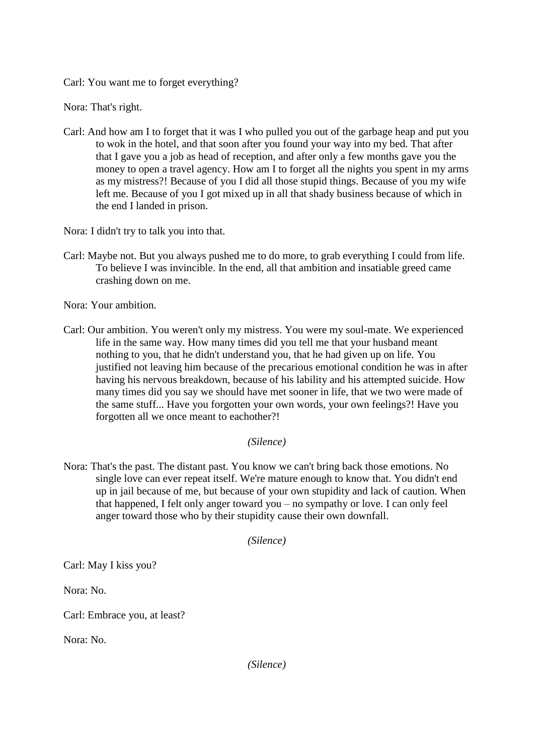Carl: You want me to forget everything?

Nora: That's right.

Carl: And how am I to forget that it was I who pulled you out of the garbage heap and put you to wok in the hotel, and that soon after you found your way into my bed. That after that I gave you a job as head of reception, and after only a few months gave you the money to open a travel agency. How am I to forget all the nights you spent in my arms as my mistress?! Because of you I did all those stupid things. Because of you my wife left me. Because of you I got mixed up in all that shady business because of which in the end I landed in prison.

Nora: I didn't try to talk you into that.

Carl: Maybe not. But you always pushed me to do more, to grab everything I could from life. To believe I was invincible. In the end, all that ambition and insatiable greed came crashing down on me.

Nora: Your ambition.

Carl: Our ambition. You weren't only my mistress. You were my soul-mate. We experienced life in the same way. How many times did you tell me that your husband meant nothing to you, that he didn't understand you, that he had given up on life. You justified not leaving him because of the precarious emotional condition he was in after having his nervous breakdown, because of his lability and his attempted suicide. How many times did you say we should have met sooner in life, that we two were made of the same stuff... Have you forgotten your own words, your own feelings?! Have you forgotten all we once meant to eachother?!

*(Silence)*

Nora: That's the past. The distant past. You know we can't bring back those emotions. No single love can ever repeat itself. We're mature enough to know that. You didn't end up in jail because of me, but because of your own stupidity and lack of caution. When that happened, I felt only anger toward you – no sympathy or love. I can only feel anger toward those who by their stupidity cause their own downfall.

*(Silence)*

Carl: May I kiss you?

Nora: No.

Carl: Embrace you, at least?

Nora: No.

*(Silence)*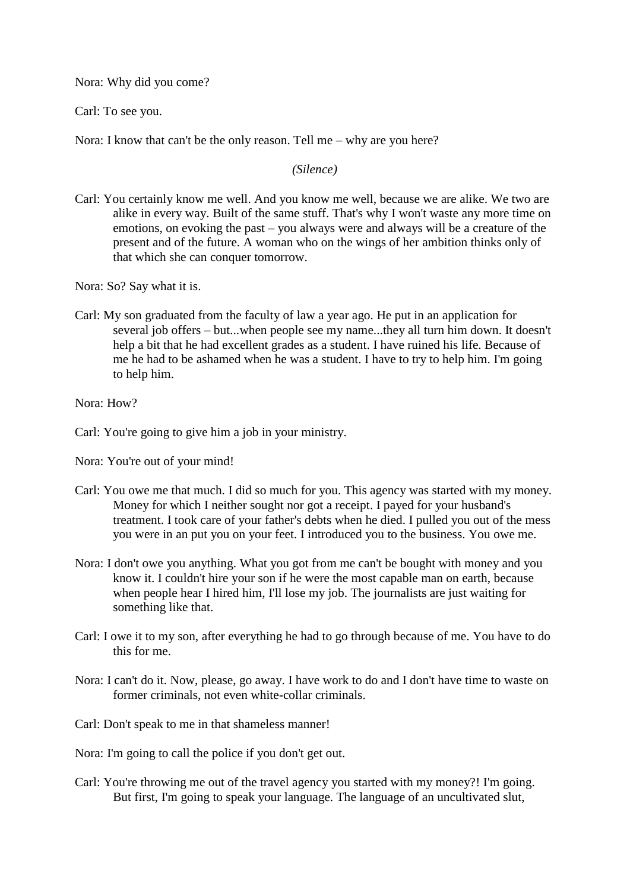Nora: Why did you come?

Carl: To see you.

Nora: I know that can't be the only reason. Tell me – why are you here?

*(Silence)*

Carl: You certainly know me well. And you know me well, because we are alike. We two are alike in every way. Built of the same stuff. That's why I won't waste any more time on emotions, on evoking the past – you always were and always will be a creature of the present and of the future. A woman who on the wings of her ambition thinks only of that which she can conquer tomorrow.

Nora: So? Say what it is.

Carl: My son graduated from the faculty of law a year ago. He put in an application for several job offers – but...when people see my name...they all turn him down. It doesn't help a bit that he had excellent grades as a student. I have ruined his life. Because of me he had to be ashamed when he was a student. I have to try to help him. I'm going to help him.

Nora: How?

Carl: You're going to give him a job in your ministry.

Nora: You're out of your mind!

Carl: You owe me that much. I did so much for you. This agency was started with my money. Money for which I neither sought nor got a receipt. I payed for your husband's treatment. I took care of your father's debts when he died. I pulled you out of the mess you were in an put you on your feet. I introduced you to the business. You owe me.

Nora: I don't owe you anything. What you got from me can't be bought with money and you know it. I couldn't hire your son if he were the most capable man on earth, because when people hear I hired him, I'll lose my job. The journalists are just waiting for something like that.

Carl: I owe it to my son, after everything he had to go through because of me. You have to do this for me.

Nora: I can't do it. Now, please, go away. I have work to do and I don't have time to waste on former criminals, not even white-collar criminals.

Carl: Don't speak to me in that shameless manner!

Nora: I'm going to call the police if you don't get out.

Carl: You're throwing me out of the travel agency you started with my money?! I'm going. But first, I'm going to speak your language. The language of an uncultivated slut,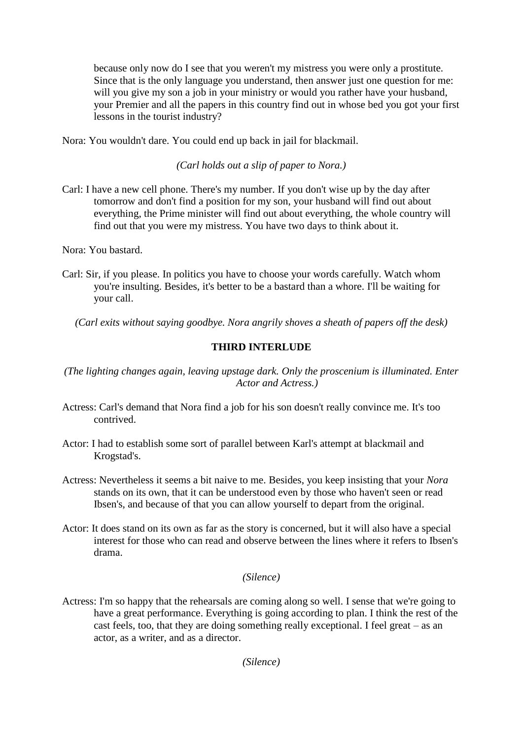because only now do I see that you weren't my mistress you were only a prostitute. Since that is the only language you understand, then answer just one question for me: will you give my son a job in your ministry or would you rather have your husband, your Premier and all the papers in this country find out in whose bed you got your first lessons in the tourist industry?

Nora: You wouldn't dare. You could end up back in jail for blackmail.

*(Carl holds out a slip of paper to Nora.)*

Carl: I have a new cell phone. There's my number. If you don't wise up by the day after tomorrow and don't find a position for my son, your husband will find out about everything, the Prime minister will find out about everything, the whole country will find out that you were my mistress. You have two days to think about it.

Nora: You bastard.

Carl: Sir, if you please. In politics you have to choose your words carefully. Watch whom you're insulting. Besides, it's better to be a bastard than a whore. I'll be waiting for your call.

*(Carl exits without saying goodbye. Nora angrily shoves a sheath of papers off the desk)*

**THIRD INTERLUDE**

*(The lighting changes again, leaving upstage dark. Only the proscenium is illuminated. Enter Actor and Actress.)*

Actress: Carl's demand that Nora find a job for his son doesn't really convince me. It's too contrived.

Actor: I had to establish some sort of parallel between Karl's attempt at blackmail and Krogstad's.

Actress: Nevertheless it seems a bit naive to me. Besides, you keep insisting that your *Nora* stands on its own, that it can be understood even by those who haven't seen or read Ibsen's, and because of that you can allow yourself to depart from the original.

Actor: It does stand on its own as far as the story is concerned, but it will also have a special interest for those who can read and observe between the lines where it refers to Ibsen's drama.

*(Silence)*

Actress: I'm so happy that the rehearsals are coming along so well. I sense that we're going to have a great performance. Everything is going according to plan. I think the rest of the cast feels, too, that they are doing something really exceptional. I feel great – as an actor, as a writer, and as a director.

*(Silence)*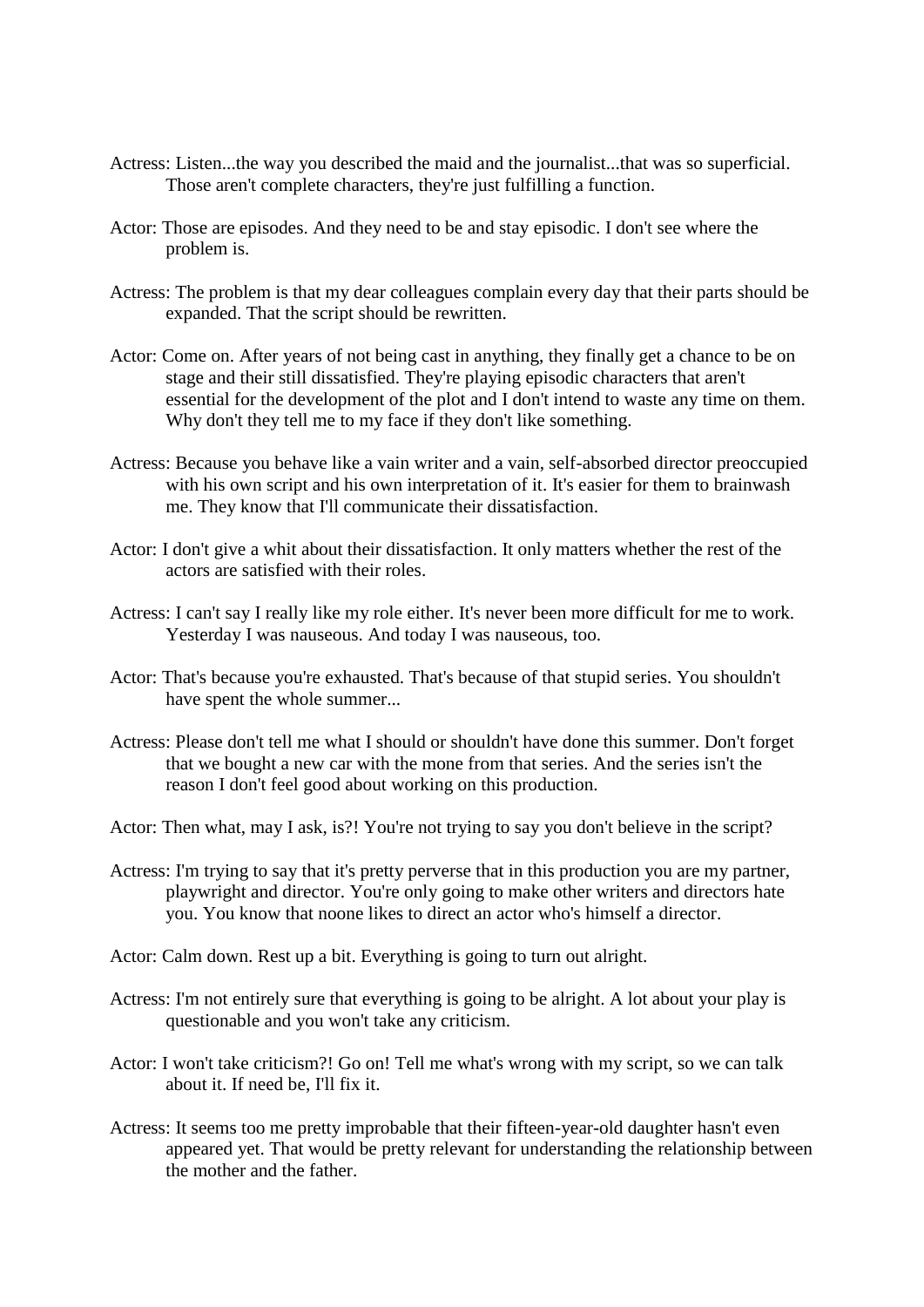Actress: Listen...the way you described the maid and the journalist...that was so superficial. Those aren't complete characters, they're just fulfilling a function.

Actor: Those are episodes. And they need to be and stay episodic. I don't see where the problem is.

Actress: The problem is that my dear colleagues complain every day that their parts should be expanded. That the script should be rewritten.

Actor: Come on. After years of not being cast in anything, they finally get a chance to be on stage and their still dissatisfied. They're playing episodic characters that aren't essential for the development of the plot and I don't intend to waste any time on them. Why don't they tell me to my face if they don't like something.

Actress: Because you behave like a vain writer and a vain, self-absorbed director preoccupied with his own script and his own interpretation of it. It's easier for them to brainwash me. They know that I'll communicate their dissatisfaction.

Actor: I don't give a whit about their dissatisfaction. It only matters whether the rest of the actors are satisfied with their roles.

Actress: I can't say I really like my role either. It's never been more difficult for me to work. Yesterday I was nauseous. And today I was nauseous, too.

Actor: That's because you're exhausted. That's because of that stupid series. You shouldn't have spent the whole summer...

Actress: Please don't tell me what I should or shouldn't have done this summer. Don't forget that we bought a new car with the mone from that series. And the series isn't the reason I don't feel good about working on this production.

Actor: Then what, may I ask, is?! You're not trying to say you don't believe in the script?

Actress: I'm trying to say that it's pretty perverse that in this production you are my partner, playwright and director. You're only going to make other writers and directors hate you. You know that noone likes to direct an actor who's himself a director.

Actor: Calm down. Rest up a bit. Everything is going to turn out alright.

Actress: I'm not entirely sure that everything is going to be alright. A lot about your play is questionable and you won't take any criticism.

Actor: I won't take criticism?! Go on! Tell me what's wrong with my script, so we can talk about it. If need be, I'll fix it.

Actress: It seems too me pretty improbable that their fifteen-year-old daughter hasn't even appeared yet. That would be pretty relevant for understanding the relationship between the mother and the father.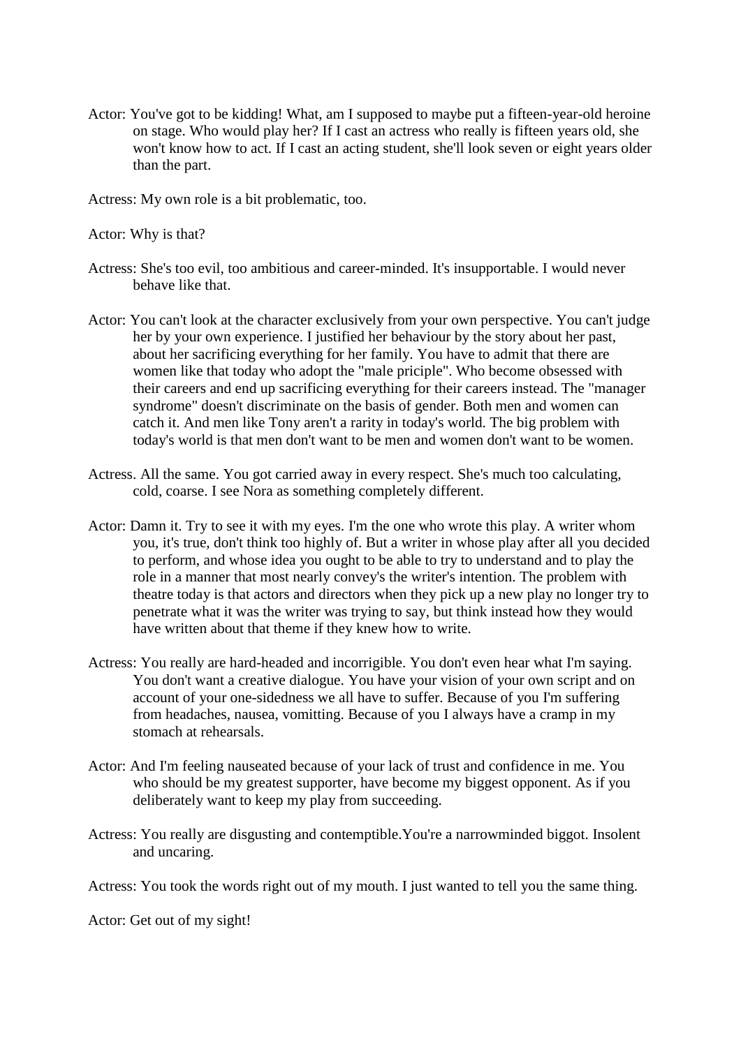Actor: You've got to be kidding! What, am I supposed to maybe put a fifteen-year-old heroine on stage. Who would play her? If I cast an actress who really is fifteen years old, she won't know how to act. If I cast an acting student, she'll look seven or eight years older than the part.

Actress: My own role is a bit problematic, too.

Actor: Why is that?

Actress: She's too evil, too ambitious and career-minded. It's insupportable. I would never behave like that.

Actor: You can't look at the character exclusively from your own perspective. You can't judge her by your own experience. I justified her behaviour by the story about her past, about her sacrificing everything for her family. You have to admit that there are women like that today who adopt the "male priciple". Who become obsessed with their careers and end up sacrificing everything for their careers instead. The "manager syndrome" doesn't discriminate on the basis of gender. Both men and women can catch it. And men like Tony aren't a rarity in today's world. The big problem with today's world is that men don't want to be men and women don't want to be women.

Actress. All the same. You got carried away in every respect. She's much too calculating, cold, coarse. I see Nora as something completely different.

Actor: Damn it. Try to see it with my eyes. I'm the one who wrote this play. A writer whom you, it's true, don't think too highly of. But a writer in whose play after all you decided to perform, and whose idea you ought to be able to try to understand and to play the role in a manner that most nearly convey's the writer's intention. The problem with theatre today is that actors and directors when they pick up a new play no longer try to penetrate what it was the writer was trying to say, but think instead how they would have written about that theme if they knew how to write.

Actress: You really are hard-headed and incorrigible. You don't even hear what I'm saying. You don't want a creative dialogue. You have your vision of your own script and on account of your one-sidedness we all have to suffer. Because of you I'm suffering from headaches, nausea, vomitting. Because of you I always have a cramp in my stomach at rehearsals.

Actor: And I'm feeling nauseated because of your lack of trust and confidence in me. You who should be my greatest supporter, have become my biggest opponent. As if you deliberately want to keep my play from succeeding.

Actress: You really are disgusting and contemptible.You're a narrowminded biggot. Insolent and uncaring.

Actress: You took the words right out of my mouth. I just wanted to tell you the same thing.

Actor: Get out of my sight!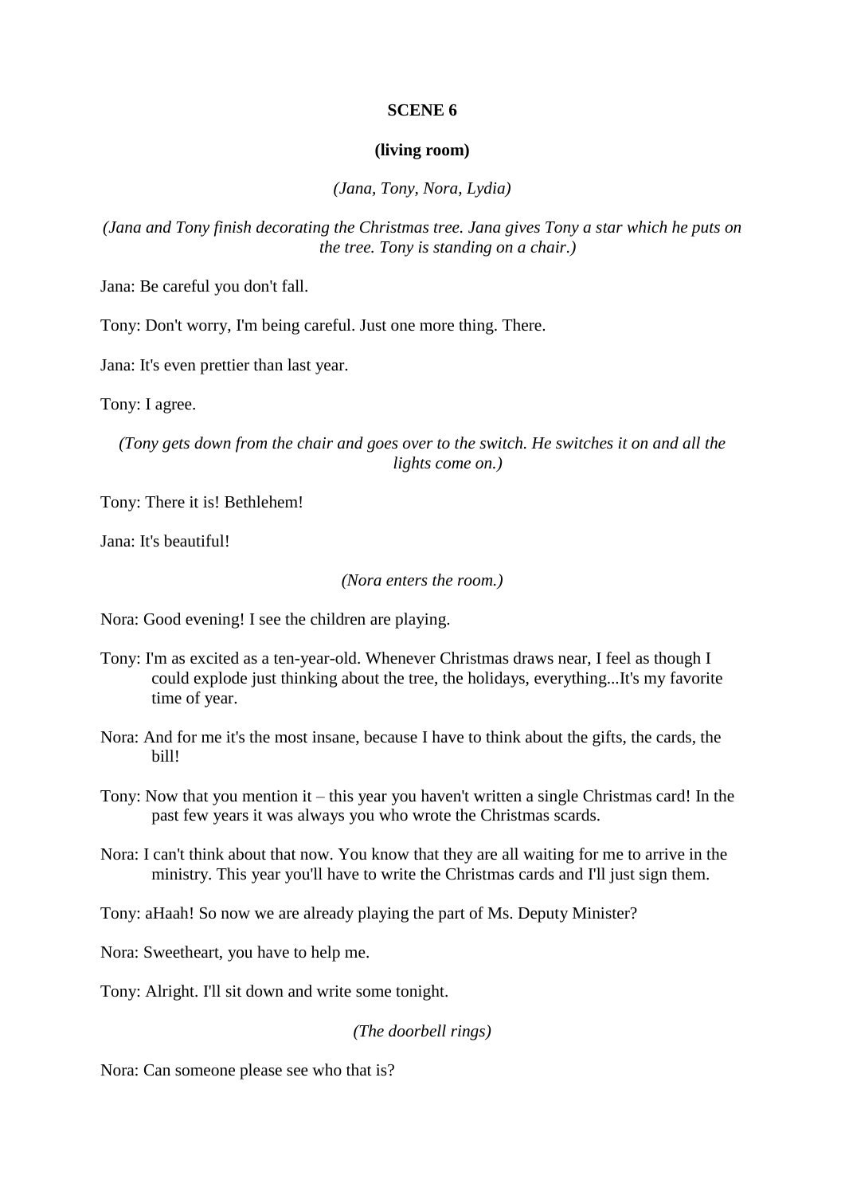**SCENE 6**

**(living room)**

*(Jana, Tony, Nora, Lydia)*

*(Jana and Tony finish decorating the Christmas tree. Jana gives Tony a star which he puts on the tree. Tony is standing on a chair.)*

Jana: Be careful you don't fall.

Tony: Don't worry, I'm being careful. Just one more thing. There.

Jana: It's even prettier than last year.

Tony: I agree.

*(Tony gets down from the chair and goes over to the switch. He switches it on and all the lights come on.)*

Tony: There it is! Bethlehem!

Jana: It's beautiful!

*(Nora enters the room.)*

Nora: Good evening! I see the children are playing.

Tony: I'm as excited as a ten-year-old. Whenever Christmas draws near, I feel as though I could explode just thinking about the tree, the holidays, everything...It's my favorite time of year.

Nora: And for me it's the most insane, because I have to think about the gifts, the cards, the bill!

Tony: Now that you mention it – this year you haven't written a single Christmas card! In the past few years it was always you who wrote the Christmas scards.

Nora: I can't think about that now. You know that they are all waiting for me to arrive in the ministry. This year you'll have to write the Christmas cards and I'll just sign them.

Tony: aHaah! So now we are already playing the part of Ms. Deputy Minister?

Nora: Sweetheart, you have to help me.

Tony: Alright. I'll sit down and write some tonight.

*(The doorbell rings)*

Nora: Can someone please see who that is?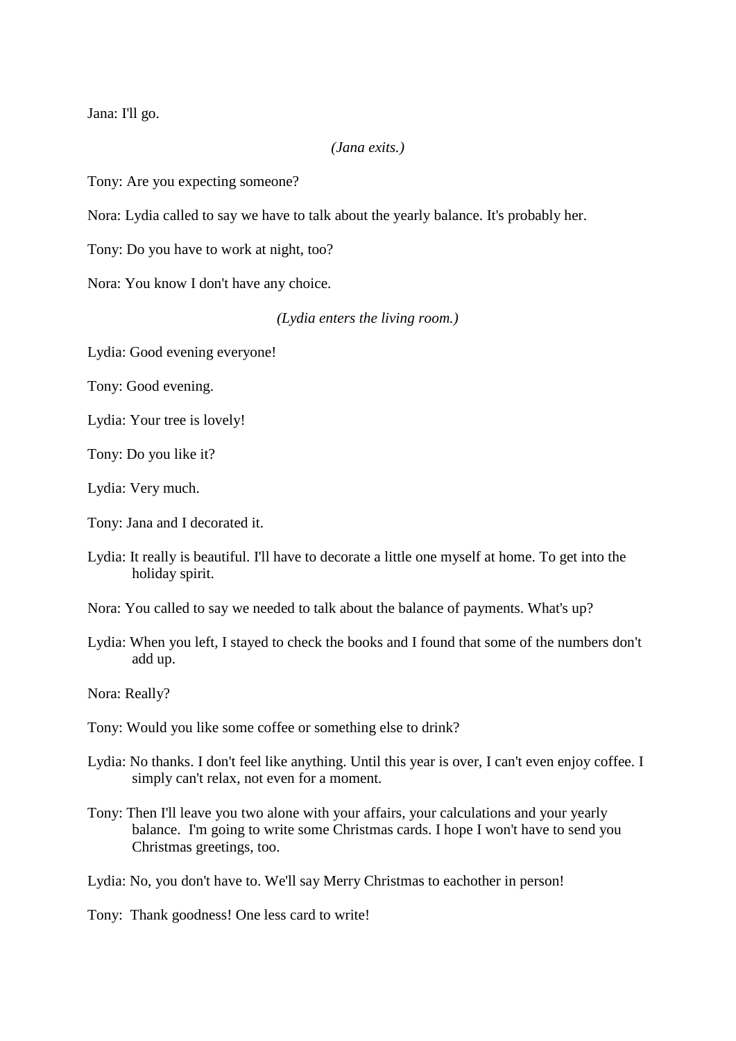Jana: I'll go.

*(Jana exits.)*

Tony: Are you expecting someone?

Nora: Lydia called to say we have to talk about the yearly balance. It's probably her.

Tony: Do you have to work at night, too?

Nora: You know I don't have any choice.

*(Lydia enters the living room.)*

Lydia: Good evening everyone!

Tony: Good evening.

Lydia: Your tree is lovely!

Tony: Do you like it?

Lydia: Very much.

Tony: Jana and I decorated it.

Lydia: It really is beautiful. I'll have to decorate a little one myself at home. To get into the holiday spirit.

Nora: You called to say we needed to talk about the balance of payments. What's up?

Lydia: When you left, I stayed to check the books and I found that some of the numbers don't add up.

Nora: Really?

Tony: Would you like some coffee or something else to drink?

Lydia: No thanks. I don't feel like anything. Until this year is over, I can't even enjoy coffee. I simply can't relax, not even for a moment.

Tony: Then I'll leave you two alone with your affairs, your calculations and your yearly balance. I'm going to write some Christmas cards. I hope I won't have to send you Christmas greetings, too.

Lydia: No, you don't have to. We'll say Merry Christmas to eachother in person!

Tony: Thank goodness! One less card to write!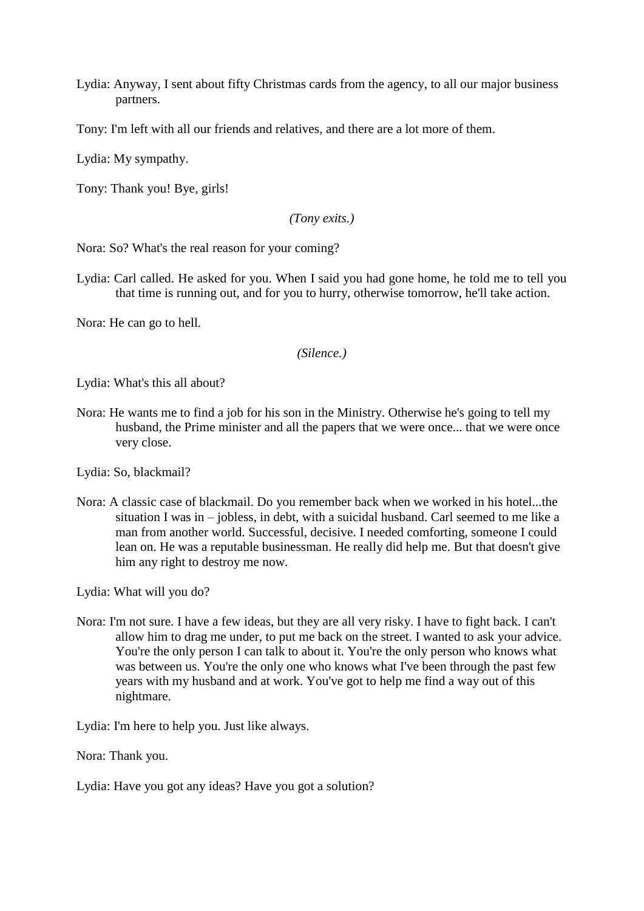Lydia: Anyway, I sent about fifty Christmas cards from the agency, to all our major business partners.

Tony: I'm left with all our friends and relatives, and there are a lot more of them.

Lydia: My sympathy.

Tony: Thank you! Bye, girls!

*(Tony exits.)*

Nora: So? What's the real reason for your coming?

Lydia: Carl called. He asked for you. When I said you had gone home, he told me to tell you that time is running out, and for you to hurry, otherwise tomorrow, he'll take action.

Nora: He can go to hell.

*(Silence.)*

Lydia: What's this all about?

Nora: He wants me to find a job for his son in the Ministry. Otherwise he's going to tell my husband, the Prime minister and all the papers that we were once... that we were once very close.

Lydia: So, blackmail?

Nora: A classic case of blackmail. Do you remember back when we worked in his hotel...the situation I was in – jobless, in debt, with a suicidal husband. Carl seemed to me like a man from another world. Successful, decisive. I needed comforting, someone I could lean on. He was a reputable businessman. He really did help me. But that doesn't give him any right to destroy me now.

Lydia: What will you do?

Nora: I'm not sure. I have a few ideas, but they are all very risky. I have to fight back. I can't allow him to drag me under, to put me back on the street. I wanted to ask your advice. You're the only person I can talk to about it. You're the only person who knows what was between us. You're the only one who knows what I've been through the past few years with my husband and at work. You've got to help me find a way out of this nightmare.

Lydia: I'm here to help you. Just like always.

Nora: Thank you.

Lydia: Have you got any ideas? Have you got a solution?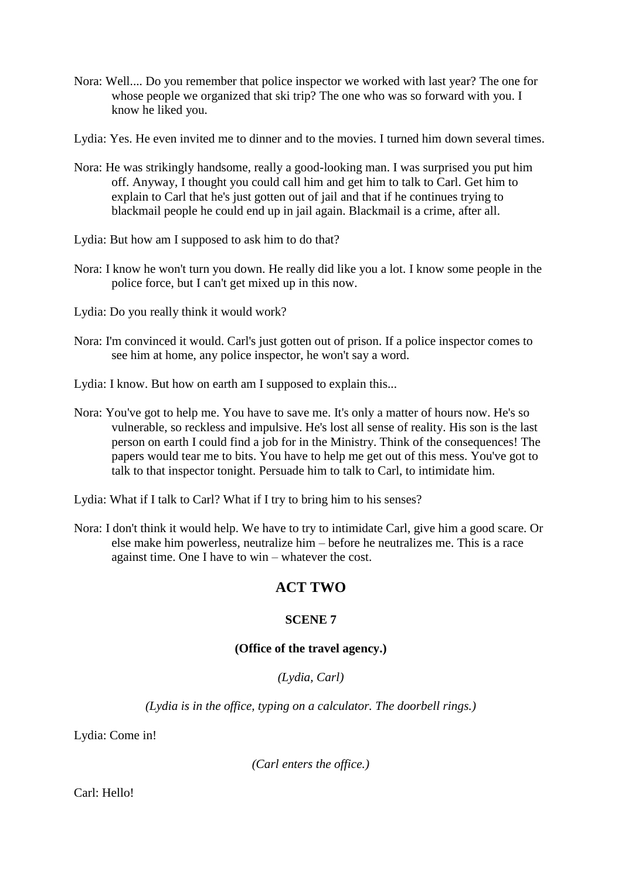Nora: Well.... Do you remember that police inspector we worked with last year? The one for whose people we organized that ski trip? The one who was so forward with you. I know he liked you.

Lydia: Yes. He even invited me to dinner and to the movies. I turned him down several times.

Nora: He was strikingly handsome, really a good-looking man. I was surprised you put him off. Anyway, I thought you could call him and get him to talk to Carl. Get him to explain to Carl that he's just gotten out of jail and that if he continues trying to blackmail people he could end up in jail again. Blackmail is a crime, after all.

Lydia: But how am I supposed to ask him to do that?

Nora: I know he won't turn you down. He really did like you a lot. I know some people in the police force, but I can't get mixed up in this now.

Lydia: Do you really think it would work?

Nora: I'm convinced it would. Carl's just gotten out of prison. If a police inspector comes to see him at home, any police inspector, he won't say a word.

Lydia: I know. But how on earth am I supposed to explain this...

Nora: You've got to help me. You have to save me. It's only a matter of hours now. He's so vulnerable, so reckless and impulsive. He's lost all sense of reality. His son is the last person on earth I could find a job for in the Ministry. Think of the consequences! The papers would tear me to bits. You have to help me get out of this mess. You've got to talk to that inspector tonight. Persuade him to talk to Carl, to intimidate him.

Lydia: What if I talk to Carl? What if I try to bring him to his senses?

Nora: I don't think it would help. We have to try to intimidate Carl, give him a good scare. Or else make him powerless, neutralize him – before he neutralizes me. This is a race against time. One I have to win – whatever the cost.

## ACT TWO

### SCENE 7

**(Office of the travel agency.)**

*(Lydia, Carl)*

*(Lydia is in the office, typing on a calculator. The doorbell rings.)*

Lydia: Come in!

*(Carl enters the office.)*

Carl: Hello!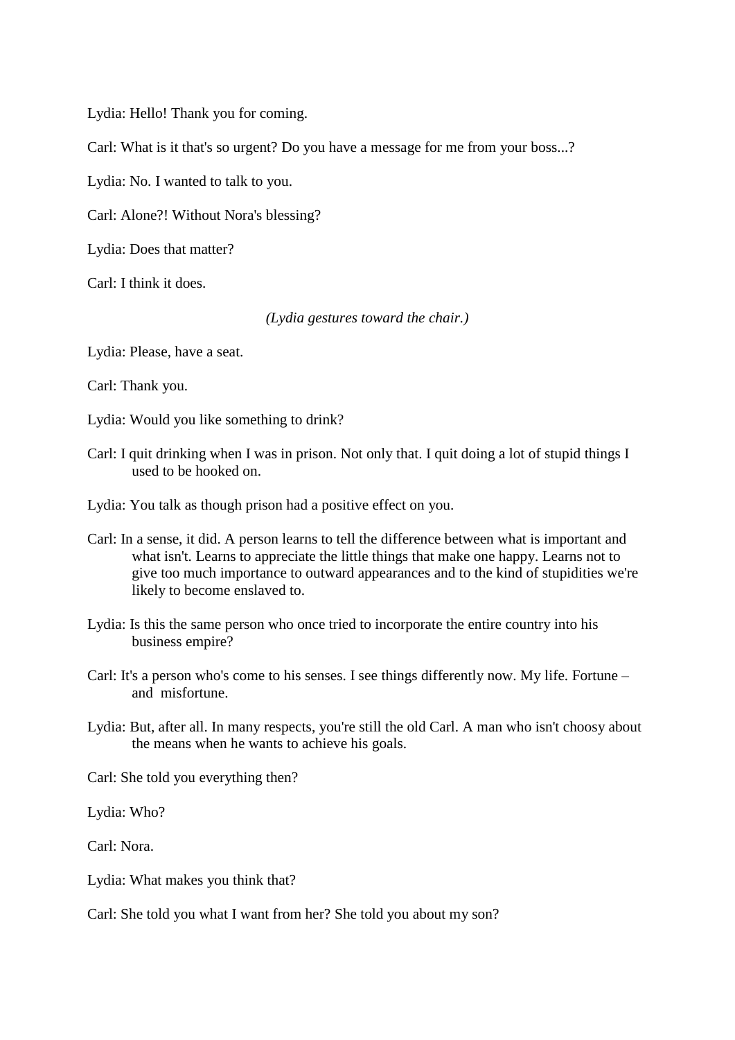Lydia: Hello! Thank you for coming.

Carl: What is it that's so urgent? Do you have a message for me from your boss...?

Lydia: No. I wanted to talk to you.

Carl: Alone?! Without Nora's blessing?

Lydia: Does that matter?

Carl: I think it does.

*(Lydia gestures toward the chair.)*

Lydia: Please, have a seat.

Carl: Thank you.

Lydia: Would you like something to drink?

Carl: I quit drinking when I was in prison. Not only that. I quit doing a lot of stupid things I used to be hooked on.

Lydia: You talk as though prison had a positive effect on you.

Carl: In a sense, it did. A person learns to tell the difference between what is important and what isn't. Learns to appreciate the little things that make one happy. Learns not to give too much importance to outward appearances and to the kind of stupidities we're likely to become enslaved to.

Lydia: Is this the same person who once tried to incorporate the entire country into his business empire?

Carl: It's a person who's come to his senses. I see things differently now. My life. Fortune – and misfortune.

Lydia: But, after all. In many respects, you're still the old Carl. A man who isn't choosy about the means when he wants to achieve his goals.

Carl: She told you everything then?

Lydia: Who?

Carl: Nora.

Lydia: What makes you think that?

Carl: She told you what I want from her? She told you about my son?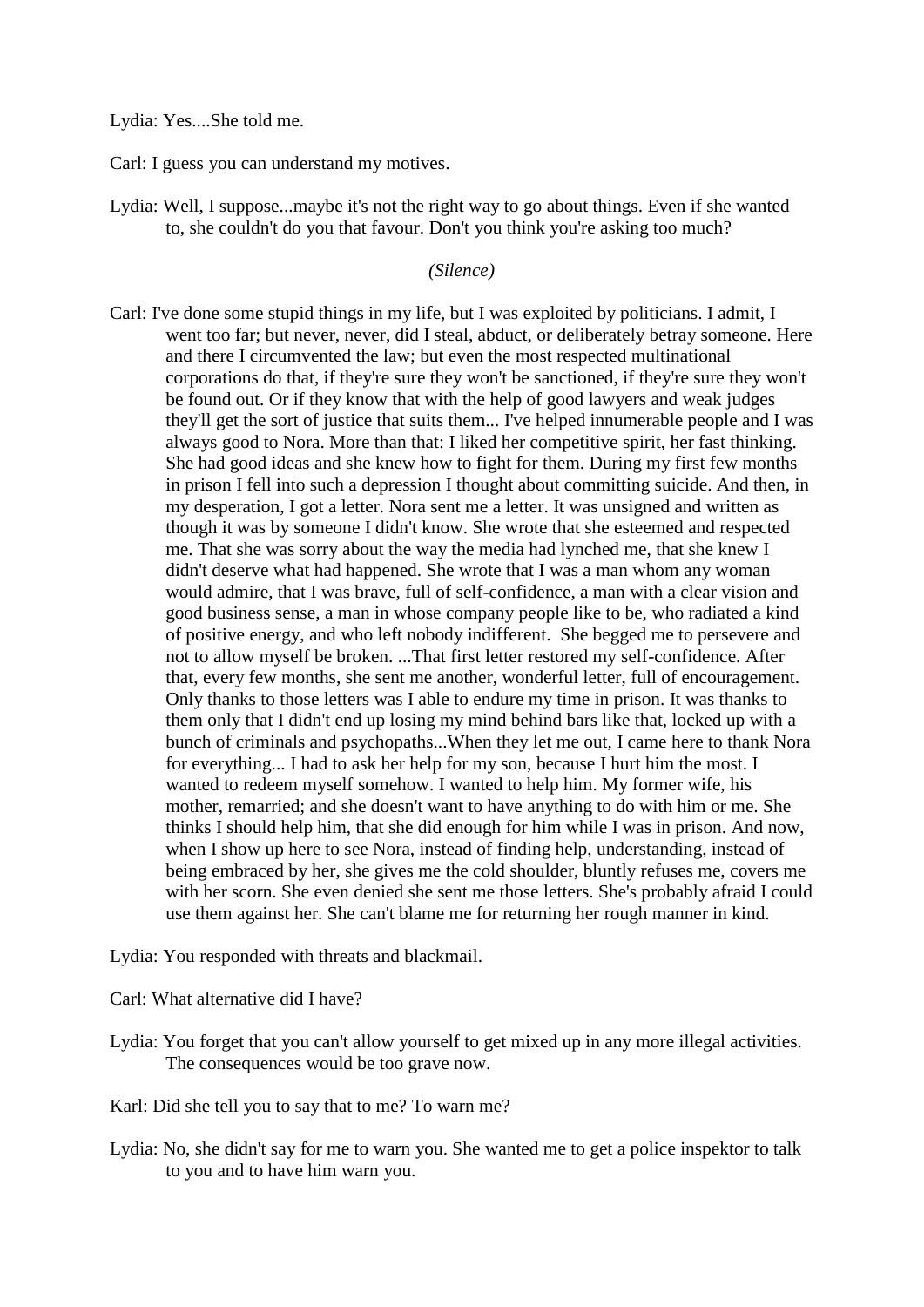Lydia: Yes....She told me.

Carl: I guess you can understand my motives.

Lydia: Well, I suppose...maybe it's not the right way to go about things. Even if she wanted to, she couldn't do you that favour. Don't you think you're asking too much?

*(Silence)*

Carl: I've done some stupid things in my life, but I was exploited by politicians. I admit, I went too far; but never, never, did I steal, abduct, or deliberately betray someone. Here and there I circumvented the law; but even the most respected multinational corporations do that, if they're sure they won't be sanctioned, if they're sure they won't be found out. Or if they know that with the help of good lawyers and weak judges they'll get the sort of justice that suits them... I've helped innumerable people and I was always good to Nora. More than that: I liked her competitive spirit, her fast thinking. She had good ideas and she knew how to fight for them. During my first few months in prison I fell into such a depression I thought about committing suicide. And then, in my desperation, I got a letter. Nora sent me a letter. It was unsigned and written as though it was by someone I didn't know. She wrote that she esteemed and respected me. That she was sorry about the way the media had lynched me, that she knew I didn't deserve what had happened. She wrote that I was a man whom any woman would admire, that I was brave, full of self-confidence, a man with a clear vision and good business sense, a man in whose company people like to be, who radiated a kind of positive energy, and who left nobody indifferent. She begged me to persevere and not to allow myself be broken. ...That first letter restored my self-confidence. After that, every few months, she sent me another, wonderful letter, full of encouragement. Only thanks to those letters was I able to endure my time in prison. It was thanks to them only that I didn't end up losing my mind behind bars like that, locked up with a bunch of criminals and psychopaths...When they let me out, I came here to thank Nora for everything... I had to ask her help for my son, because I hurt him the most. I wanted to redeem myself somehow. I wanted to help him. My former wife, his mother, remarried; and she doesn't want to have anything to do with him or me. She thinks I should help him, that she did enough for him while I was in prison. And now, when I show up here to see Nora, instead of finding help, understanding, instead of being embraced by her, she gives me the cold shoulder, bluntly refuses me, covers me with her scorn. She even denied she sent me those letters. She's probably afraid I could use them against her. She can't blame me for returning her rough manner in kind.

Lydia: You responded with threats and blackmail.

Carl: What alternative did I have?

Lydia: You forget that you can't allow yourself to get mixed up in any more illegal activities. The consequences would be too grave now.

Karl: Did she tell you to say that to me? To warn me?

Lydia: No, she didn't say for me to warn you. She wanted me to get a police inspektor to talk to you and to have him warn you.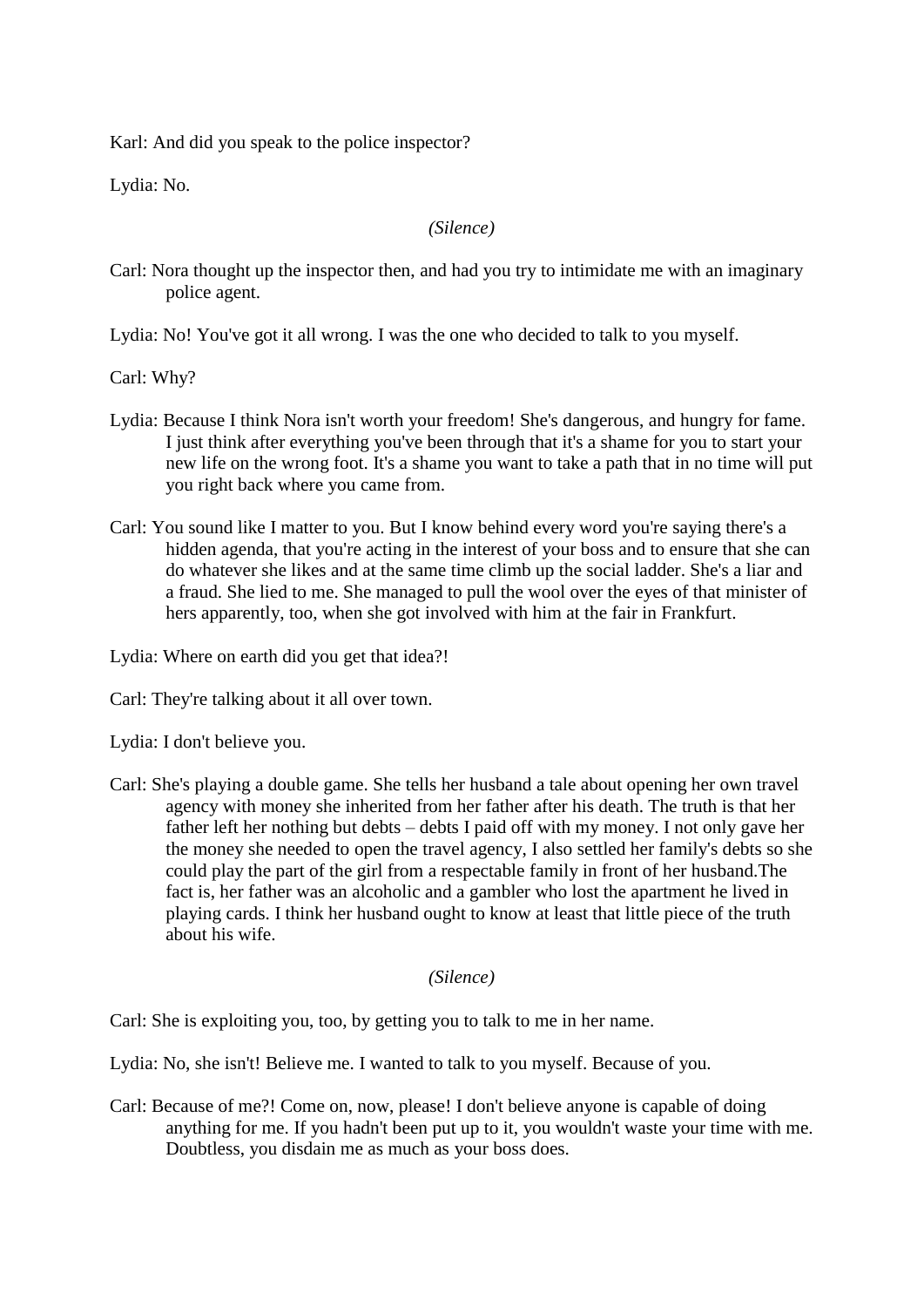Karl: And did you speak to the police inspector?

Lydia: No.

*(Silence)*

Carl: Nora thought up the inspector then, and had you try to intimidate me with an imaginary police agent.

Lydia: No! You've got it all wrong. I was the one who decided to talk to you myself.

Carl: Why?

Lydia: Because I think Nora isn't worth your freedom! She's dangerous, and hungry for fame. I just think after everything you've been through that it's a shame for you to start your new life on the wrong foot. It's a shame you want to take a path that in no time will put you right back where you came from.

Carl: You sound like I matter to you. But I know behind every word you're saying there's a hidden agenda, that you're acting in the interest of your boss and to ensure that she can do whatever she likes and at the same time climb up the social ladder. She's a liar and a fraud. She lied to me. She managed to pull the wool over the eyes of that minister of hers apparently, too, when she got involved with him at the fair in Frankfurt.

Lydia: Where on earth did you get that idea?!

Carl: They're talking about it all over town.

Lydia: I don't believe you.

Carl: She's playing a double game. She tells her husband a tale about opening her own travel agency with money she inherited from her father after his death. The truth is that her father left her nothing but debts – debts I paid off with my money. I not only gave her the money she needed to open the travel agency, I also settled her family's debts so she could play the part of the girl from a respectable family in front of her husband.The fact is, her father was an alcoholic and a gambler who lost the apartment he lived in playing cards. I think her husband ought to know at least that little piece of the truth about his wife.

*(Silence)*

Carl: She is exploiting you, too, by getting you to talk to me in her name.

Lydia: No, she isn't! Believe me. I wanted to talk to you myself. Because of you.

Carl: Because of me?! Come on, now, please! I don't believe anyone is capable of doing anything for me. If you hadn't been put up to it, you wouldn't waste your time with me. Doubtless, you disdain me as much as your boss does.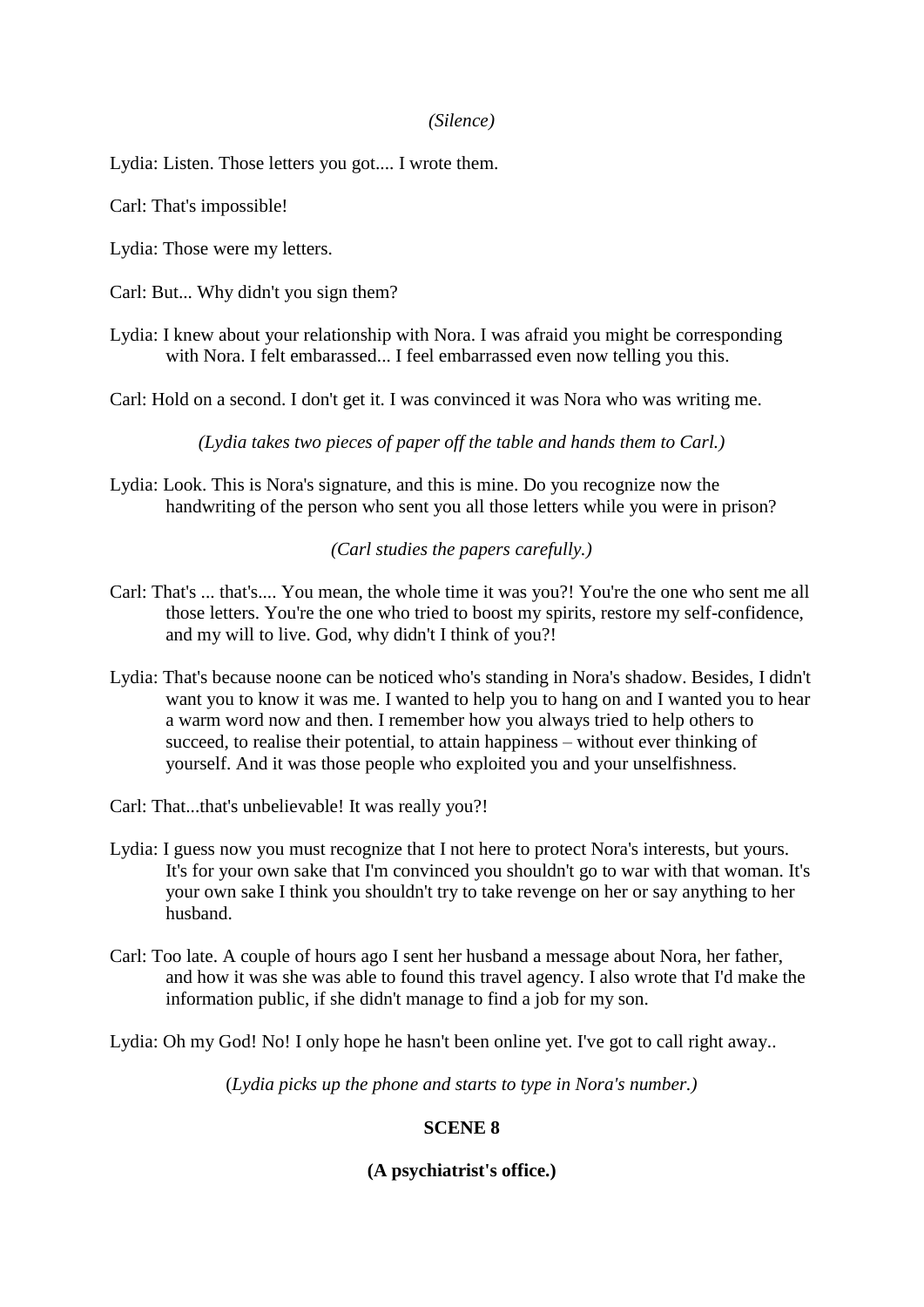*(Silence)*

Lydia: Listen. Those letters you got.... I wrote them.

Carl: That's impossible!

Lydia: Those were my letters.

Carl: But... Why didn't you sign them?

Lydia: I knew about your relationship with Nora. I was afraid you might be corresponding with Nora. I felt embarassed... I feel embarrassed even now telling you this.

Carl: Hold on a second. I don't get it. I was convinced it was Nora who was writing me.

*(Lydia takes two pieces of paper off the table and hands them to Carl.)*

Lydia: Look. This is Nora's signature, and this is mine. Do you recognize now the handwriting of the person who sent you all those letters while you were in prison?

*(Carl studies the papers carefully.)*

Carl: That's ... that's.... You mean, the whole time it was you?! You're the one who sent me all those letters. You're the one who tried to boost my spirits, restore my self-confidence, and my will to live. God, why didn't I think of you?!

Lydia: That's because noone can be noticed who's standing in Nora's shadow. Besides, I didn't want you to know it was me. I wanted to help you to hang on and I wanted you to hear a warm word now and then. I remember how you always tried to help others to succeed, to realise their potential, to attain happiness – without ever thinking of yourself. And it was those people who exploited you and your unselfishness.

Carl: That...that's unbelievable! It was really you?!

Lydia: I guess now you must recognize that I not here to protect Nora's interests, but yours. It's for your own sake that I'm convinced you shouldn't go to war with that woman. It's your own sake I think you shouldn't try to take revenge on her or say anything to her husband.

Carl: Too late. A couple of hours ago I sent her husband a message about Nora, her father, and how it was she was able to found this travel agency. I also wrote that I'd make the information public, if she didn't manage to find a job for my son.

Lydia: Oh my God! No! I only hope he hasn't been online yet. I've got to call right away..

(*Lydia picks up the phone and starts to type in Nora's number.)*

**SCENE 8**

**(A psychiatrist's office.)**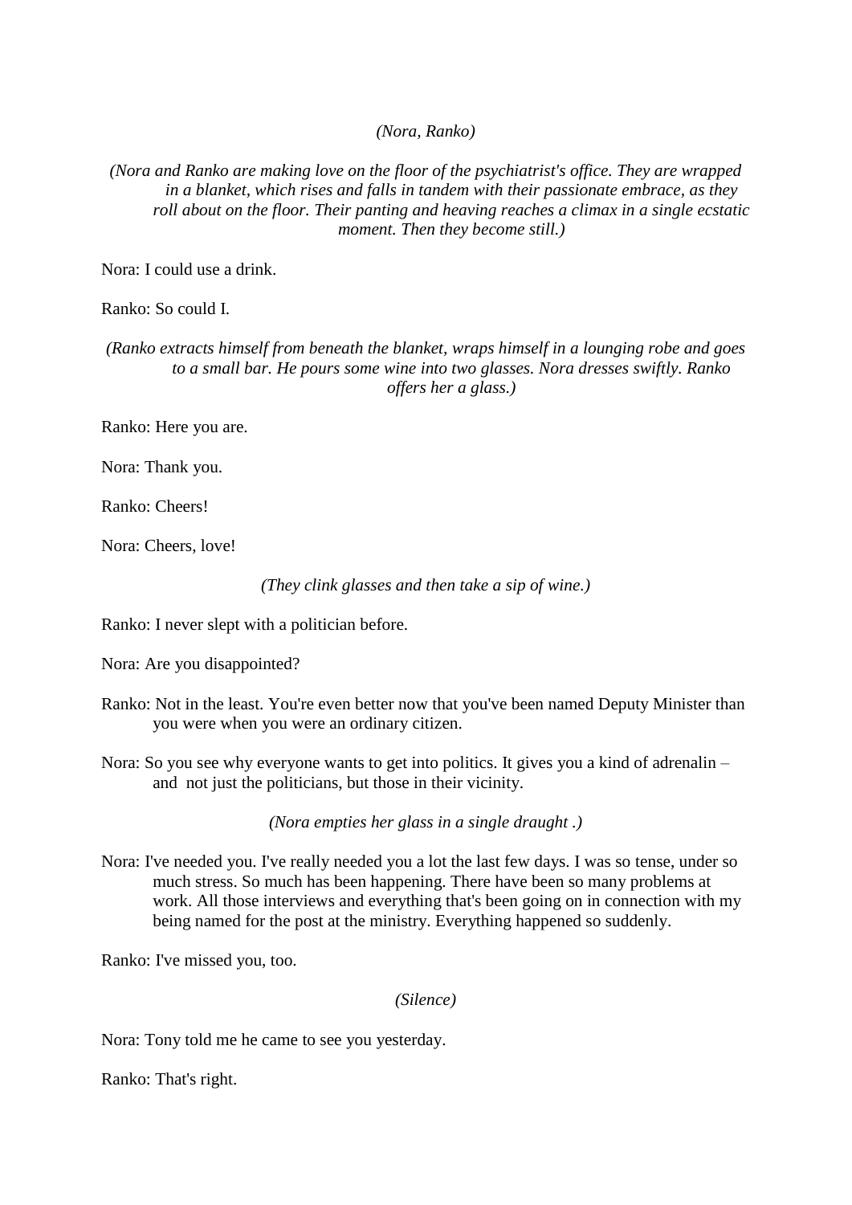*(Nora, Ranko)*

*(Nora and Ranko are making love on the floor of the psychiatrist's office. They are wrapped in a blanket, which rises and falls in tandem with their passionate embrace, as they roll about on the floor. Their panting and heaving reaches a climax in a single ecstatic moment. Then they become still.)*

Nora: I could use a drink.

Ranko: So could I.

*(Ranko extracts himself from beneath the blanket, wraps himself in a lounging robe and goes to a small bar. He pours some wine into two glasses. Nora dresses swiftly. Ranko offers her a glass.)*

Ranko: Here you are.

Nora: Thank you.

Ranko: Cheers!

Nora: Cheers, love!

*(They clink glasses and then take a sip of wine.)*

Ranko: I never slept with a politician before.

Nora: Are you disappointed?

Ranko: Not in the least. You're even better now that you've been named Deputy Minister than you were when you were an ordinary citizen.

Nora: So you see why everyone wants to get into politics. It gives you a kind of adrenalin – and not just the politicians, but those in their vicinity.

*(Nora empties her glass in a single draught .)*

Nora: I've needed you. I've really needed you a lot the last few days. I was so tense, under so much stress. So much has been happening. There have been so many problems at work. All those interviews and everything that's been going on in connection with my being named for the post at the ministry. Everything happened so suddenly.

Ranko: I've missed you, too.

*(Silence)*

Nora: Tony told me he came to see you yesterday.

Ranko: That's right.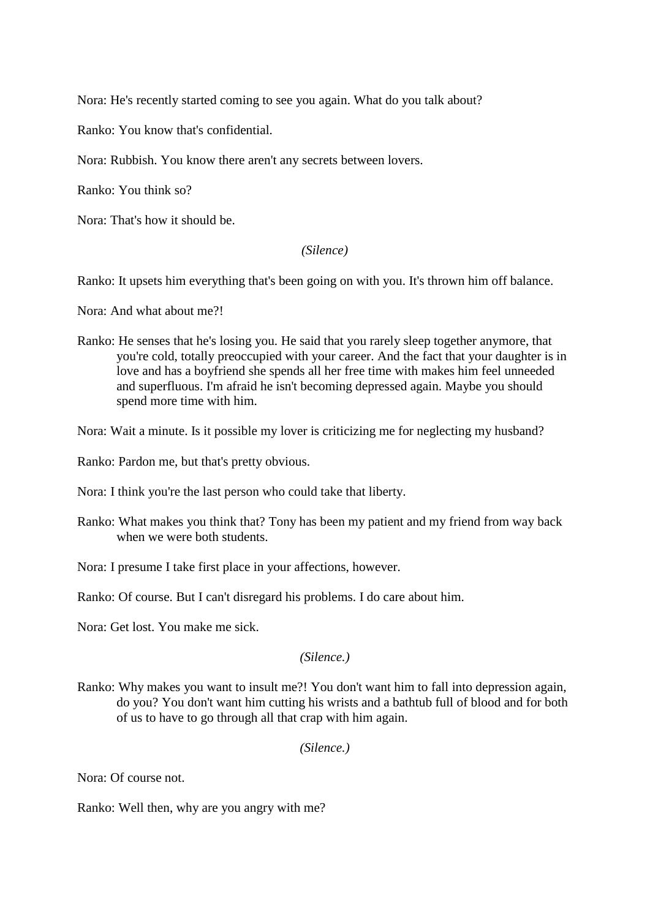Nora: He's recently started coming to see you again. What do you talk about?

Ranko: You know that's confidential.

Nora: Rubbish. You know there aren't any secrets between lovers.

Ranko: You think so?

Nora: That's how it should be.

*(Silence)*

Ranko: It upsets him everything that's been going on with you. It's thrown him off balance.

Nora: And what about me?!

Ranko: He senses that he's losing you. He said that you rarely sleep together anymore, that you're cold, totally preoccupied with your career. And the fact that your daughter is in love and has a boyfriend she spends all her free time with makes him feel unneeded and superfluous. I'm afraid he isn't becoming depressed again. Maybe you should spend more time with him.

Nora: Wait a minute. Is it possible my lover is criticizing me for neglecting my husband?

Ranko: Pardon me, but that's pretty obvious.

Nora: I think you're the last person who could take that liberty.

Ranko: What makes you think that? Tony has been my patient and my friend from way back when we were both students.

Nora: I presume I take first place in your affections, however.

Ranko: Of course. But I can't disregard his problems. I do care about him.

Nora: Get lost. You make me sick.

*(Silence.)*

Ranko: Why makes you want to insult me?! You don't want him to fall into depression again, do you? You don't want him cutting his wrists and a bathtub full of blood and for both of us to have to go through all that crap with him again.

*(Silence.)*

Nora: Of course not.

Ranko: Well then, why are you angry with me?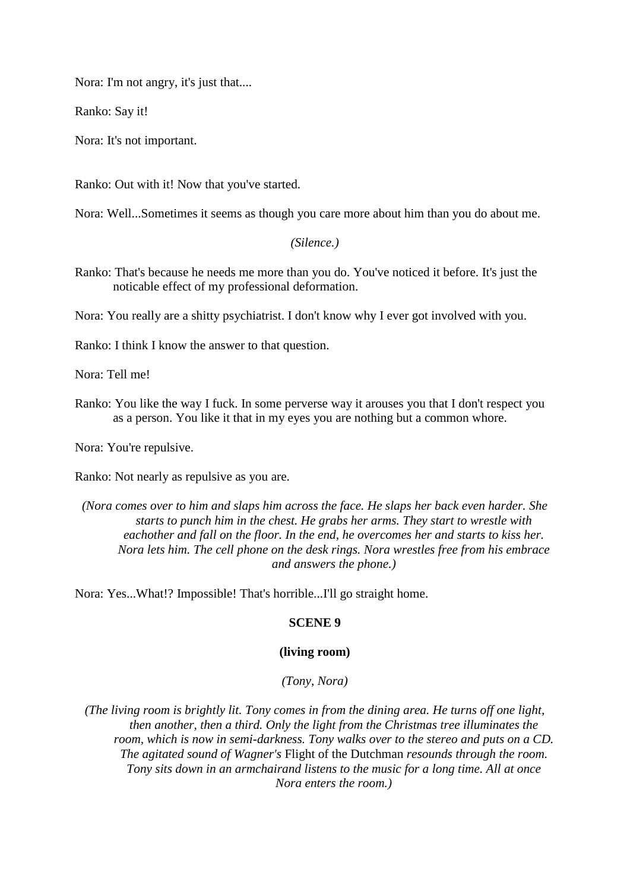Nora: I'm not angry, it's just that....

Ranko: Say it!

Nora: It's not important.

Ranko: Out with it! Now that you've started.

Nora: Well...Sometimes it seems as though you care more about him than you do about me.

*(Silence.)*

Ranko: That's because he needs me more than you do. You've noticed it before. It's just the noticable effect of my professional deformation.

Nora: You really are a shitty psychiatrist. I don't know why I ever got involved with you.

Ranko: I think I know the answer to that question.

Nora: Tell me!

Ranko: You like the way I fuck. In some perverse way it arouses you that I don't respect you as a person. You like it that in my eyes you are nothing but a common whore.

Nora: You're repulsive.

Ranko: Not nearly as repulsive as you are.

*(Nora comes over to him and slaps him across the face. He slaps her back even harder. She starts to punch him in the chest. He grabs her arms. They start to wrestle with eachother and fall on the floor. In the end, he overcomes her and starts to kiss her. Nora lets him. The cell phone on the desk rings. Nora wrestles free from his embrace and answers the phone.)*

Nora: Yes...What!? Impossible! That's horrible...I'll go straight home.

**SCENE 9**

**(living room)**

*(Tony, Nora)*

*(The living room is brightly lit. Tony comes in from the dining area. He turns off one light, then another, then a third. Only the light from the Christmas tree illuminates the room, which is now in semi-darkness. Tony walks over to the stereo and puts on a CD. The agitated sound of Wagner's* Flight of the Dutchman *resounds through the room. Tony sits down in an armchairand listens to the music for a long time. All at once Nora enters the room.)*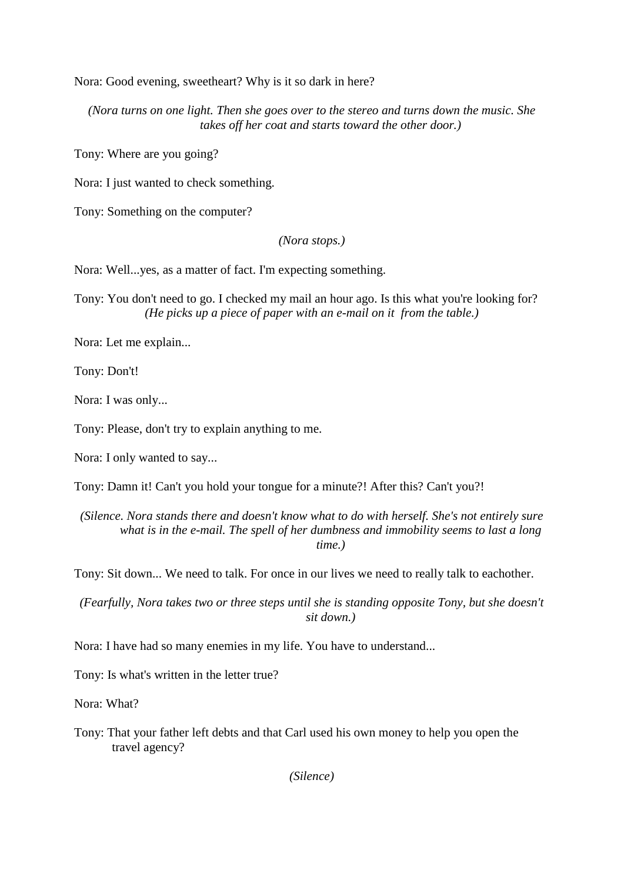Nora: Good evening, sweetheart? Why is it so dark in here?

*(Nora turns on one light. Then she goes over to the stereo and turns down the music. She takes off her coat and starts toward the other door.)*

Tony: Where are you going?

Nora: I just wanted to check something.

Tony: Something on the computer?

*(Nora stops.)*

Nora: Well...yes, as a matter of fact. I'm expecting something.

Tony: You don't need to go. I checked my mail an hour ago. Is this what you're looking for? *(He picks up a piece of paper with an e-mail on it from the table.)*

Nora: Let me explain...

Tony: Don't!

Nora: I was only...

Tony: Please, don't try to explain anything to me.

Nora: I only wanted to say...

Tony: Damn it! Can't you hold your tongue for a minute?! After this? Can't you?!

*(Silence. Nora stands there and doesn't know what to do with herself. She's not entirely sure what is in the e-mail. The spell of her dumbness and immobility seems to last a long time.)*

Tony: Sit down... We need to talk. For once in our lives we need to really talk to eachother.

*(Fearfully, Nora takes two or three steps until she is standing opposite Tony, but she doesn't sit down.)*

Nora: I have had so many enemies in my life. You have to understand...

Tony: Is what's written in the letter true?

Nora: What?

Tony: That your father left debts and that Carl used his own money to help you open the travel agency?

*(Silence)*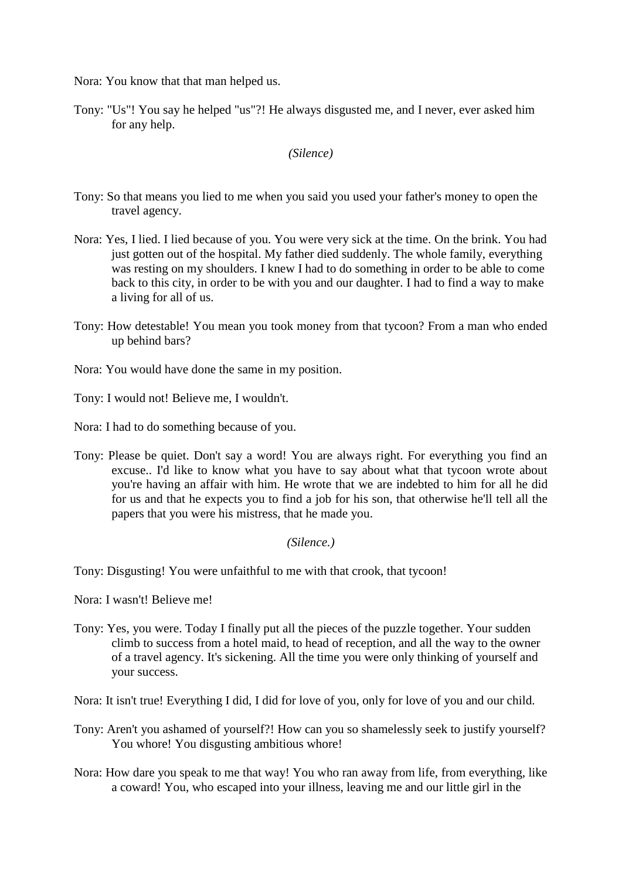Nora: You know that that man helped us.

Tony: "Us"! You say he helped "us"?! He always disgusted me, and I never, ever asked him for any help.

*(Silence)*

Tony: So that means you lied to me when you said you used your father's money to open the travel agency.

Nora: Yes, I lied. I lied because of you. You were very sick at the time. On the brink. You had just gotten out of the hospital. My father died suddenly. The whole family, everything was resting on my shoulders. I knew I had to do something in order to be able to come back to this city, in order to be with you and our daughter. I had to find a way to make a living for all of us.

Tony: How detestable! You mean you took money from that tycoon? From a man who ended up behind bars?

Nora: You would have done the same in my position.

Tony: I would not! Believe me, I wouldn't.

Nora: I had to do something because of you.

Tony: Please be quiet. Don't say a word! You are always right. For everything you find an excuse.. I'd like to know what you have to say about what that tycoon wrote about you're having an affair with him. He wrote that we are indebted to him for all he did for us and that he expects you to find a job for his son, that otherwise he'll tell all the papers that you were his mistress, that he made you.

*(Silence.)*

Tony: Disgusting! You were unfaithful to me with that crook, that tycoon!

Nora: I wasn't! Believe me!

Tony: Yes, you were. Today I finally put all the pieces of the puzzle together. Your sudden climb to success from a hotel maid, to head of reception, and all the way to the owner of a travel agency. It's sickening. All the time you were only thinking of yourself and your success.

Nora: It isn't true! Everything I did, I did for love of you, only for love of you and our child.

Tony: Aren't you ashamed of yourself?! How can you so shamelessly seek to justify yourself? You whore! You disgusting ambitious whore!

Nora: How dare you speak to me that way! You who ran away from life, from everything, like a coward! You, who escaped into your illness, leaving me and our little girl in the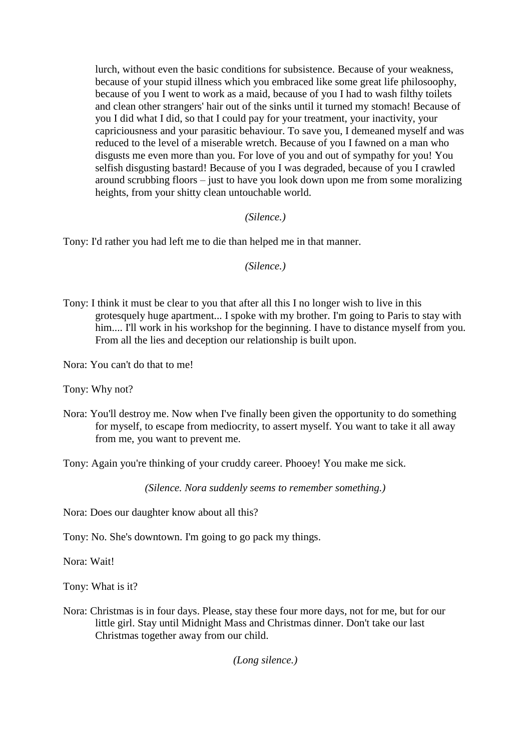lurch, without even the basic conditions for subsistence. Because of your weakness, because of your stupid illness which you embraced like some great life philosoophy, because of you I went to work as a maid, because of you I had to wash filthy toilets and clean other strangers' hair out of the sinks until it turned my stomach! Because of you I did what I did, so that I could pay for your treatment, your inactivity, your capriciousness and your parasitic behaviour. To save you, I demeaned myself and was reduced to the level of a miserable wretch. Because of you I fawned on a man who disgusts me even more than you. For love of you and out of sympathy for you! You selfish disgusting bastard! Because of you I was degraded, because of you I crawled around scrubbing floors – just to have you look down upon me from some moralizing heights, from your shitty clean untouchable world.

*(Silence.)*

Tony: I'd rather you had left me to die than helped me in that manner.

*(Silence.)*

Tony: I think it must be clear to you that after all this I no longer wish to live in this grotesquely huge apartment... I spoke with my brother. I'm going to Paris to stay with him.... I'll work in his workshop for the beginning. I have to distance myself from you. From all the lies and deception our relationship is built upon.

Nora: You can't do that to me!

Tony: Why not?

Nora: You'll destroy me. Now when I've finally been given the opportunity to do something for myself, to escape from mediocrity, to assert myself. You want to take it all away from me, you want to prevent me.

Tony: Again you're thinking of your cruddy career. Phooey! You make me sick.

*(Silence. Nora suddenly seems to remember something.)*

Nora: Does our daughter know about all this?

Tony: No. She's downtown. I'm going to go pack my things.

Nora: Wait!

Tony: What is it?

Nora: Christmas is in four days. Please, stay these four more days, not for me, but for our little girl. Stay until Midnight Mass and Christmas dinner. Don't take our last Christmas together away from our child.

*(Long silence.)*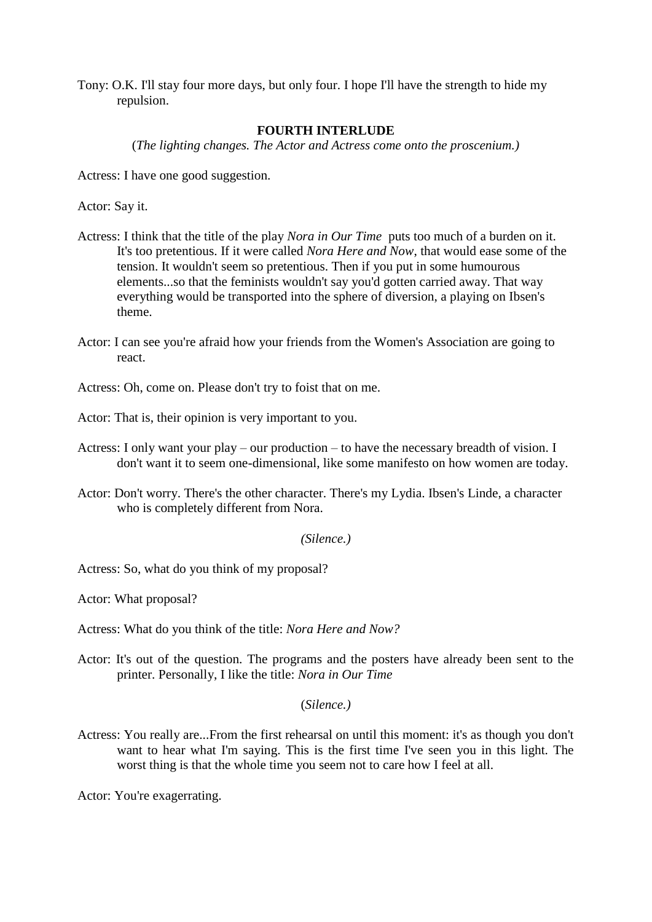Tony: O.K. I'll stay four more days, but only four. I hope I'll have the strength to hide my repulsion.

**FOURTH INTERLUDE**

(*The lighting changes. The Actor and Actress come onto the proscenium.)*

Actress: I have one good suggestion.

Actor: Say it.

Actress: I think that the title of the play *Nora in Our Time* puts too much of a burden on it. It's too pretentious. If it were called *Nora Here and Now*, that would ease some of the tension. It wouldn't seem so pretentious. Then if you put in some humourous elements...so that the feminists wouldn't say you'd gotten carried away. That way everything would be transported into the sphere of diversion, a playing on Ibsen's theme.

Actor: I can see you're afraid how your friends from the Women's Association are going to react.

Actress: Oh, come on. Please don't try to foist that on me.

Actor: That is, their opinion is very important to you.

Actress: I only want your play – our production – to have the necessary breadth of vision. I don't want it to seem one-dimensional, like some manifesto on how women are today.

Actor: Don't worry. There's the other character. There's my Lydia. Ibsen's Linde, a character who is completely different from Nora.

*(Silence.)*

Actress: So, what do you think of my proposal?

Actor: What proposal?

Actress: What do you think of the title: *Nora Here and Now?*

Actor: It's out of the question. The programs and the posters have already been sent to the printer. Personally, I like the title: *Nora in Our Time*

(*Silence.)*

Actress: You really are...From the first rehearsal on until this moment: it's as though you don't want to hear what I'm saying. This is the first time I've seen you in this light. The worst thing is that the whole time you seem not to care how I feel at all.

Actor: You're exagerrating.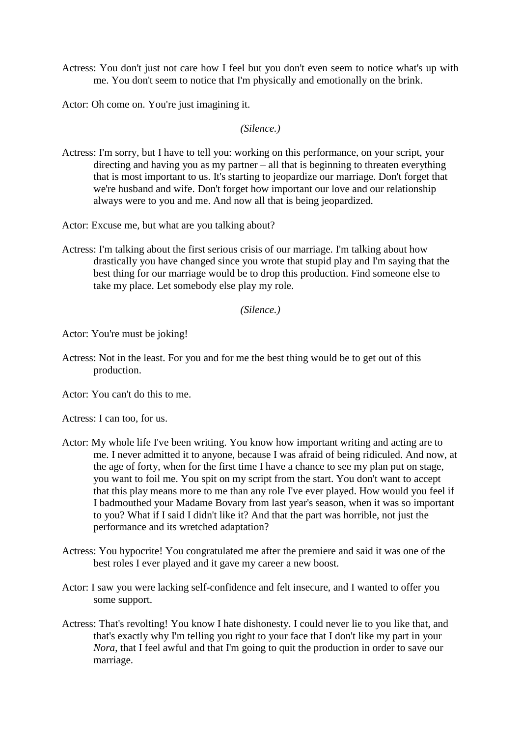Actress: You don't just not care how I feel but you don't even seem to notice what's up with me. You don't seem to notice that I'm physically and emotionally on the brink.

Actor: Oh come on. You're just imagining it.

*(Silence.)*

Actress: I'm sorry, but I have to tell you: working on this performance, on your script, your directing and having you as my partner – all that is beginning to threaten everything that is most important to us. It's starting to jeopardize our marriage. Don't forget that we're husband and wife. Don't forget how important our love and our relationship always were to you and me. And now all that is being jeopardized.

Actor: Excuse me, but what are you talking about?

Actress: I'm talking about the first serious crisis of our marriage. I'm talking about how drastically you have changed since you wrote that stupid play and I'm saying that the best thing for our marriage would be to drop this production. Find someone else to take my place. Let somebody else play my role.

*(Silence.)*

Actor: You're must be joking!

Actress: Not in the least. For you and for me the best thing would be to get out of this production.

Actor: You can't do this to me.

Actress: I can too, for us.

Actor: My whole life I've been writing. You know how important writing and acting are to me. I never admitted it to anyone, because I was afraid of being ridiculed. And now, at the age of forty, when for the first time I have a chance to see my plan put on stage, you want to foil me. You spit on my script from the start. You don't want to accept that this play means more to me than any role I've ever played. How would you feel if I badmouthed your Madame Bovary from last year's season, when it was so important to you? What if I said I didn't like it? And that the part was horrible, not just the performance and its wretched adaptation?

Actress: You hypocrite! You congratulated me after the premiere and said it was one of the best roles I ever played and it gave my career a new boost.

Actor: I saw you were lacking self-confidence and felt insecure, and I wanted to offer you some support.

Actress: That's revolting! You know I hate dishonesty. I could never lie to you like that, and that's exactly why I'm telling you right to your face that I don't like my part in your *Nora*, that I feel awful and that I'm going to quit the production in order to save our marriage.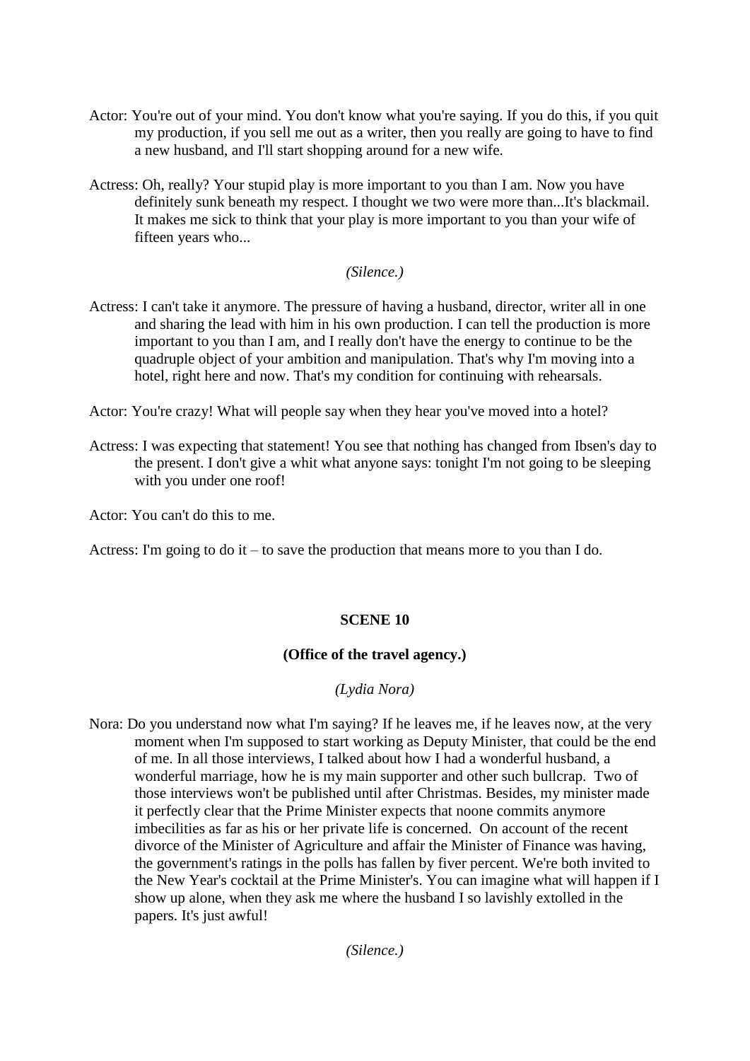Actor: You're out of your mind. You don't know what you're saying. If you do this, if you quit my production, if you sell me out as a writer, then you really are going to have to find a new husband, and I'll start shopping around for a new wife.

Actress: Oh, really? Your stupid play is more important to you than I am. Now you have definitely sunk beneath my respect. I thought we two were more than...It's blackmail. It makes me sick to think that your play is more important to you than your wife of fifteen years who...

*(Silence.)*

Actress: I can't take it anymore. The pressure of having a husband, director, writer all in one and sharing the lead with him in his own production. I can tell the production is more important to you than I am, and I really don't have the energy to continue to be the quadruple object of your ambition and manipulation. That's why I'm moving into a hotel, right here and now. That's my condition for continuing with rehearsals.

Actor: You're crazy! What will people say when they hear you've moved into a hotel?

Actress: I was expecting that statement! You see that nothing has changed from Ibsen's day to the present. I don't give a whit what anyone says: tonight I'm not going to be sleeping with you under one roof!

Actor: You can't do this to me.

Actress: I'm going to do it – to save the production that means more to you than I do.

**SCENE 10**

**(Office of the travel agency.)**

*(Lydia Nora)*

Nora: Do you understand now what I'm saying? If he leaves me, if he leaves now, at the very moment when I'm supposed to start working as Deputy Minister, that could be the end of me. In all those interviews, I talked about how I had a wonderful husband, a wonderful marriage, how he is my main supporter and other such bullcrap. Two of those interviews won't be published until after Christmas. Besides, my minister made it perfectly clear that the Prime Minister expects that noone commits anymore imbecilities as far as his or her private life is concerned. On account of the recent divorce of the Minister of Agriculture and affair the Minister of Finance was having, the government's ratings in the polls has fallen by fiver percent. We're both invited to the New Year's cocktail at the Prime Minister's. You can imagine what will happen if I show up alone, when they ask me where the husband I so lavishly extolled in the papers. It's just awful!

*(Silence.)*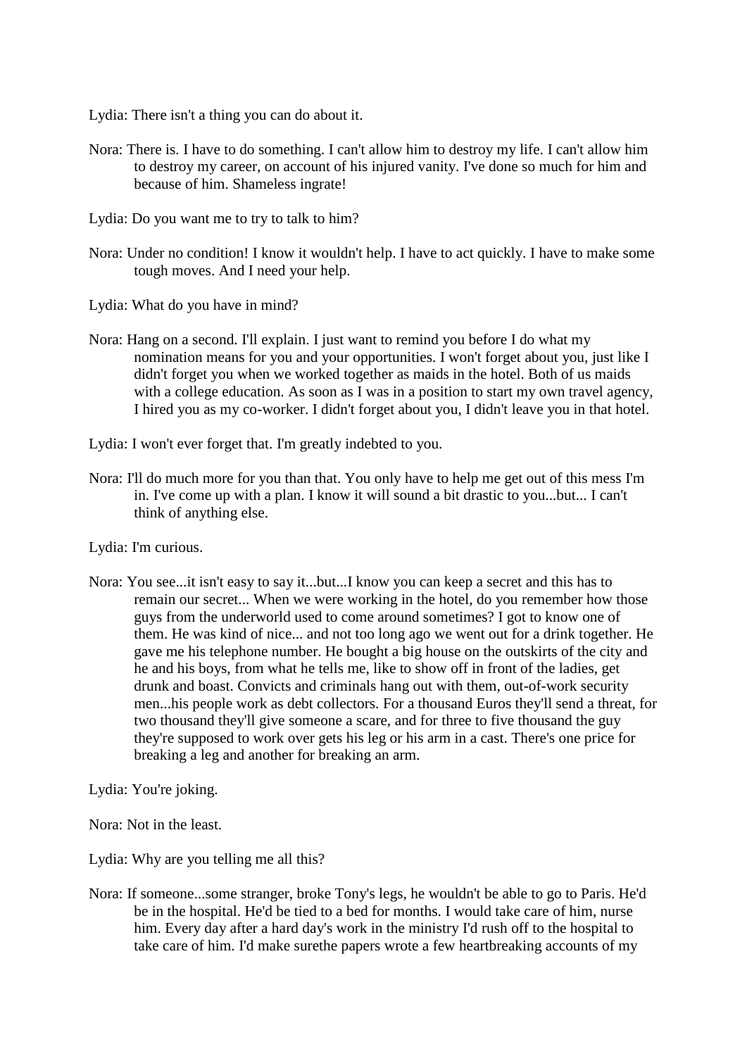Lydia: There isn't a thing you can do about it.

Nora: There is. I have to do something. I can't allow him to destroy my life. I can't allow him to destroy my career, on account of his injured vanity. I've done so much for him and because of him. Shameless ingrate!

Lydia: Do you want me to try to talk to him?

Nora: Under no condition! I know it wouldn't help. I have to act quickly. I have to make some tough moves. And I need your help.

Lydia: What do you have in mind?

Nora: Hang on a second. I'll explain. I just want to remind you before I do what my nomination means for you and your opportunities. I won't forget about you, just like I didn't forget you when we worked together as maids in the hotel. Both of us maids with a college education. As soon as I was in a position to start my own travel agency, I hired you as my co-worker. I didn't forget about you, I didn't leave you in that hotel.

Lydia: I won't ever forget that. I'm greatly indebted to you.

Nora: I'll do much more for you than that. You only have to help me get out of this mess I'm in. I've come up with a plan. I know it will sound a bit drastic to you...but... I can't think of anything else.

Lydia: I'm curious.

Nora: You see...it isn't easy to say it...but...I know you can keep a secret and this has to remain our secret... When we were working in the hotel, do you remember how those guys from the underworld used to come around sometimes? I got to know one of them. He was kind of nice... and not too long ago we went out for a drink together. He gave me his telephone number. He bought a big house on the outskirts of the city and he and his boys, from what he tells me, like to show off in front of the ladies, get drunk and boast. Convicts and criminals hang out with them, out-of-work security men...his people work as debt collectors. For a thousand Euros they'll send a threat, for two thousand they'll give someone a scare, and for three to five thousand the guy they're supposed to work over gets his leg or his arm in a cast. There's one price for breaking a leg and another for breaking an arm.

Lydia: You're joking.

Nora: Not in the least.

Lydia: Why are you telling me all this?

Nora: If someone...some stranger, broke Tony's legs, he wouldn't be able to go to Paris. He'd be in the hospital. He'd be tied to a bed for months. I would take care of him, nurse him. Every day after a hard day's work in the ministry I'd rush off to the hospital to take care of him. I'd make surethe papers wrote a few heartbreaking accounts of my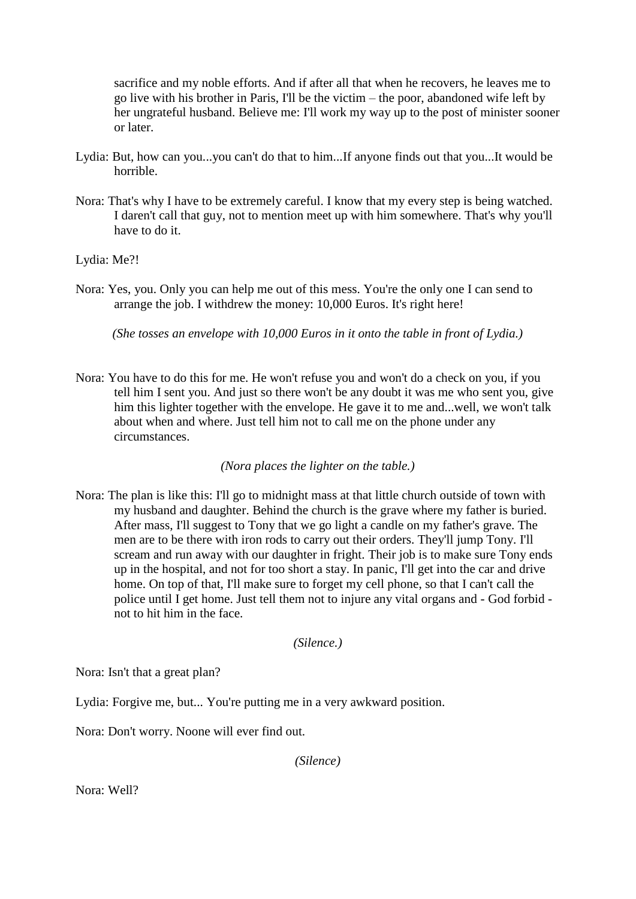sacrifice and my noble efforts. And if after all that when he recovers, he leaves me to go live with his brother in Paris, I'll be the victim – the poor, abandoned wife left by her ungrateful husband. Believe me: I'll work my way up to the post of minister sooner or later.

Lydia: But, how can you...you can't do that to him...If anyone finds out that you...It would be horrible.

Nora: That's why I have to be extremely careful. I know that my every step is being watched. I daren't call that guy, not to mention meet up with him somewhere. That's why you'll have to do it.

Lydia: Me?!

Nora: Yes, you. Only you can help me out of this mess. You're the only one I can send to arrange the job. I withdrew the money: 10,000 Euros. It's right here!

*(She tosses an envelope with 10,000 Euros in it onto the table in front of Lydia.)*

Nora: You have to do this for me. He won't refuse you and won't do a check on you, if you tell him I sent you. And just so there won't be any doubt it was me who sent you, give him this lighter together with the envelope. He gave it to me and...well, we won't talk about when and where. Just tell him not to call me on the phone under any circumstances.

*(Nora places the lighter on the table.)*

Nora: The plan is like this: I'll go to midnight mass at that little church outside of town with my husband and daughter. Behind the church is the grave where my father is buried. After mass, I'll suggest to Tony that we go light a candle on my father's grave. The men are to be there with iron rods to carry out their orders. They'll jump Tony. I'll scream and run away with our daughter in fright. Their job is to make sure Tony ends up in the hospital, and not for too short a stay. In panic, I'll get into the car and drive home. On top of that, I'll make sure to forget my cell phone, so that I can't call the police until I get home. Just tell them not to injure any vital organs and - God forbid - not to hit him in the face.

*(Silence.)*

Nora: Isn't that a great plan?

Lydia: Forgive me, but... You're putting me in a very awkward position.

Nora: Don't worry. Noone will ever find out.

*(Silence)*

Nora: Well?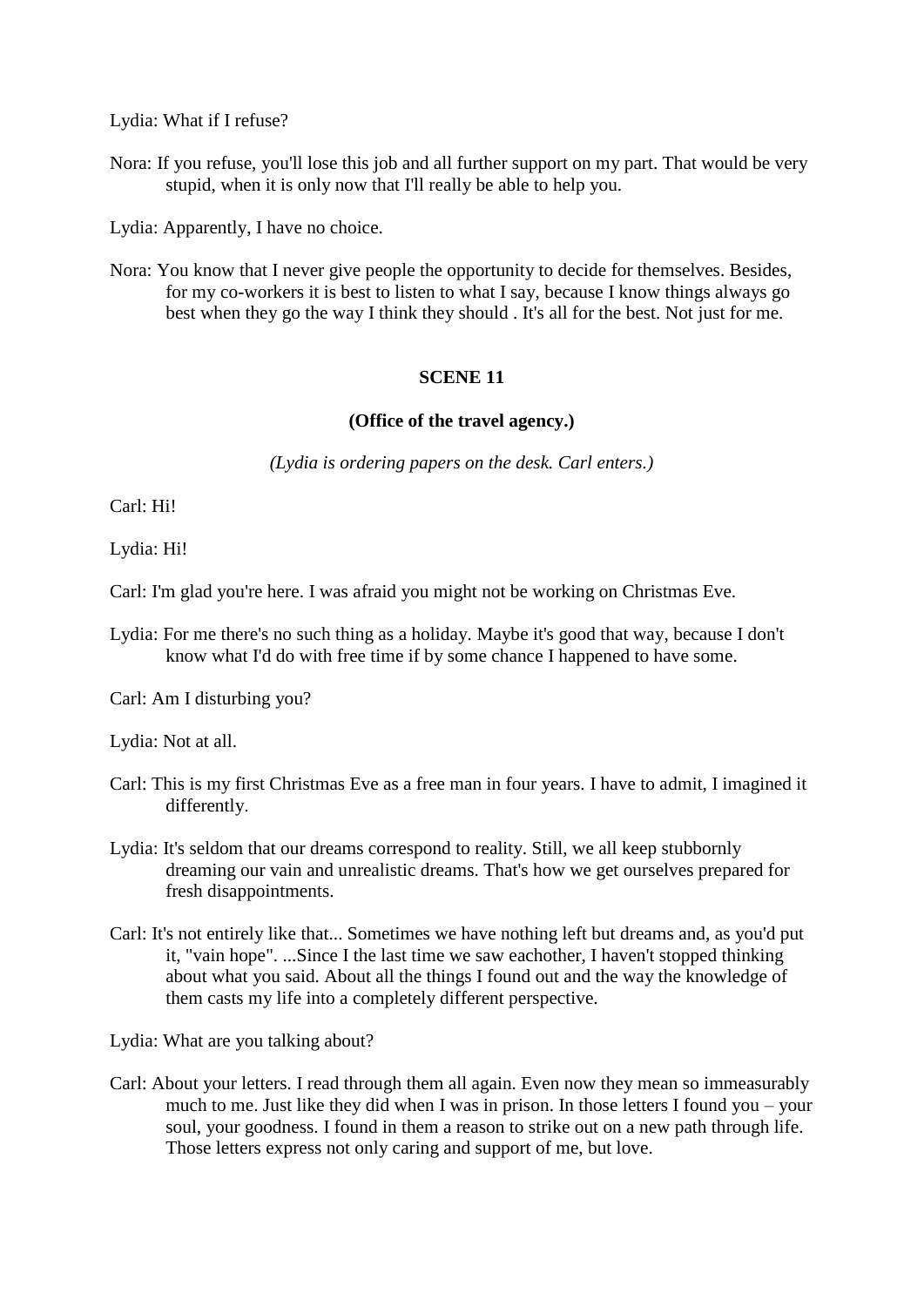Lydia: What if I refuse?

Nora: If you refuse, you'll lose this job and all further support on my part. That would be very stupid, when it is only now that I'll really be able to help you.

Lydia: Apparently, I have no choice.

Nora: You know that I never give people the opportunity to decide for themselves. Besides, for my co-workers it is best to listen to what I say, because I know things always go best when they go the way I think they should . It's all for the best. Not just for me.

**SCENE 11**

**(Office of the travel agency.)**

*(Lydia is ordering papers on the desk. Carl enters.)*

Carl: Hi!

Lydia: Hi!

Carl: I'm glad you're here. I was afraid you might not be working on Christmas Eve.

Lydia: For me there's no such thing as a holiday. Maybe it's good that way, because I don't know what I'd do with free time if by some chance I happened to have some.

Carl: Am I disturbing you?

Lydia: Not at all.

Carl: This is my first Christmas Eve as a free man in four years. I have to admit, I imagined it differently.

Lydia: It's seldom that our dreams correspond to reality. Still, we all keep stubbornly dreaming our vain and unrealistic dreams. That's how we get ourselves prepared for fresh disappointments.

Carl: It's not entirely like that... Sometimes we have nothing left but dreams and, as you'd put it, "vain hope". ...Since I the last time we saw eachother, I haven't stopped thinking about what you said. About all the things I found out and the way the knowledge of them casts my life into a completely different perspective.

Lydia: What are you talking about?

Carl: About your letters. I read through them all again. Even now they mean so immeasurably much to me. Just like they did when I was in prison. In those letters I found you – your soul, your goodness. I found in them a reason to strike out on a new path through life. Those letters express not only caring and support of me, but love.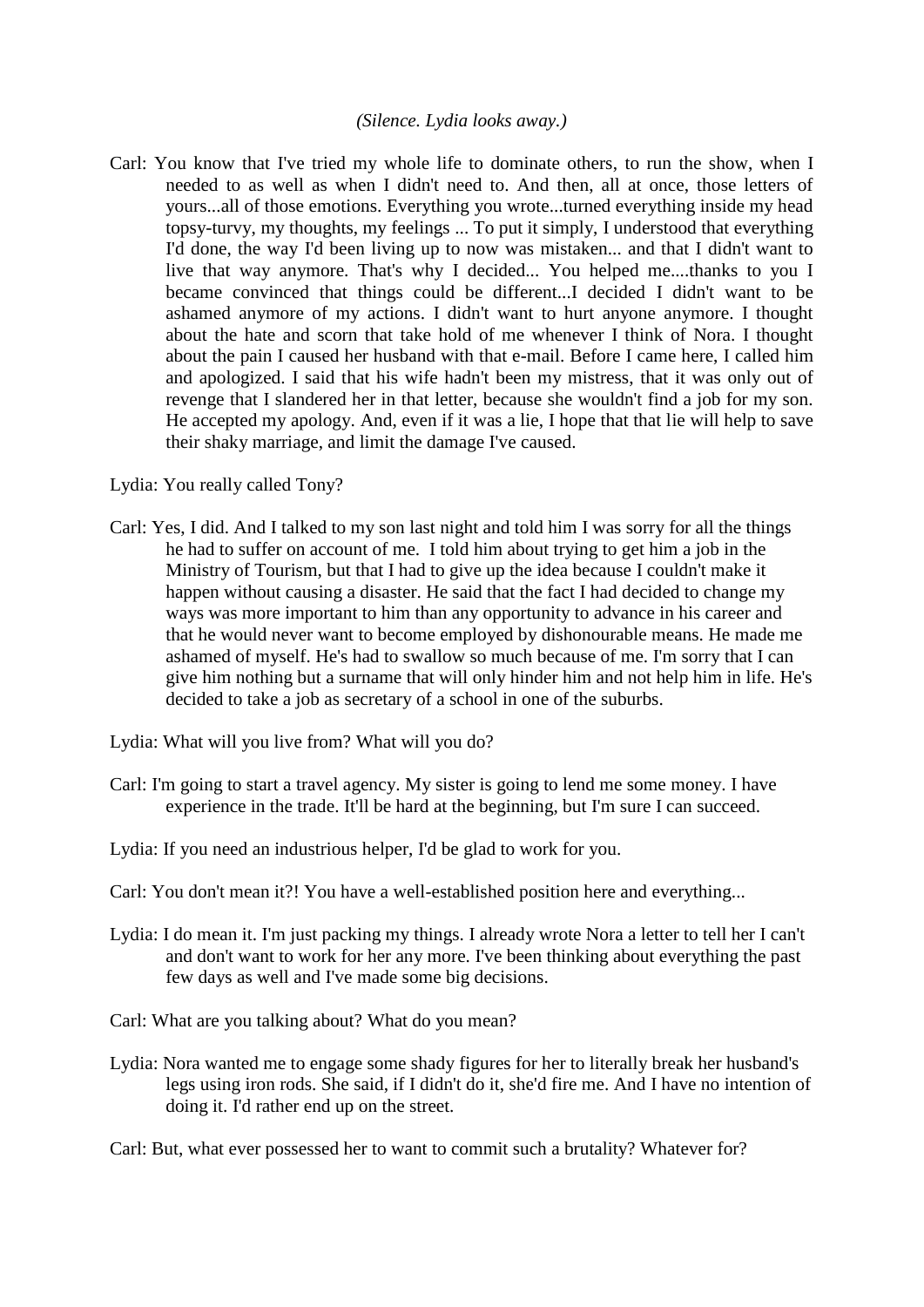*(Silence. Lydia looks away.)*

Carl: You know that I've tried my whole life to dominate others, to run the show, when I needed to as well as when I didn't need to. And then, all at once, those letters of yours...all of those emotions. Everything you wrote...turned everything inside my head topsy-turvy, my thoughts, my feelings ... To put it simply, I understood that everything I'd done, the way I'd been living up to now was mistaken... and that I didn't want to live that way anymore. That's why I decided... You helped me....thanks to you I became convinced that things could be different...I decided I didn't want to be ashamed anymore of my actions. I didn't want to hurt anyone anymore. I thought about the hate and scorn that take hold of me whenever I think of Nora. I thought about the pain I caused her husband with that e-mail. Before I came here, I called him and apologized. I said that his wife hadn't been my mistress, that it was only out of revenge that I slandered her in that letter, because she wouldn't find a job for my son. He accepted my apology. And, even if it was a lie, I hope that that lie will help to save their shaky marriage, and limit the damage I've caused.

Lydia: You really called Tony?

Carl: Yes, I did. And I talked to my son last night and told him I was sorry for all the things he had to suffer on account of me. I told him about trying to get him a job in the Ministry of Tourism, but that I had to give up the idea because I couldn't make it happen without causing a disaster. He said that the fact I had decided to change my ways was more important to him than any opportunity to advance in his career and that he would never want to become employed by dishonourable means. He made me ashamed of myself. He's had to swallow so much because of me. I'm sorry that I can give him nothing but a surname that will only hinder him and not help him in life. He's decided to take a job as secretary of a school in one of the suburbs.

Lydia: What will you live from? What will you do?

Carl: I'm going to start a travel agency. My sister is going to lend me some money. I have experience in the trade. It'll be hard at the beginning, but I'm sure I can succeed.

Lydia: If you need an industrious helper, I'd be glad to work for you.

Carl: You don't mean it?! You have a well-established position here and everything...

Lydia: I do mean it. I'm just packing my things. I already wrote Nora a letter to tell her I can't and don't want to work for her any more. I've been thinking about everything the past few days as well and I've made some big decisions.

Carl: What are you talking about? What do you mean?

Lydia: Nora wanted me to engage some shady figures for her to literally break her husband's legs using iron rods. She said, if I didn't do it, she'd fire me. And I have no intention of doing it. I'd rather end up on the street.

Carl: But, what ever possessed her to want to commit such a brutality? Whatever for?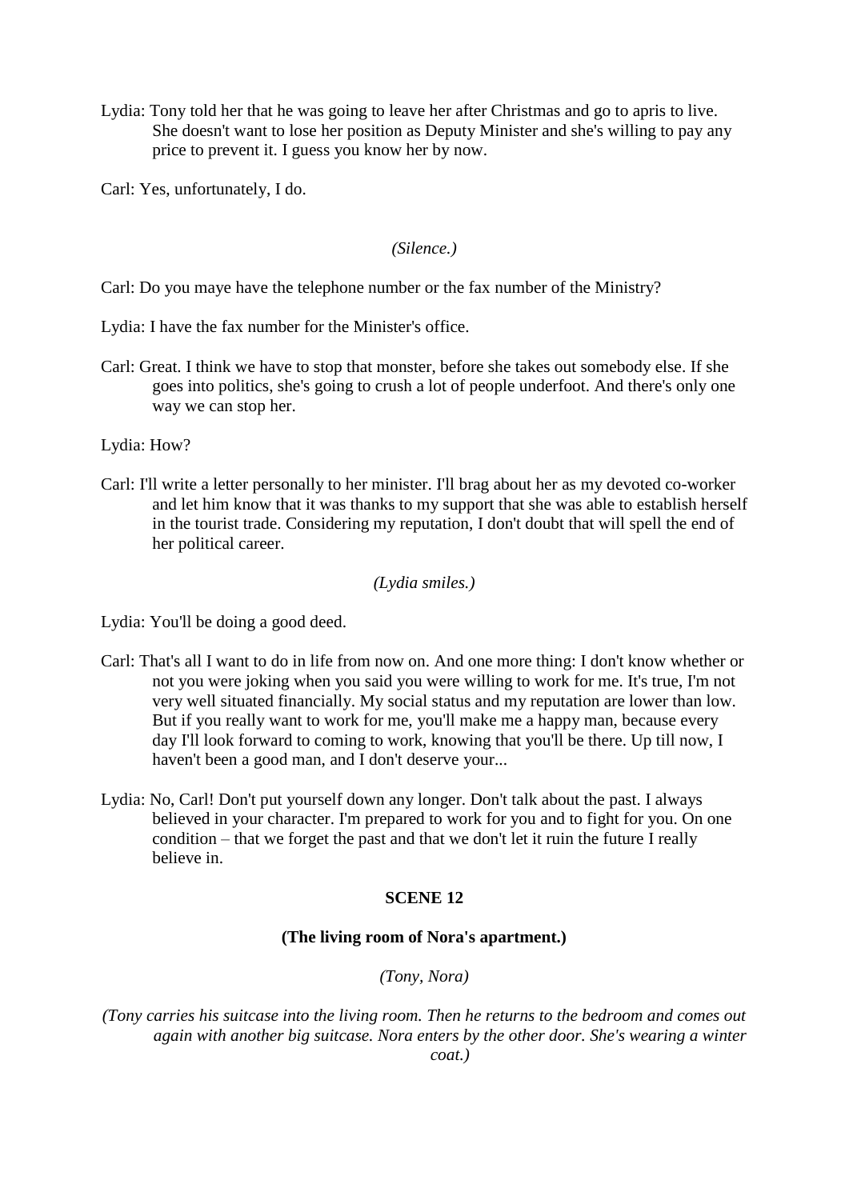Lydia: Tony told her that he was going to leave her after Christmas and go to apris to live. She doesn't want to lose her position as Deputy Minister and she's willing to pay any price to prevent it. I guess you know her by now.

Carl: Yes, unfortunately, I do.

*(Silence.)*

Carl: Do you maye have the telephone number or the fax number of the Ministry?

Lydia: I have the fax number for the Minister's office.

Carl: Great. I think we have to stop that monster, before she takes out somebody else. If she goes into politics, she's going to crush a lot of people underfoot. And there's only one way we can stop her.

Lydia: How?

Carl: I'll write a letter personally to her minister. I'll brag about her as my devoted co-worker and let him know that it was thanks to my support that she was able to establish herself in the tourist trade. Considering my reputation, I don't doubt that will spell the end of her political career.

*(Lydia smiles.)*

Lydia: You'll be doing a good deed.

Carl: That's all I want to do in life from now on. And one more thing: I don't know whether or not you were joking when you said you were willing to work for me. It's true, I'm not very well situated financially. My social status and my reputation are lower than low. But if you really want to work for me, you'll make me a happy man, because every day I'll look forward to coming to work, knowing that you'll be there. Up till now, I haven't been a good man, and I don't deserve your...

Lydia: No, Carl! Don't put yourself down any longer. Don't talk about the past. I always believed in your character. I'm prepared to work for you and to fight for you. On one condition – that we forget the past and that we don't let it ruin the future I really believe in.

## SCENE 12

**(The living room of Nora's apartment.)**

*(Tony, Nora)*

*(Tony carries his suitcase into the living room. Then he returns to the bedroom and comes out again with another big suitcase. Nora enters by the other door. She's wearing a winter coat.)*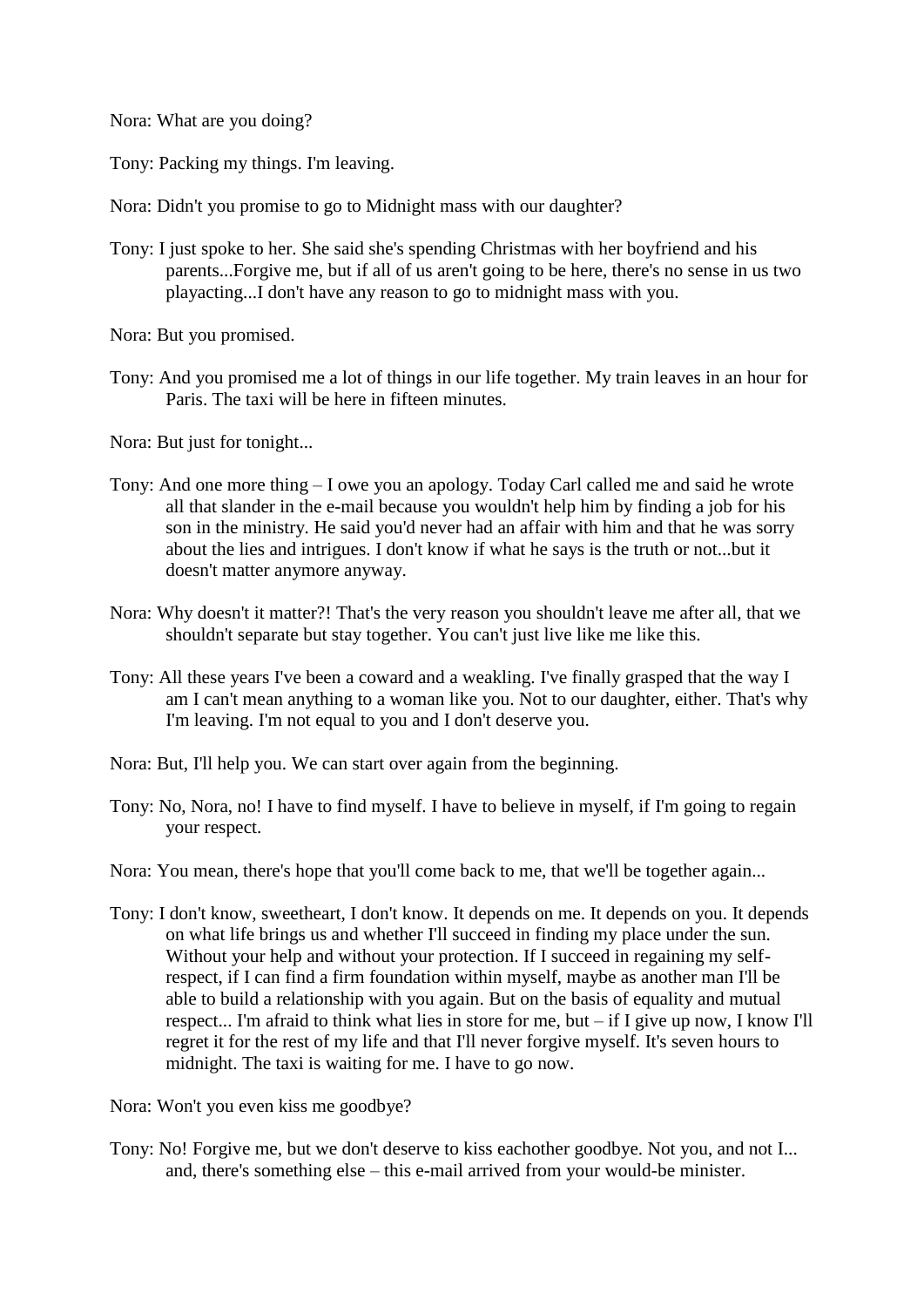Nora: What are you doing?

Tony: Packing my things. I'm leaving.

Nora: Didn't you promise to go to Midnight mass with our daughter?

Tony: I just spoke to her. She said she's spending Christmas with her boyfriend and his parents...Forgive me, but if all of us aren't going to be here, there's no sense in us two playacting...I don't have any reason to go to midnight mass with you.

Nora: But you promised.

Tony: And you promised me a lot of things in our life together. My train leaves in an hour for Paris. The taxi will be here in fifteen minutes.

Nora: But just for tonight...

Tony: And one more thing – I owe you an apology. Today Carl called me and said he wrote all that slander in the e-mail because you wouldn't help him by finding a job for his son in the ministry. He said you'd never had an affair with him and that he was sorry about the lies and intrigues. I don't know if what he says is the truth or not...but it doesn't matter anymore anyway.

Nora: Why doesn't it matter?! That's the very reason you shouldn't leave me after all, that we shouldn't separate but stay together. You can't just live like me like this.

Tony: All these years I've been a coward and a weakling. I've finally grasped that the way I am I can't mean anything to a woman like you. Not to our daughter, either. That's why I'm leaving. I'm not equal to you and I don't deserve you.

Nora: But, I'll help you. We can start over again from the beginning.

Tony: No, Nora, no! I have to find myself. I have to believe in myself, if I'm going to regain your respect.

Nora: You mean, there's hope that you'll come back to me, that we'll be together again...

Tony: I don't know, sweetheart, I don't know. It depends on me. It depends on you. It depends on what life brings us and whether I'll succeed in finding my place under the sun. Without your help and without your protection. If I succeed in regaining my self-respect, if I can find a firm foundation within myself, maybe as another man I'll be able to build a relationship with you again. But on the basis of equality and mutual respect... I'm afraid to think what lies in store for me, but – if I give up now, I know I'll regret it for the rest of my life and that I'll never forgive myself. It's seven hours to midnight. The taxi is waiting for me. I have to go now.

Nora: Won't you even kiss me goodbye?

Tony: No! Forgive me, but we don't deserve to kiss eachother goodbye. Not you, and not I... and, there's something else – this e-mail arrived from your would-be minister.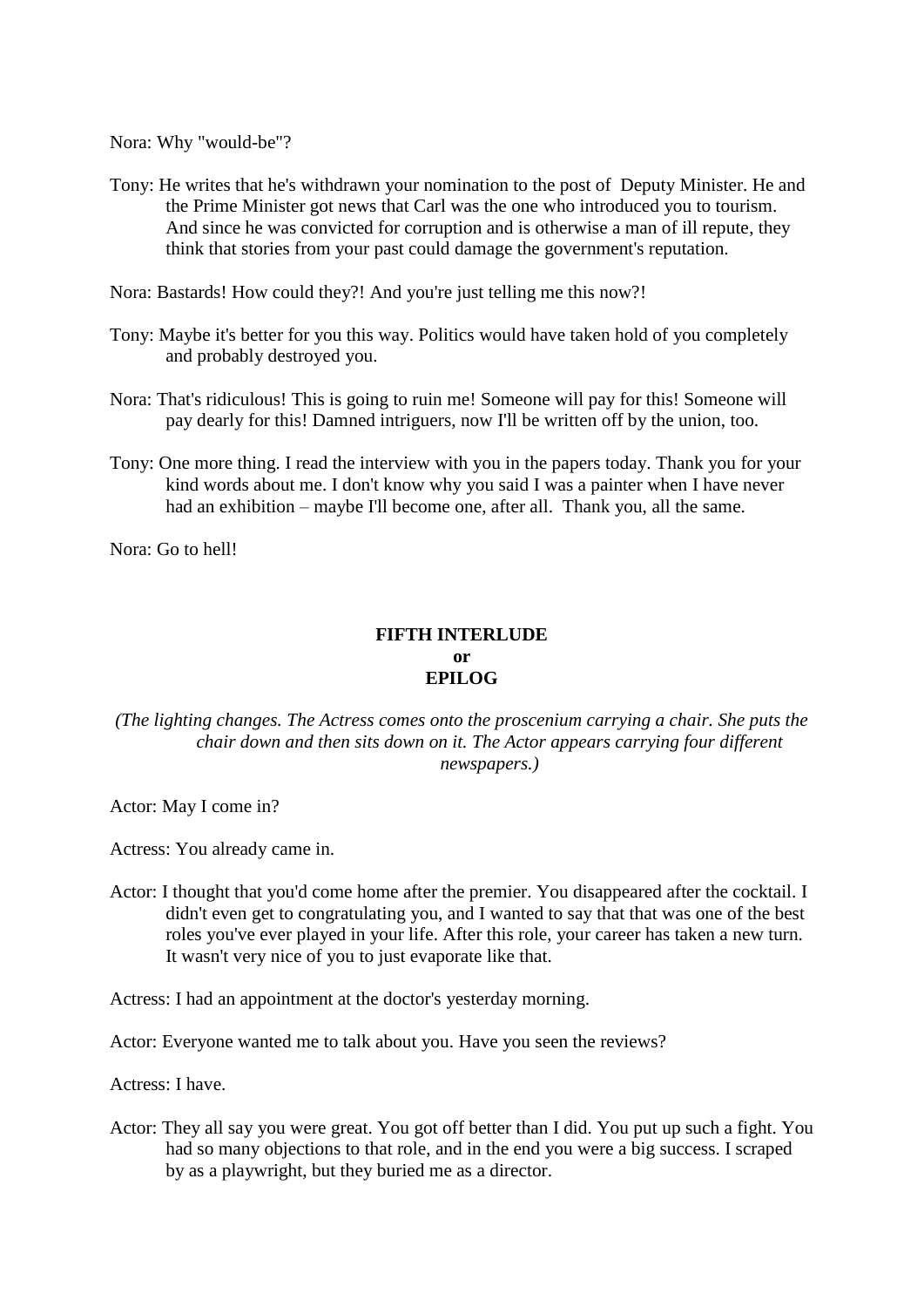Nora: Why "would-be"?

Tony: He writes that he's withdrawn your nomination to the post of Deputy Minister. He and the Prime Minister got news that Carl was the one who introduced you to tourism. And since he was convicted for corruption and is otherwise a man of ill repute, they think that stories from your past could damage the government's reputation.

Nora: Bastards! How could they?! And you're just telling me this now?!

Tony: Maybe it's better for you this way. Politics would have taken hold of you completely and probably destroyed you.

Nora: That's ridiculous! This is going to ruin me! Someone will pay for this! Someone will pay dearly for this! Damned intriguers, now I'll be written off by the union, too.

Tony: One more thing. I read the interview with you in the papers today. Thank you for your kind words about me. I don't know why you said I was a painter when I have never had an exhibition – maybe I'll become one, after all. Thank you, all the same.

Nora: Go to hell!

## FIFTH INTERLUDE
## or
## EPILOG

*(The lighting changes. The Actress comes onto the proscenium carrying a chair. She puts the chair down and then sits down on it. The Actor appears carrying four different newspapers.)*

Actor: May I come in?

Actress: You already came in.

Actor: I thought that you'd come home after the premier. You disappeared after the cocktail. I didn't even get to congratulating you, and I wanted to say that that was one of the best roles you've ever played in your life. After this role, your career has taken a new turn. It wasn't very nice of you to just evaporate like that.

Actress: I had an appointment at the doctor's yesterday morning.

Actor: Everyone wanted me to talk about you. Have you seen the reviews?

Actress: I have.

Actor: They all say you were great. You got off better than I did. You put up such a fight. You had so many objections to that role, and in the end you were a big success. I scraped by as a playwright, but they buried me as a director.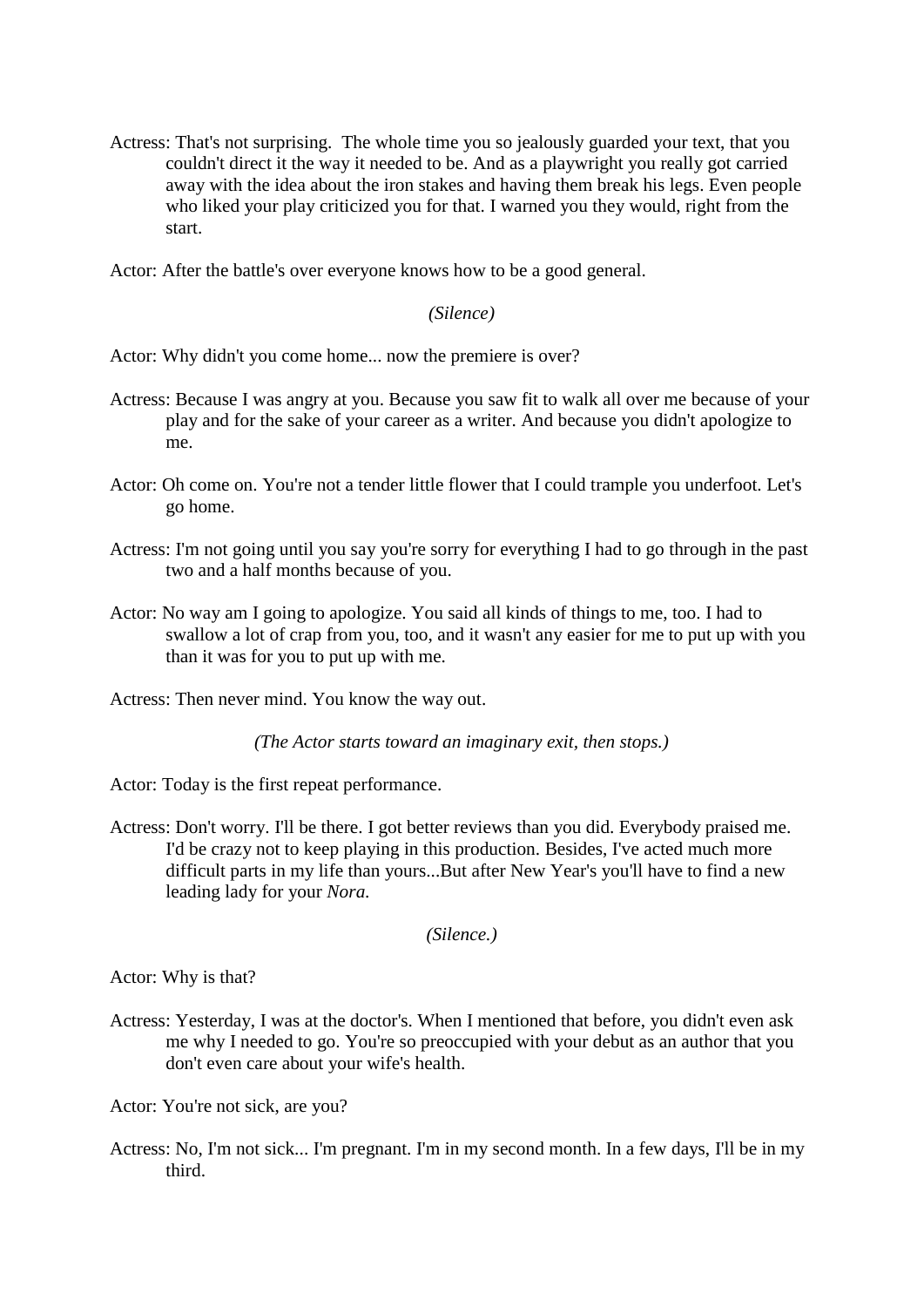Actress: That's not surprising.  The whole time you so jealously guarded your text, that you couldn't direct it the way it needed to be. And as a playwright you really got carried away with the idea about the iron stakes and having them break his legs. Even people who liked your play criticized you for that. I warned you they would, right from the start.

Actor: After the battle's over everyone knows how to be a good general.

*(Silence)*

Actor: Why didn't you come home... now the premiere is over?

Actress: Because I was angry at you. Because you saw fit to walk all over me because of your play and for the sake of your career as a writer. And because you didn't apologize to me.

Actor: Oh come on. You're not a tender little flower that I could trample you underfoot. Let's go home.

Actress: I'm not going until you say you're sorry for everything I had to go through in the past two and a half months because of you.

Actor: No way am I going to apologize. You said all kinds of things to me, too. I had to swallow a lot of crap from you, too, and it wasn't any easier for me to put up with you than it was for you to put up with me.

Actress: Then never mind. You know the way out.

*(The Actor starts toward an imaginary exit, then stops.)*

Actor: Today is the first repeat performance.

Actress: Don't worry. I'll be there. I got better reviews than you did. Everybody praised me. I'd be crazy not to keep playing in this production. Besides, I've acted much more difficult parts in my life than yours...But after New Year's you'll have to find a new leading lady for your *Nora.*

*(Silence.)*

Actor: Why is that?

Actress: Yesterday, I was at the doctor's. When I mentioned that before, you didn't even ask me why I needed to go. You're so preoccupied with your debut as an author that you don't even care about your wife's health.

Actor: You're not sick, are you?

Actress: No, I'm not sick... I'm pregnant. I'm in my second month. In a few days, I'll be in my third.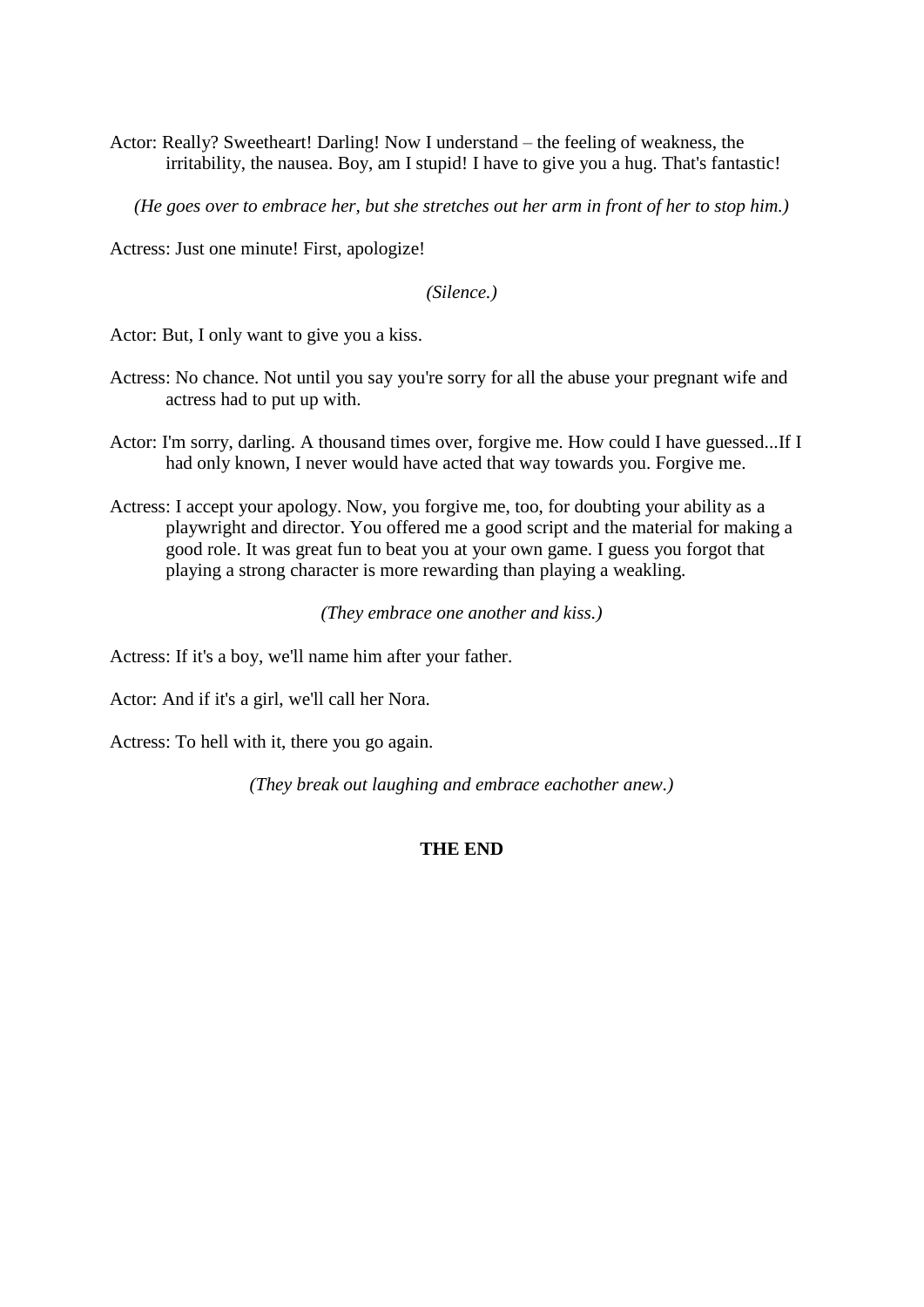Actor: Really? Sweetheart! Darling! Now I understand – the feeling of weakness, the irritability, the nausea. Boy, am I stupid! I have to give you a hug. That's fantastic!

*(He goes over to embrace her, but she stretches out her arm in front of her to stop him.)*

Actress: Just one minute! First, apologize!

*(Silence.)*

Actor: But, I only want to give you a kiss.

Actress: No chance. Not until you say you're sorry for all the abuse your pregnant wife and actress had to put up with.

Actor: I'm sorry, darling. A thousand times over, forgive me. How could I have guessed...If I had only known, I never would have acted that way towards you. Forgive me.

Actress: I accept your apology. Now, you forgive me, too, for doubting your ability as a playwright and director. You offered me a good script and the material for making a good role. It was great fun to beat you at your own game. I guess you forgot that playing a strong character is more rewarding than playing a weakling.

*(They embrace one another and kiss.)*

Actress: If it's a boy, we'll name him after your father.

Actor: And if it's a girl, we'll call her Nora.

Actress: To hell with it, there you go again.

*(They break out laughing and embrace eachother anew.)*

**THE END**